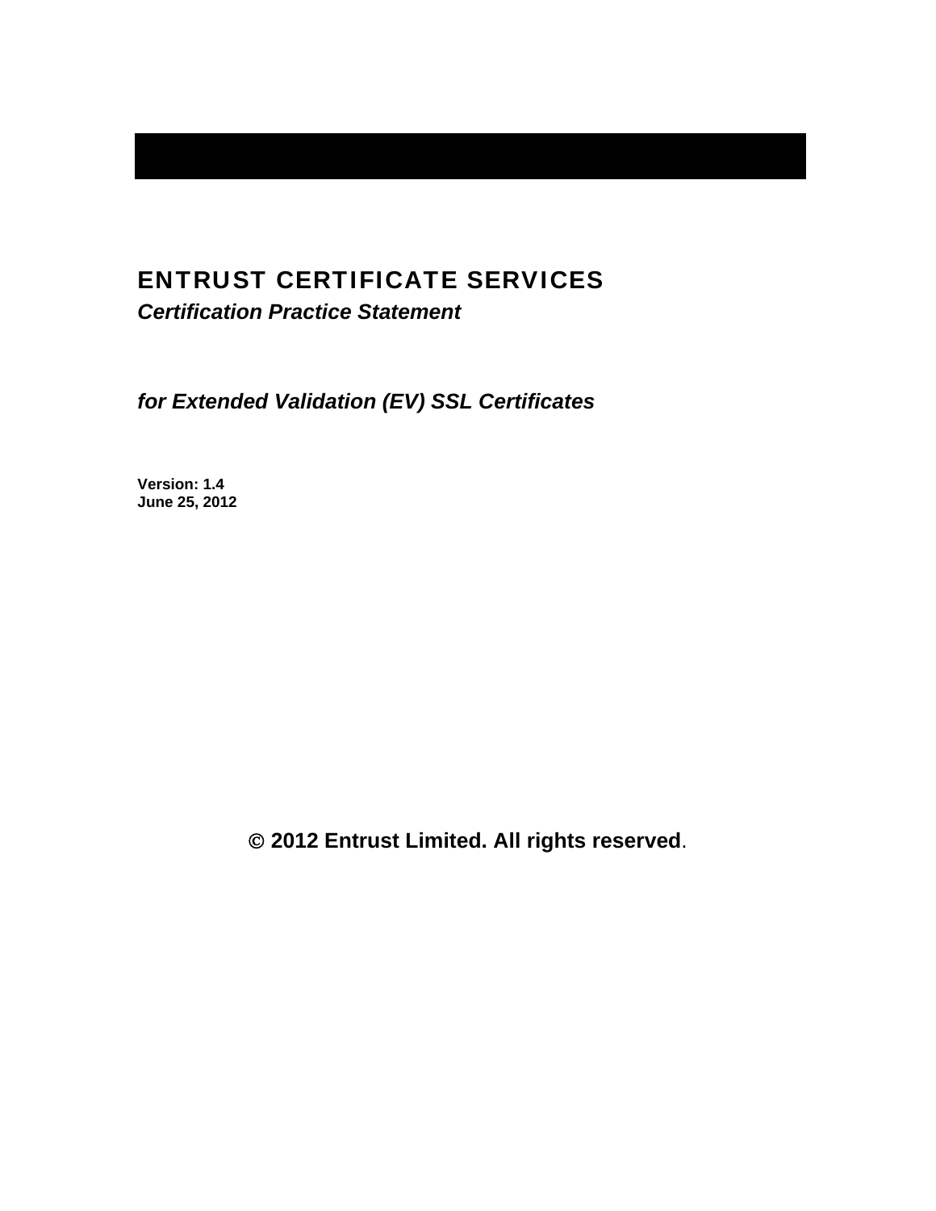# ENTRUST CERTIFICATE SERVICES

***Certification Practice Statement***

***for Extended Validation (EV) SSL Certificates***

**Version: 1.4**
**June 25, 2012**

**© 2012 Entrust Limited. All rights reserved**.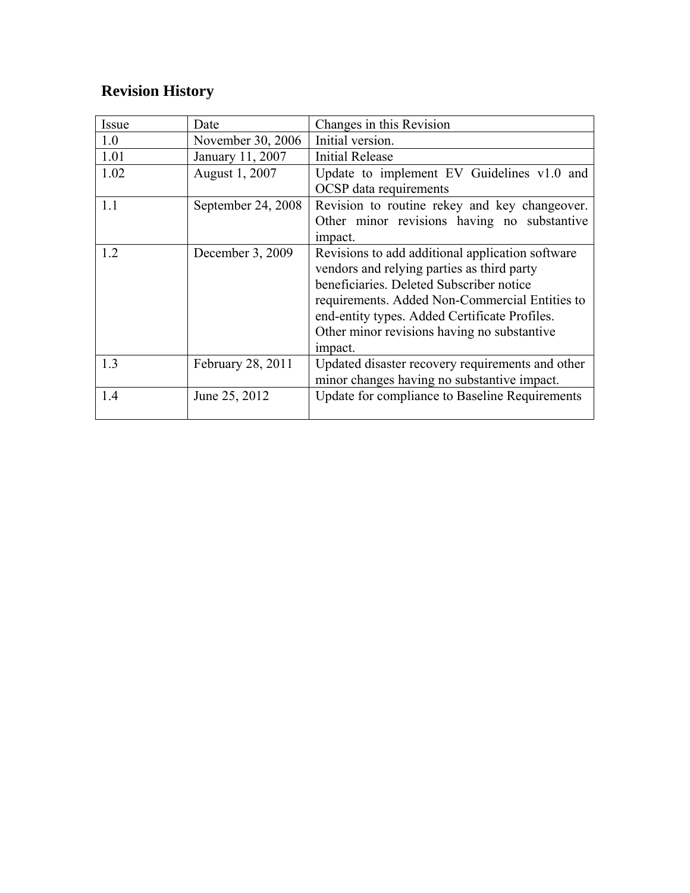## Revision History

| Issue | Date | Changes in this Revision |
|---|---|---|
| 1.0 | November 30, 2006 | Initial version. |
| 1.01 | January 11, 2007 | Initial Release |
| 1.02 | August 1, 2007 | Update to implement EV Guidelines v1.0 and OCSP data requirements |
| 1.1 | September 24, 2008 | Revision to routine rekey and key changeover. Other minor revisions having no substantive impact. |
| 1.2 | December 3, 2009 | Revisions to add additional application software vendors and relying parties as third party beneficiaries. Deleted Subscriber notice requirements. Added Non-Commercial Entities to end-entity types. Added Certificate Profiles. Other minor revisions having no substantive impact. |
| 1.3 | February 28, 2011 | Updated disaster recovery requirements and other minor changes having no substantive impact. |
| 1.4 | June 25, 2012 | Update for compliance to Baseline Requirements |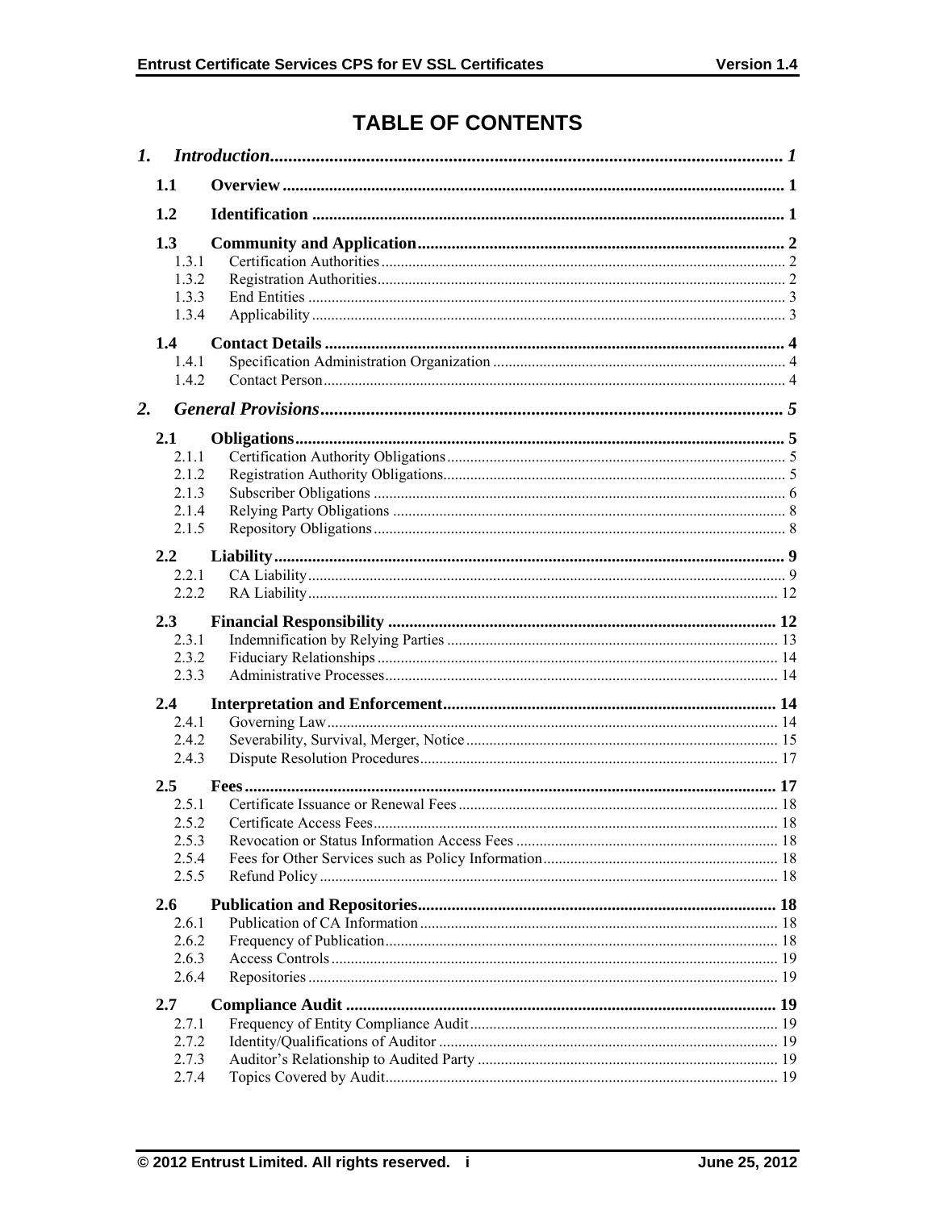# TABLE OF CONTENTS

**1. Introduction** ..... 1

- **1.1 Overview** ..... 1
- **1.2 Identification** ..... 1
- **1.3 Community and Application** ..... 2
  - 1.3.1 Certification Authorities ..... 2
  - 1.3.2 Registration Authorities ..... 2
  - 1.3.3 End Entities ..... 3
  - 1.3.4 Applicability ..... 3
- **1.4 Contact Details** ..... 4
  - 1.4.1 Specification Administration Organization ..... 4
  - 1.4.2 Contact Person ..... 4

**2. General Provisions** ..... 5

- **2.1 Obligations** ..... 5
  - 2.1.1 Certification Authority Obligations ..... 5
  - 2.1.2 Registration Authority Obligations ..... 5
  - 2.1.3 Subscriber Obligations ..... 6
  - 2.1.4 Relying Party Obligations ..... 8
  - 2.1.5 Repository Obligations ..... 8
- **2.2 Liability** ..... 9
  - 2.2.1 CA Liability ..... 9
  - 2.2.2 RA Liability ..... 12
- **2.3 Financial Responsibility** ..... 12
  - 2.3.1 Indemnification by Relying Parties ..... 13
  - 2.3.2 Fiduciary Relationships ..... 14
  - 2.3.3 Administrative Processes ..... 14
- **2.4 Interpretation and Enforcement** ..... 14
  - 2.4.1 Governing Law ..... 14
  - 2.4.2 Severability, Survival, Merger, Notice ..... 15
  - 2.4.3 Dispute Resolution Procedures ..... 17
- **2.5 Fees** ..... 17
  - 2.5.1 Certificate Issuance or Renewal Fees ..... 18
  - 2.5.2 Certificate Access Fees ..... 18
  - 2.5.3 Revocation or Status Information Access Fees ..... 18
  - 2.5.4 Fees for Other Services such as Policy Information ..... 18
  - 2.5.5 Refund Policy ..... 18
- **2.6 Publication and Repositories** ..... 18
  - 2.6.1 Publication of CA Information ..... 18
  - 2.6.2 Frequency of Publication ..... 18
  - 2.6.3 Access Controls ..... 19
  - 2.6.4 Repositories ..... 19
- **2.7 Compliance Audit** ..... 19
  - 2.7.1 Frequency of Entity Compliance Audit ..... 19
  - 2.7.2 Identity/Qualifications of Auditor ..... 19
  - 2.7.3 Auditor's Relationship to Audited Party ..... 19
  - 2.7.4 Topics Covered by Audit ..... 19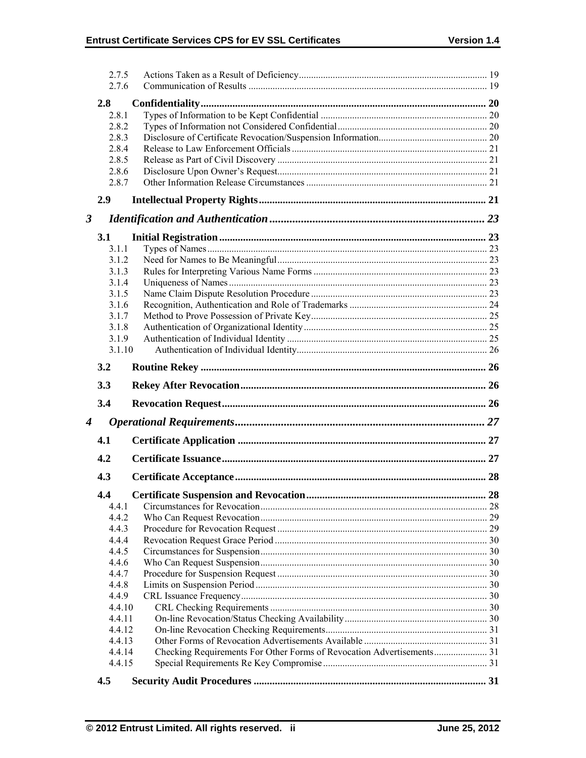2.7.5 Actions Taken as a Result of Deficiency ............................................................................. 19
2.7.6 Communication of Results .................................................................................................. 19

**2.8 Confidentiality ............................................................................................................ 20**

2.8.1 Types of Information to be Kept Confidential .................................................................... 20
2.8.2 Types of Information not Considered Confidential ............................................................. 20
2.8.3 Disclosure of Certificate Revocation/Suspension Information............................................. 20
2.8.4 Release to Law Enforcement Officials ................................................................................ 21
2.8.5 Release as Part of Civil Discovery ...................................................................................... 21
2.8.6 Disclosure Upon Owner's Request...................................................................................... 21
2.8.7 Other Information Release Circumstances .......................................................................... 21

**2.9 Intellectual Property Rights ..................................................................................... 21**

***3 Identification and Authentication ........................................................................... 23***

**3.1 Initial Registration ..................................................................................................... 23**

3.1.1 Types of Names.................................................................................................................. 23
3.1.2 Need for Names to Be Meaningful ...................................................................................... 23
3.1.3 Rules for Interpreting Various Name Forms ....................................................................... 23
3.1.4 Uniqueness of Names ......................................................................................................... 23
3.1.5 Name Claim Dispute Resolution Procedure ........................................................................ 23
3.1.6 Recognition, Authentication and Role of Trademarks ........................................................ 24
3.1.7 Method to Prove Possession of Private Key........................................................................ 25
3.1.8 Authentication of Organizational Identity ........................................................................... 25
3.1.9 Authentication of Individual Identity .................................................................................. 25
3.1.10 Authentication of Individual Identity.............................................................................. 26

**3.2 Routine Rekey ........................................................................................................... 26**

**3.3 Rekey After Revocation ............................................................................................ 26**

**3.4 Revocation Request ................................................................................................... 26**

***4 Operational Requirements ........................................................................................ 27***

**4.1 Certificate Application ............................................................................................. 27**

**4.2 Certificate Issuance ................................................................................................... 27**

**4.3 Certificate Acceptance .............................................................................................. 28**

**4.4 Certificate Suspension and Revocation ................................................................... 28**

4.4.1 Circumstances for Revocation............................................................................................. 28
4.4.2 Who Can Request Revocation ............................................................................................. 29
4.4.3 Procedure for Revocation Request ...................................................................................... 29
4.4.4 Revocation Request Grace Period ....................................................................................... 30
4.4.5 Circumstances for Suspension............................................................................................. 30
4.4.6 Who Can Request Suspension............................................................................................. 30
4.4.7 Procedure for Suspension Request ...................................................................................... 30
4.4.8 Limits on Suspension Period ............................................................................................... 30
4.4.9 CRL Issuance Frequency.................................................................................................... 30
4.4.10 CRL Checking Requirements ......................................................................................... 30
4.4.11 On-line Revocation/Status Checking Availability ........................................................... 30
4.4.12 On-line Revocation Checking Requirements.................................................................. 31
4.4.13 Other Forms of Revocation Advertisements Available ................................................... 31
4.4.14 Checking Requirements For Other Forms of Revocation Advertisements...................... 31
4.4.15 Special Requirements Re Key Compromise ................................................................... 31

**4.5 Security Audit Procedures ....................................................................................... 31**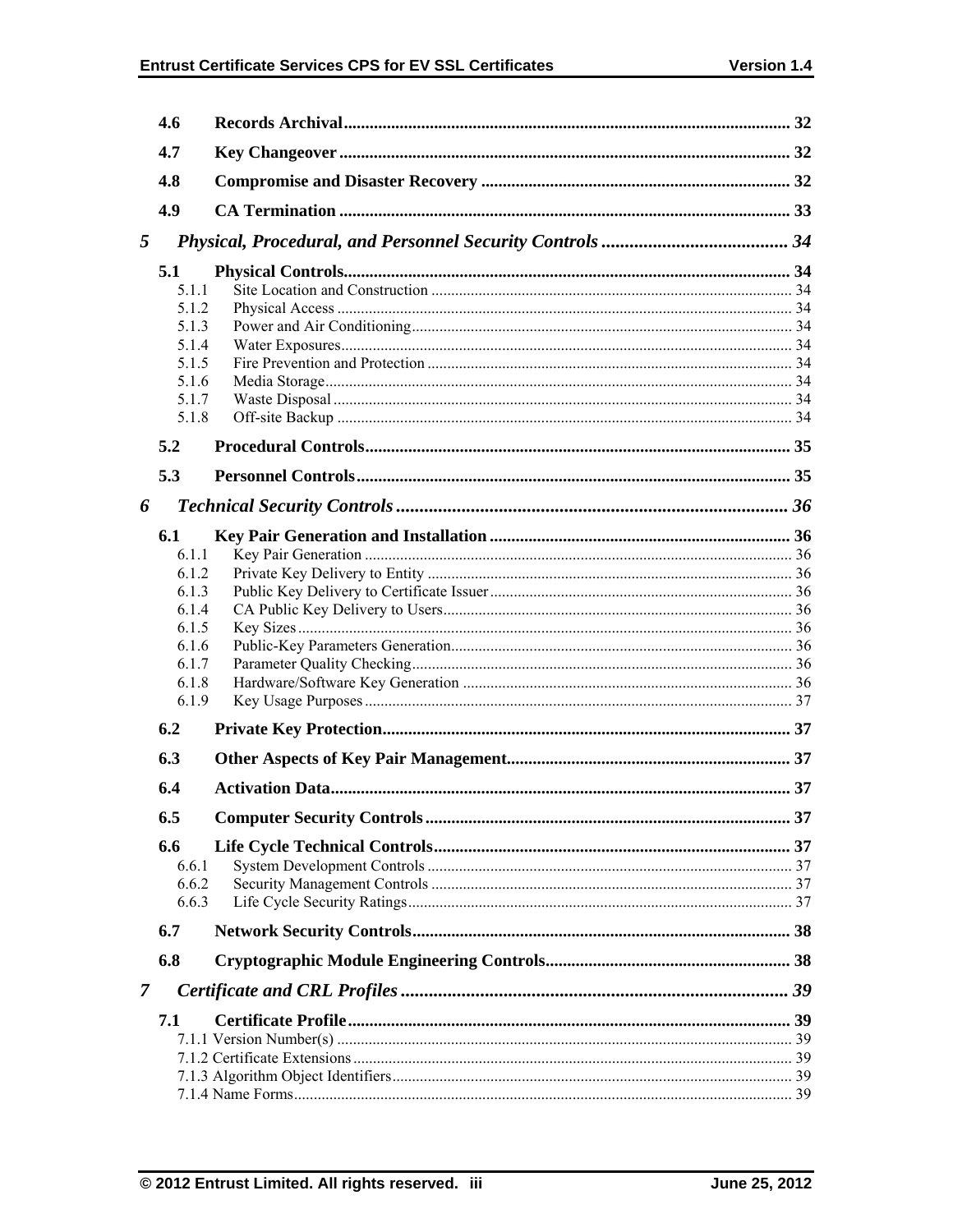- **4.6 Records Archival** ........ 32
- **4.7 Key Changeover** ........ 32
- **4.8 Compromise and Disaster Recovery** ........ 32
- **4.9 CA Termination** ........ 33

**5 *Physical, Procedural, and Personnel Security Controls*** ........ 34

- **5.1 Physical Controls** ........ 34
  - 5.1.1 Site Location and Construction ........ 34
  - 5.1.2 Physical Access ........ 34
  - 5.1.3 Power and Air Conditioning ........ 34
  - 5.1.4 Water Exposures ........ 34
  - 5.1.5 Fire Prevention and Protection ........ 34
  - 5.1.6 Media Storage ........ 34
  - 5.1.7 Waste Disposal ........ 34
  - 5.1.8 Off-site Backup ........ 34
- **5.2 Procedural Controls** ........ 35
- **5.3 Personnel Controls** ........ 35

**6 *Technical Security Controls*** ........ 36

- **6.1 Key Pair Generation and Installation** ........ 36
  - 6.1.1 Key Pair Generation ........ 36
  - 6.1.2 Private Key Delivery to Entity ........ 36
  - 6.1.3 Public Key Delivery to Certificate Issuer ........ 36
  - 6.1.4 CA Public Key Delivery to Users ........ 36
  - 6.1.5 Key Sizes ........ 36
  - 6.1.6 Public-Key Parameters Generation ........ 36
  - 6.1.7 Parameter Quality Checking ........ 36
  - 6.1.8 Hardware/Software Key Generation ........ 36
  - 6.1.9 Key Usage Purposes ........ 37
- **6.2 Private Key Protection** ........ 37
- **6.3 Other Aspects of Key Pair Management** ........ 37
- **6.4 Activation Data** ........ 37
- **6.5 Computer Security Controls** ........ 37
- **6.6 Life Cycle Technical Controls** ........ 37
  - 6.6.1 System Development Controls ........ 37
  - 6.6.2 Security Management Controls ........ 37
  - 6.6.3 Life Cycle Security Ratings ........ 37
- **6.7 Network Security Controls** ........ 38
- **6.8 Cryptographic Module Engineering Controls** ........ 38

**7 *Certificate and CRL Profiles*** ........ 39

- **7.1 Certificate Profile** ........ 39
  - 7.1.1 Version Number(s) ........ 39
  - 7.1.2 Certificate Extensions ........ 39
  - 7.1.3 Algorithm Object Identifiers ........ 39
  - 7.1.4 Name Forms ........ 39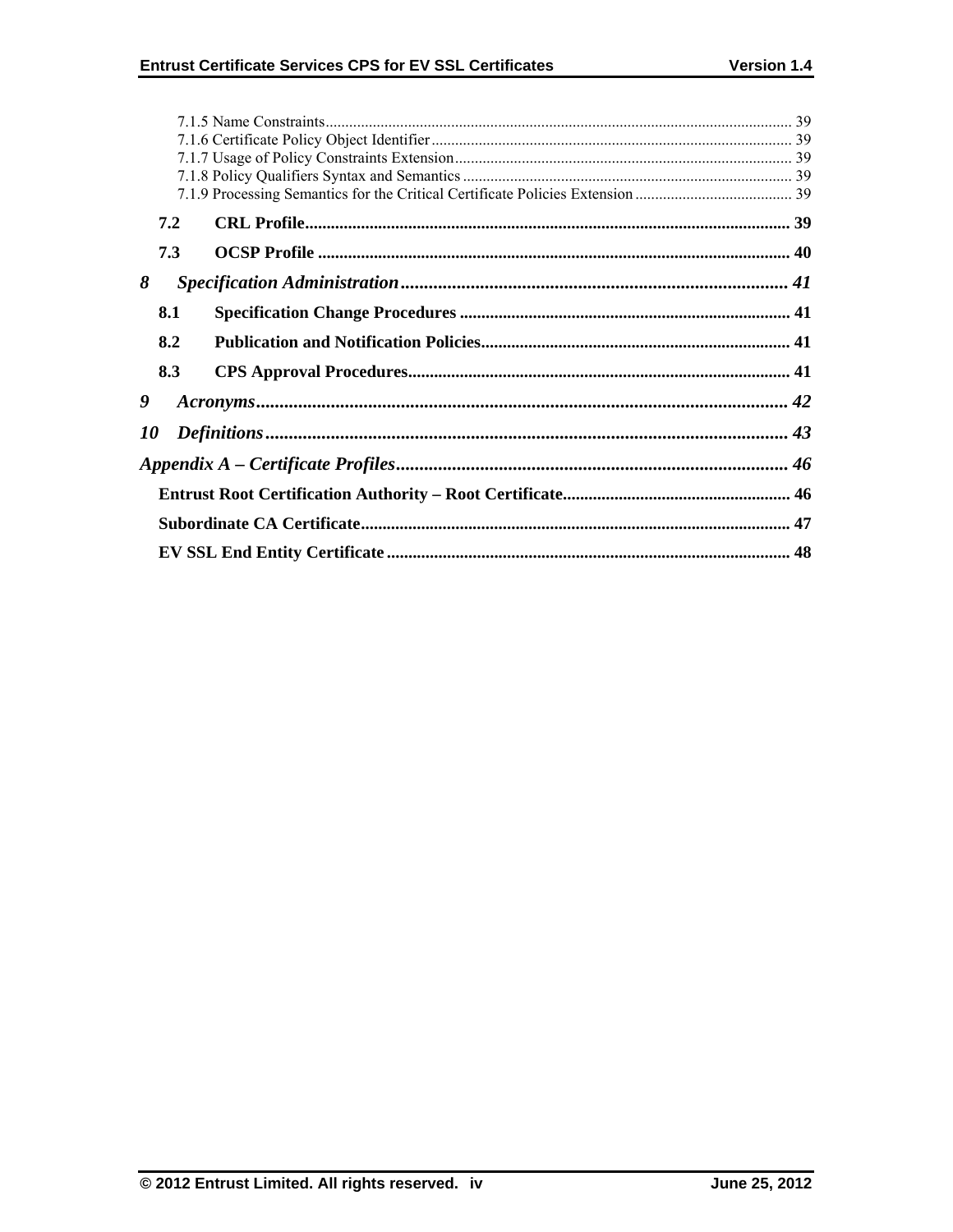7.1.5 Name Constraints ........................................................................................................ 39
7.1.6 Certificate Policy Object Identifier ................................................................................ 39
7.1.7 Usage of Policy Constraints Extension ........................................................................... 39
7.1.8 Policy Qualifiers Syntax and Semantics ......................................................................... 39
7.1.9 Processing Semantics for the Critical Certificate Policies Extension ................................ 39

**7.2 CRL Profile** ............................................................................................................ **39**

**7.3 OCSP Profile** .......................................................................................................... **40**

***8 Specification Administration*** ..................................................................................... ***41***

**8.1 Specification Change Procedures** ............................................................................. **41**

**8.2 Publication and Notification Policies** ........................................................................ **41**

**8.3 CPS Approval Procedures** ........................................................................................ **41**

***9 Acronyms*** .................................................................................................................. ***42***

***10 Definitions*** ............................................................................................................... ***43***

***Appendix A – Certificate Profiles*** .................................................................................. ***46***

**Entrust Root Certification Authority – Root Certificate** ................................................... **46**

**Subordinate CA Certificate** ............................................................................................ **47**

**EV SSL End Entity Certificate** ......................................................................................... **48**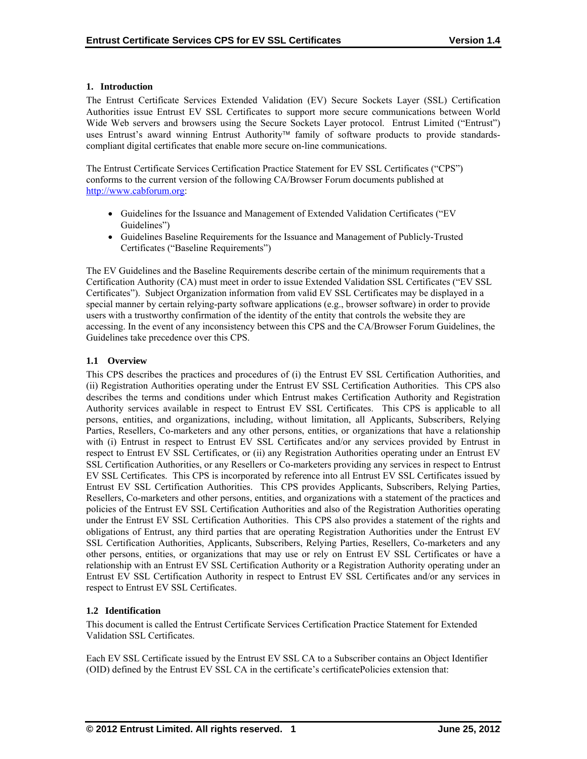## 1. Introduction

The Entrust Certificate Services Extended Validation (EV) Secure Sockets Layer (SSL) Certification Authorities issue Entrust EV SSL Certificates to support more secure communications between World Wide Web servers and browsers using the Secure Sockets Layer protocol. Entrust Limited ("Entrust") uses Entrust's award winning Entrust Authority™ family of software products to provide standards-compliant digital certificates that enable more secure on-line communications.

The Entrust Certificate Services Certification Practice Statement for EV SSL Certificates ("CPS") conforms to the current version of the following CA/Browser Forum documents published at http://www.cabforum.org:

- Guidelines for the Issuance and Management of Extended Validation Certificates ("EV Guidelines")
- Guidelines Baseline Requirements for the Issuance and Management of Publicly-Trusted Certificates ("Baseline Requirements")

The EV Guidelines and the Baseline Requirements describe certain of the minimum requirements that a Certification Authority (CA) must meet in order to issue Extended Validation SSL Certificates ("EV SSL Certificates"). Subject Organization information from valid EV SSL Certificates may be displayed in a special manner by certain relying-party software applications (e.g., browser software) in order to provide users with a trustworthy confirmation of the identity of the entity that controls the website they are accessing. In the event of any inconsistency between this CPS and the CA/Browser Forum Guidelines, the Guidelines take precedence over this CPS.

### 1.1 Overview

This CPS describes the practices and procedures of (i) the Entrust EV SSL Certification Authorities, and (ii) Registration Authorities operating under the Entrust EV SSL Certification Authorities. This CPS also describes the terms and conditions under which Entrust makes Certification Authority and Registration Authority services available in respect to Entrust EV SSL Certificates. This CPS is applicable to all persons, entities, and organizations, including, without limitation, all Applicants, Subscribers, Relying Parties, Resellers, Co-marketers and any other persons, entities, or organizations that have a relationship with (i) Entrust in respect to Entrust EV SSL Certificates and/or any services provided by Entrust in respect to Entrust EV SSL Certificates, or (ii) any Registration Authorities operating under an Entrust EV SSL Certification Authorities, or any Resellers or Co-marketers providing any services in respect to Entrust EV SSL Certificates. This CPS is incorporated by reference into all Entrust EV SSL Certificates issued by Entrust EV SSL Certification Authorities. This CPS provides Applicants, Subscribers, Relying Parties, Resellers, Co-marketers and other persons, entities, and organizations with a statement of the practices and policies of the Entrust EV SSL Certification Authorities and also of the Registration Authorities operating under the Entrust EV SSL Certification Authorities. This CPS also provides a statement of the rights and obligations of Entrust, any third parties that are operating Registration Authorities under the Entrust EV SSL Certification Authorities, Applicants, Subscribers, Relying Parties, Resellers, Co-marketers and any other persons, entities, or organizations that may use or rely on Entrust EV SSL Certificates or have a relationship with an Entrust EV SSL Certification Authority or a Registration Authority operating under an Entrust EV SSL Certification Authority in respect to Entrust EV SSL Certificates and/or any services in respect to Entrust EV SSL Certificates.

### 1.2 Identification

This document is called the Entrust Certificate Services Certification Practice Statement for Extended Validation SSL Certificates.

Each EV SSL Certificate issued by the Entrust EV SSL CA to a Subscriber contains an Object Identifier (OID) defined by the Entrust EV SSL CA in the certificate's certificatePolicies extension that: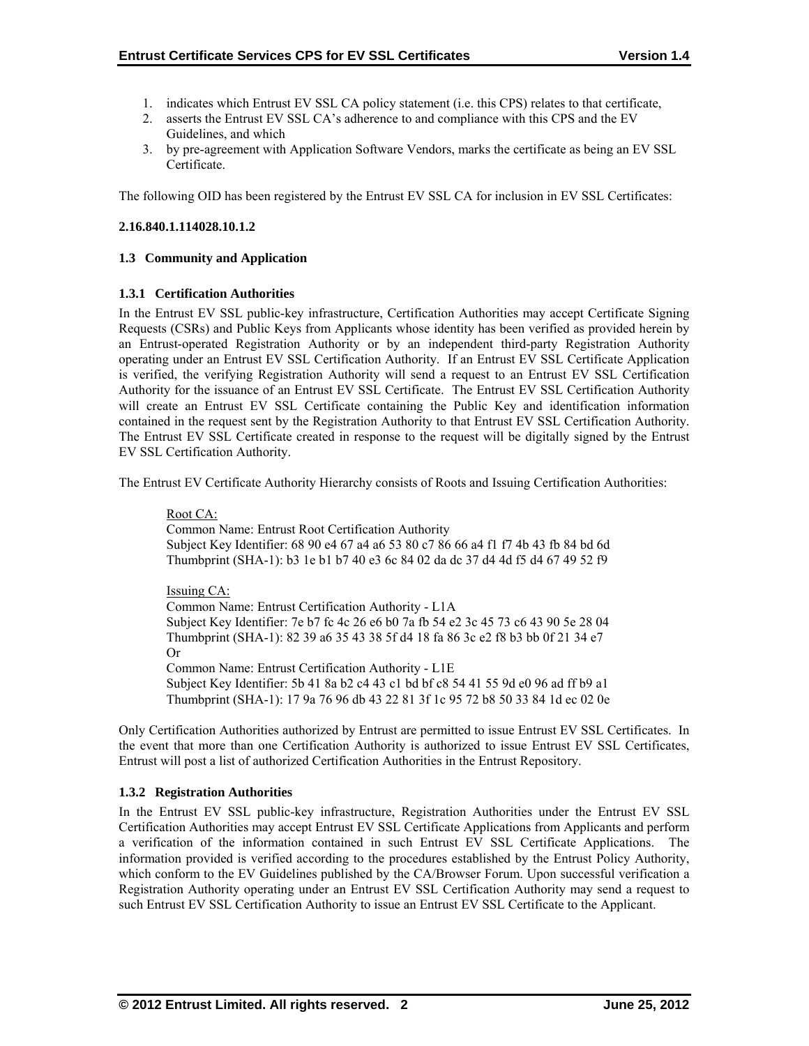1. indicates which Entrust EV SSL CA policy statement (i.e. this CPS) relates to that certificate,
2. asserts the Entrust EV SSL CA's adherence to and compliance with this CPS and the EV Guidelines, and which
3. by pre-agreement with Application Software Vendors, marks the certificate as being an EV SSL Certificate.

The following OID has been registered by the Entrust EV SSL CA for inclusion in EV SSL Certificates:

**2.16.840.1.114028.10.1.2**

### 1.3 Community and Application

#### 1.3.1 Certification Authorities

In the Entrust EV SSL public-key infrastructure, Certification Authorities may accept Certificate Signing Requests (CSRs) and Public Keys from Applicants whose identity has been verified as provided herein by an Entrust-operated Registration Authority or by an independent third-party Registration Authority operating under an Entrust EV SSL Certification Authority. If an Entrust EV SSL Certificate Application is verified, the verifying Registration Authority will send a request to an Entrust EV SSL Certification Authority for the issuance of an Entrust EV SSL Certificate. The Entrust EV SSL Certification Authority will create an Entrust EV SSL Certificate containing the Public Key and identification information contained in the request sent by the Registration Authority to that Entrust EV SSL Certification Authority. The Entrust EV SSL Certificate created in response to the request will be digitally signed by the Entrust EV SSL Certification Authority.

The Entrust EV Certificate Authority Hierarchy consists of Roots and Issuing Certification Authorities:

Root CA:
Common Name: Entrust Root Certification Authority
Subject Key Identifier: 68 90 e4 67 a4 a6 53 80 c7 86 66 a4 f1 f7 4b 43 fb 84 bd 6d
Thumbprint (SHA-1): b3 1e b1 b7 40 e3 6c 84 02 da dc 37 d4 4d f5 d4 67 49 52 f9

Issuing CA:
Common Name: Entrust Certification Authority - L1A
Subject Key Identifier: 7e b7 fc 4c 26 e6 b0 7a fb 54 e2 3c 45 73 c6 43 90 5e 28 04
Thumbprint (SHA-1): 82 39 a6 35 43 38 5f d4 18 fa 86 3c e2 f8 b3 bb 0f 21 34 e7
Or
Common Name: Entrust Certification Authority - L1E
Subject Key Identifier: 5b 41 8a b2 c4 43 c1 bd bf c8 54 41 55 9d e0 96 ad ff b9 a1
Thumbprint (SHA-1): 17 9a 76 96 db 43 22 81 3f 1c 95 72 b8 50 33 84 1d ec 02 0e

Only Certification Authorities authorized by Entrust are permitted to issue Entrust EV SSL Certificates. In the event that more than one Certification Authority is authorized to issue Entrust EV SSL Certificates, Entrust will post a list of authorized Certification Authorities in the Entrust Repository.

#### 1.3.2 Registration Authorities

In the Entrust EV SSL public-key infrastructure, Registration Authorities under the Entrust EV SSL Certification Authorities may accept Entrust EV SSL Certificate Applications from Applicants and perform a verification of the information contained in such Entrust EV SSL Certificate Applications. The information provided is verified according to the procedures established by the Entrust Policy Authority, which conform to the EV Guidelines published by the CA/Browser Forum. Upon successful verification a Registration Authority operating under an Entrust EV SSL Certification Authority may send a request to such Entrust EV SSL Certification Authority to issue an Entrust EV SSL Certificate to the Applicant.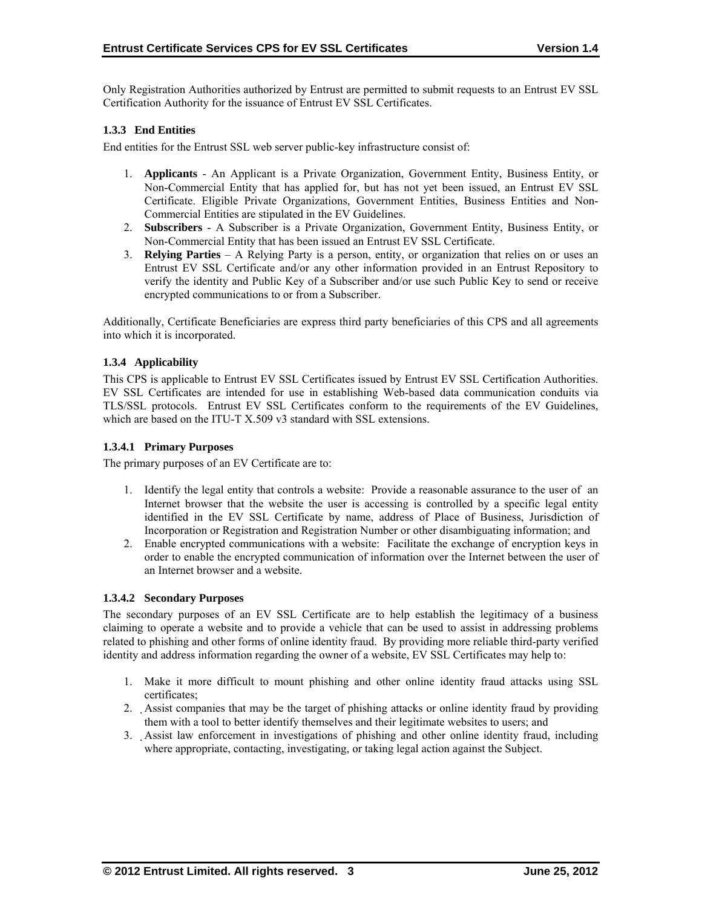Only Registration Authorities authorized by Entrust are permitted to submit requests to an Entrust EV SSL Certification Authority for the issuance of Entrust EV SSL Certificates.

### 1.3.3 End Entities

End entities for the Entrust SSL web server public-key infrastructure consist of:

1. **Applicants** - An Applicant is a Private Organization, Government Entity, Business Entity, or Non-Commercial Entity that has applied for, but has not yet been issued, an Entrust EV SSL Certificate. Eligible Private Organizations, Government Entities, Business Entities and Non-Commercial Entities are stipulated in the EV Guidelines.
2. **Subscribers** - A Subscriber is a Private Organization, Government Entity, Business Entity, or Non-Commercial Entity that has been issued an Entrust EV SSL Certificate.
3. **Relying Parties** – A Relying Party is a person, entity, or organization that relies on or uses an Entrust EV SSL Certificate and/or any other information provided in an Entrust Repository to verify the identity and Public Key of a Subscriber and/or use such Public Key to send or receive encrypted communications to or from a Subscriber.

Additionally, Certificate Beneficiaries are express third party beneficiaries of this CPS and all agreements into which it is incorporated.

### 1.3.4 Applicability

This CPS is applicable to Entrust EV SSL Certificates issued by Entrust EV SSL Certification Authorities. EV SSL Certificates are intended for use in establishing Web-based data communication conduits via TLS/SSL protocols. Entrust EV SSL Certificates conform to the requirements of the EV Guidelines, which are based on the ITU-T X.509 v3 standard with SSL extensions.

#### 1.3.4.1 Primary Purposes

The primary purposes of an EV Certificate are to:

1. Identify the legal entity that controls a website: Provide a reasonable assurance to the user of an Internet browser that the website the user is accessing is controlled by a specific legal entity identified in the EV SSL Certificate by name, address of Place of Business, Jurisdiction of Incorporation or Registration and Registration Number or other disambiguating information; and
2. Enable encrypted communications with a website: Facilitate the exchange of encryption keys in order to enable the encrypted communication of information over the Internet between the user of an Internet browser and a website.

#### 1.3.4.2 Secondary Purposes

The secondary purposes of an EV SSL Certificate are to help establish the legitimacy of a business claiming to operate a website and to provide a vehicle that can be used to assist in addressing problems related to phishing and other forms of online identity fraud. By providing more reliable third-party verified identity and address information regarding the owner of a website, EV SSL Certificates may help to:

1. Make it more difficult to mount phishing and other online identity fraud attacks using SSL certificates;
2. Assist companies that may be the target of phishing attacks or online identity fraud by providing them with a tool to better identify themselves and their legitimate websites to users; and
3. Assist law enforcement in investigations of phishing and other online identity fraud, including where appropriate, contacting, investigating, or taking legal action against the Subject.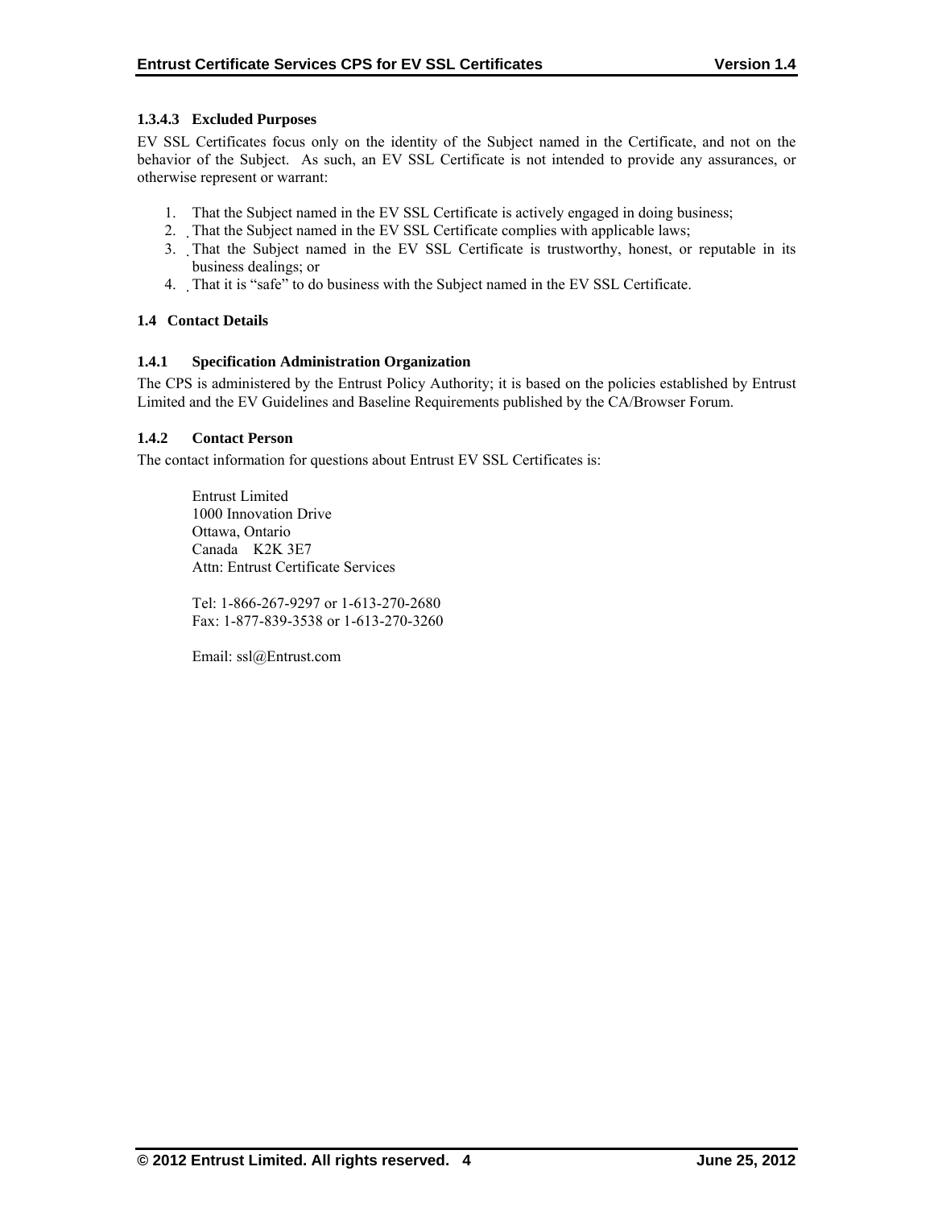#### 1.3.4.3 Excluded Purposes

EV SSL Certificates focus only on the identity of the Subject named in the Certificate, and not on the behavior of the Subject. As such, an EV SSL Certificate is not intended to provide any assurances, or otherwise represent or warrant:

1. That the Subject named in the EV SSL Certificate is actively engaged in doing business;
2. That the Subject named in the EV SSL Certificate complies with applicable laws;
3. That the Subject named in the EV SSL Certificate is trustworthy, honest, or reputable in its business dealings; or
4. That it is "safe" to do business with the Subject named in the EV SSL Certificate.

## 1.4 Contact Details

### 1.4.1 Specification Administration Organization

The CPS is administered by the Entrust Policy Authority; it is based on the policies established by Entrust Limited and the EV Guidelines and Baseline Requirements published by the CA/Browser Forum.

### 1.4.2 Contact Person

The contact information for questions about Entrust EV SSL Certificates is:

Entrust Limited
1000 Innovation Drive
Ottawa, Ontario
Canada K2K 3E7
Attn: Entrust Certificate Services

Tel: 1-866-267-9297 or 1-613-270-2680
Fax: 1-877-839-3538 or 1-613-270-3260

Email: ssl@Entrust.com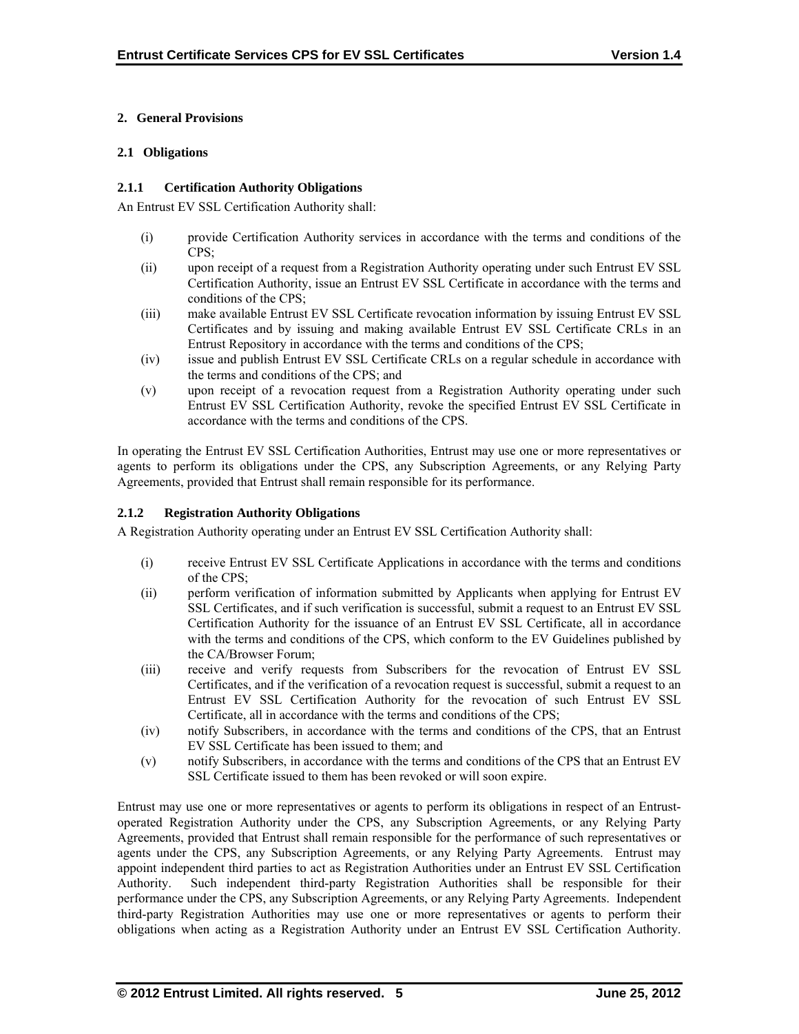# 2. General Provisions

## 2.1 Obligations

### 2.1.1 Certification Authority Obligations

An Entrust EV SSL Certification Authority shall:

(i) provide Certification Authority services in accordance with the terms and conditions of the CPS;

(ii) upon receipt of a request from a Registration Authority operating under such Entrust EV SSL Certification Authority, issue an Entrust EV SSL Certificate in accordance with the terms and conditions of the CPS;

(iii) make available Entrust EV SSL Certificate revocation information by issuing Entrust EV SSL Certificates and by issuing and making available Entrust EV SSL Certificate CRLs in an Entrust Repository in accordance with the terms and conditions of the CPS;

(iv) issue and publish Entrust EV SSL Certificate CRLs on a regular schedule in accordance with the terms and conditions of the CPS; and

(v) upon receipt of a revocation request from a Registration Authority operating under such Entrust EV SSL Certification Authority, revoke the specified Entrust EV SSL Certificate in accordance with the terms and conditions of the CPS.

In operating the Entrust EV SSL Certification Authorities, Entrust may use one or more representatives or agents to perform its obligations under the CPS, any Subscription Agreements, or any Relying Party Agreements, provided that Entrust shall remain responsible for its performance.

### 2.1.2 Registration Authority Obligations

A Registration Authority operating under an Entrust EV SSL Certification Authority shall:

(i) receive Entrust EV SSL Certificate Applications in accordance with the terms and conditions of the CPS;

(ii) perform verification of information submitted by Applicants when applying for Entrust EV SSL Certificates, and if such verification is successful, submit a request to an Entrust EV SSL Certification Authority for the issuance of an Entrust EV SSL Certificate, all in accordance with the terms and conditions of the CPS, which conform to the EV Guidelines published by the CA/Browser Forum;

(iii) receive and verify requests from Subscribers for the revocation of Entrust EV SSL Certificates, and if the verification of a revocation request is successful, submit a request to an Entrust EV SSL Certification Authority for the revocation of such Entrust EV SSL Certificate, all in accordance with the terms and conditions of the CPS;

(iv) notify Subscribers, in accordance with the terms and conditions of the CPS, that an Entrust EV SSL Certificate has been issued to them; and

(v) notify Subscribers, in accordance with the terms and conditions of the CPS that an Entrust EV SSL Certificate issued to them has been revoked or will soon expire.

Entrust may use one or more representatives or agents to perform its obligations in respect of an Entrust-operated Registration Authority under the CPS, any Subscription Agreements, or any Relying Party Agreements, provided that Entrust shall remain responsible for the performance of such representatives or agents under the CPS, any Subscription Agreements, or any Relying Party Agreements. Entrust may appoint independent third parties to act as Registration Authorities under an Entrust EV SSL Certification Authority. Such independent third-party Registration Authorities shall be responsible for their performance under the CPS, any Subscription Agreements, or any Relying Party Agreements. Independent third-party Registration Authorities may use one or more representatives or agents to perform their obligations when acting as a Registration Authority under an Entrust EV SSL Certification Authority.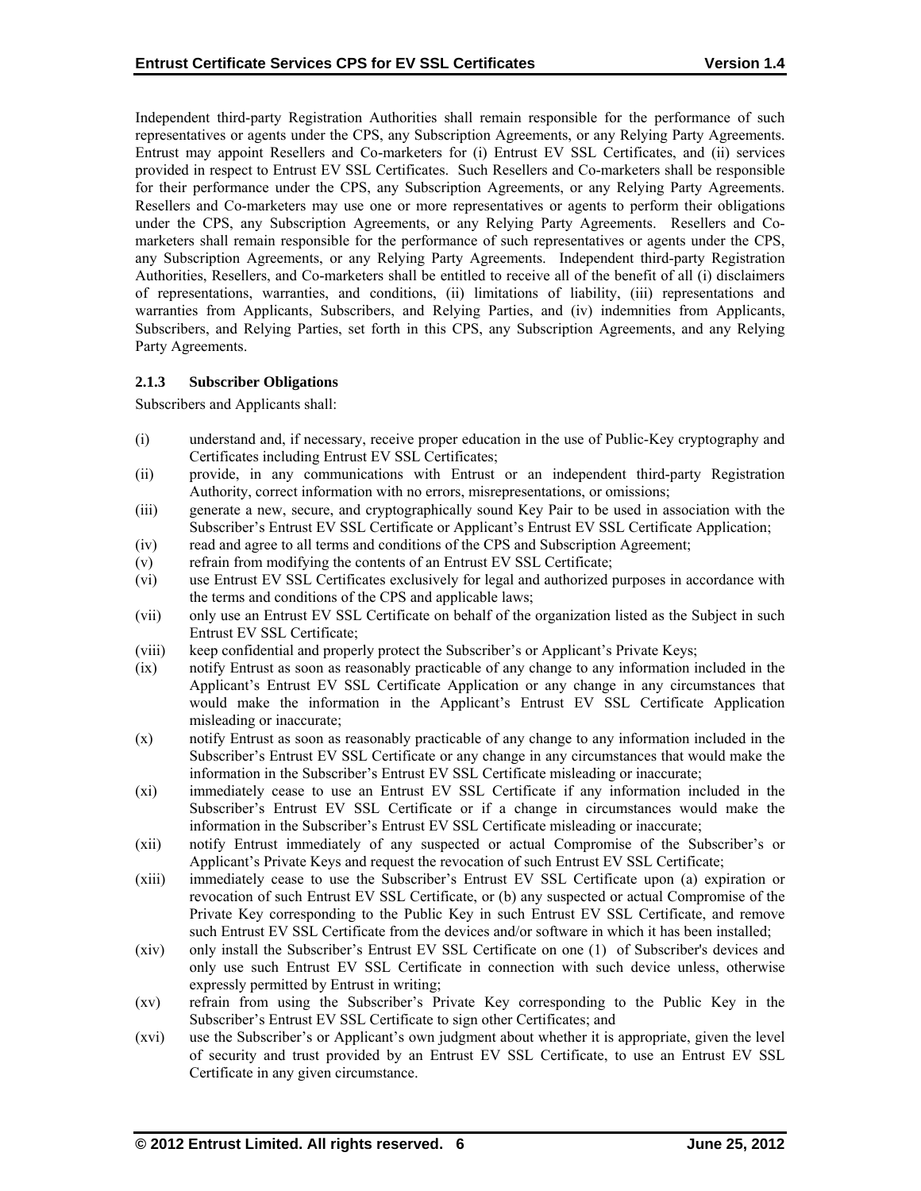Independent third-party Registration Authorities shall remain responsible for the performance of such representatives or agents under the CPS, any Subscription Agreements, or any Relying Party Agreements. Entrust may appoint Resellers and Co-marketers for (i) Entrust EV SSL Certificates, and (ii) services provided in respect to Entrust EV SSL Certificates. Such Resellers and Co-marketers shall be responsible for their performance under the CPS, any Subscription Agreements, or any Relying Party Agreements. Resellers and Co-marketers may use one or more representatives or agents to perform their obligations under the CPS, any Subscription Agreements, or any Relying Party Agreements. Resellers and Co-marketers shall remain responsible for the performance of such representatives or agents under the CPS, any Subscription Agreements, or any Relying Party Agreements. Independent third-party Registration Authorities, Resellers, and Co-marketers shall be entitled to receive all of the benefit of all (i) disclaimers of representations, warranties, and conditions, (ii) limitations of liability, (iii) representations and warranties from Applicants, Subscribers, and Relying Parties, and (iv) indemnities from Applicants, Subscribers, and Relying Parties, set forth in this CPS, any Subscription Agreements, and any Relying Party Agreements.

### 2.1.3 Subscriber Obligations

Subscribers and Applicants shall:

(i) understand and, if necessary, receive proper education in the use of Public-Key cryptography and Certificates including Entrust EV SSL Certificates;

(ii) provide, in any communications with Entrust or an independent third-party Registration Authority, correct information with no errors, misrepresentations, or omissions;

(iii) generate a new, secure, and cryptographically sound Key Pair to be used in association with the Subscriber's Entrust EV SSL Certificate or Applicant's Entrust EV SSL Certificate Application;

(iv) read and agree to all terms and conditions of the CPS and Subscription Agreement;

(v) refrain from modifying the contents of an Entrust EV SSL Certificate;

(vi) use Entrust EV SSL Certificates exclusively for legal and authorized purposes in accordance with the terms and conditions of the CPS and applicable laws;

(vii) only use an Entrust EV SSL Certificate on behalf of the organization listed as the Subject in such Entrust EV SSL Certificate;

(viii) keep confidential and properly protect the Subscriber's or Applicant's Private Keys;

(ix) notify Entrust as soon as reasonably practicable of any change to any information included in the Applicant's Entrust EV SSL Certificate Application or any change in any circumstances that would make the information in the Applicant's Entrust EV SSL Certificate Application misleading or inaccurate;

(x) notify Entrust as soon as reasonably practicable of any change to any information included in the Subscriber's Entrust EV SSL Certificate or any change in any circumstances that would make the information in the Subscriber's Entrust EV SSL Certificate misleading or inaccurate;

(xi) immediately cease to use an Entrust EV SSL Certificate if any information included in the Subscriber's Entrust EV SSL Certificate or if a change in circumstances would make the information in the Subscriber's Entrust EV SSL Certificate misleading or inaccurate;

(xii) notify Entrust immediately of any suspected or actual Compromise of the Subscriber's or Applicant's Private Keys and request the revocation of such Entrust EV SSL Certificate;

(xiii) immediately cease to use the Subscriber's Entrust EV SSL Certificate upon (a) expiration or revocation of such Entrust EV SSL Certificate, or (b) any suspected or actual Compromise of the Private Key corresponding to the Public Key in such Entrust EV SSL Certificate, and remove such Entrust EV SSL Certificate from the devices and/or software in which it has been installed;

(xiv) only install the Subscriber's Entrust EV SSL Certificate on one (1) of Subscriber's devices and only use such Entrust EV SSL Certificate in connection with such device unless, otherwise expressly permitted by Entrust in writing;

(xv) refrain from using the Subscriber's Private Key corresponding to the Public Key in the Subscriber's Entrust EV SSL Certificate to sign other Certificates; and

(xvi) use the Subscriber's or Applicant's own judgment about whether it is appropriate, given the level of security and trust provided by an Entrust EV SSL Certificate, to use an Entrust EV SSL Certificate in any given circumstance.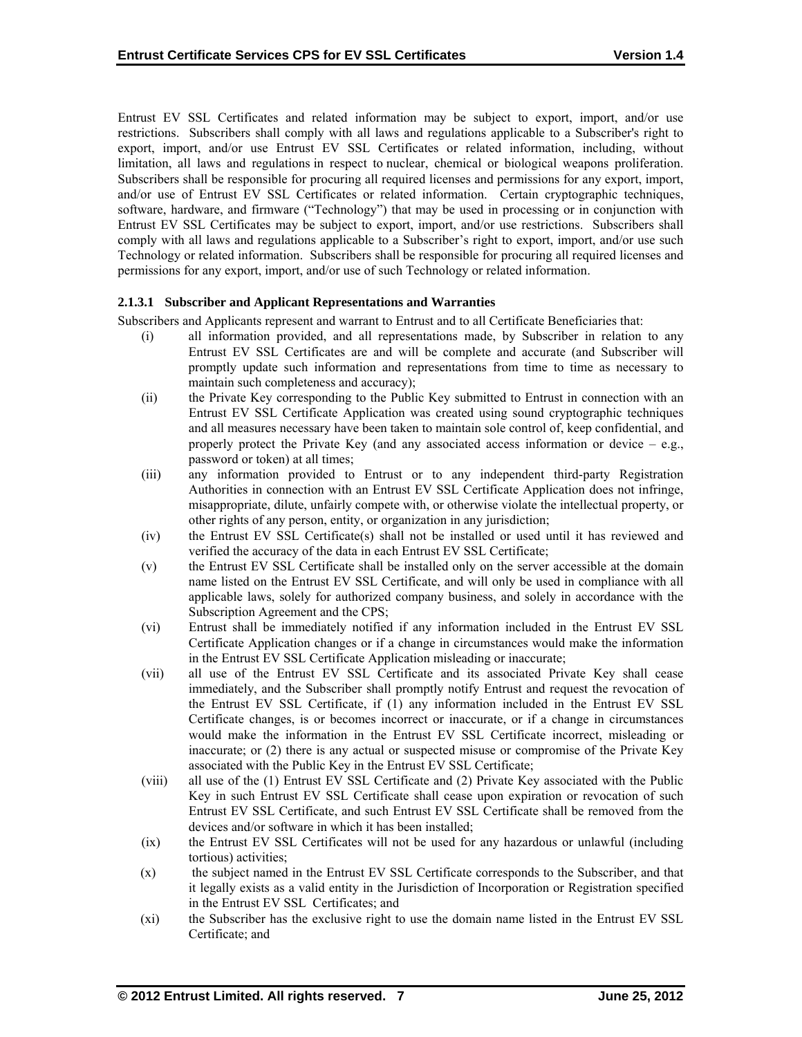Entrust EV SSL Certificates and related information may be subject to export, import, and/or use restrictions. Subscribers shall comply with all laws and regulations applicable to a Subscriber's right to export, import, and/or use Entrust EV SSL Certificates or related information, including, without limitation, all laws and regulations in respect to nuclear, chemical or biological weapons proliferation. Subscribers shall be responsible for procuring all required licenses and permissions for any export, import, and/or use of Entrust EV SSL Certificates or related information. Certain cryptographic techniques, software, hardware, and firmware ("Technology") that may be used in processing or in conjunction with Entrust EV SSL Certificates may be subject to export, import, and/or use restrictions. Subscribers shall comply with all laws and regulations applicable to a Subscriber's right to export, import, and/or use such Technology or related information. Subscribers shall be responsible for procuring all required licenses and permissions for any export, import, and/or use of such Technology or related information.

#### 2.1.3.1 Subscriber and Applicant Representations and Warranties

Subscribers and Applicants represent and warrant to Entrust and to all Certificate Beneficiaries that:

(i) all information provided, and all representations made, by Subscriber in relation to any Entrust EV SSL Certificates are and will be complete and accurate (and Subscriber will promptly update such information and representations from time to time as necessary to maintain such completeness and accuracy);

(ii) the Private Key corresponding to the Public Key submitted to Entrust in connection with an Entrust EV SSL Certificate Application was created using sound cryptographic techniques and all measures necessary have been taken to maintain sole control of, keep confidential, and properly protect the Private Key (and any associated access information or device – e.g., password or token) at all times;

(iii) any information provided to Entrust or to any independent third-party Registration Authorities in connection with an Entrust EV SSL Certificate Application does not infringe, misappropriate, dilute, unfairly compete with, or otherwise violate the intellectual property, or other rights of any person, entity, or organization in any jurisdiction;

(iv) the Entrust EV SSL Certificate(s) shall not be installed or used until it has reviewed and verified the accuracy of the data in each Entrust EV SSL Certificate;

(v) the Entrust EV SSL Certificate shall be installed only on the server accessible at the domain name listed on the Entrust EV SSL Certificate, and will only be used in compliance with all applicable laws, solely for authorized company business, and solely in accordance with the Subscription Agreement and the CPS;

(vi) Entrust shall be immediately notified if any information included in the Entrust EV SSL Certificate Application changes or if a change in circumstances would make the information in the Entrust EV SSL Certificate Application misleading or inaccurate;

(vii) all use of the Entrust EV SSL Certificate and its associated Private Key shall cease immediately, and the Subscriber shall promptly notify Entrust and request the revocation of the Entrust EV SSL Certificate, if (1) any information included in the Entrust EV SSL Certificate changes, is or becomes incorrect or inaccurate, or if a change in circumstances would make the information in the Entrust EV SSL Certificate incorrect, misleading or inaccurate; or (2) there is any actual or suspected misuse or compromise of the Private Key associated with the Public Key in the Entrust EV SSL Certificate;

(viii) all use of the (1) Entrust EV SSL Certificate and (2) Private Key associated with the Public Key in such Entrust EV SSL Certificate shall cease upon expiration or revocation of such Entrust EV SSL Certificate, and such Entrust EV SSL Certificate shall be removed from the devices and/or software in which it has been installed;

(ix) the Entrust EV SSL Certificates will not be used for any hazardous or unlawful (including tortious) activities;

(x) the subject named in the Entrust EV SSL Certificate corresponds to the Subscriber, and that it legally exists as a valid entity in the Jurisdiction of Incorporation or Registration specified in the Entrust EV SSL Certificates; and

(xi) the Subscriber has the exclusive right to use the domain name listed in the Entrust EV SSL Certificate; and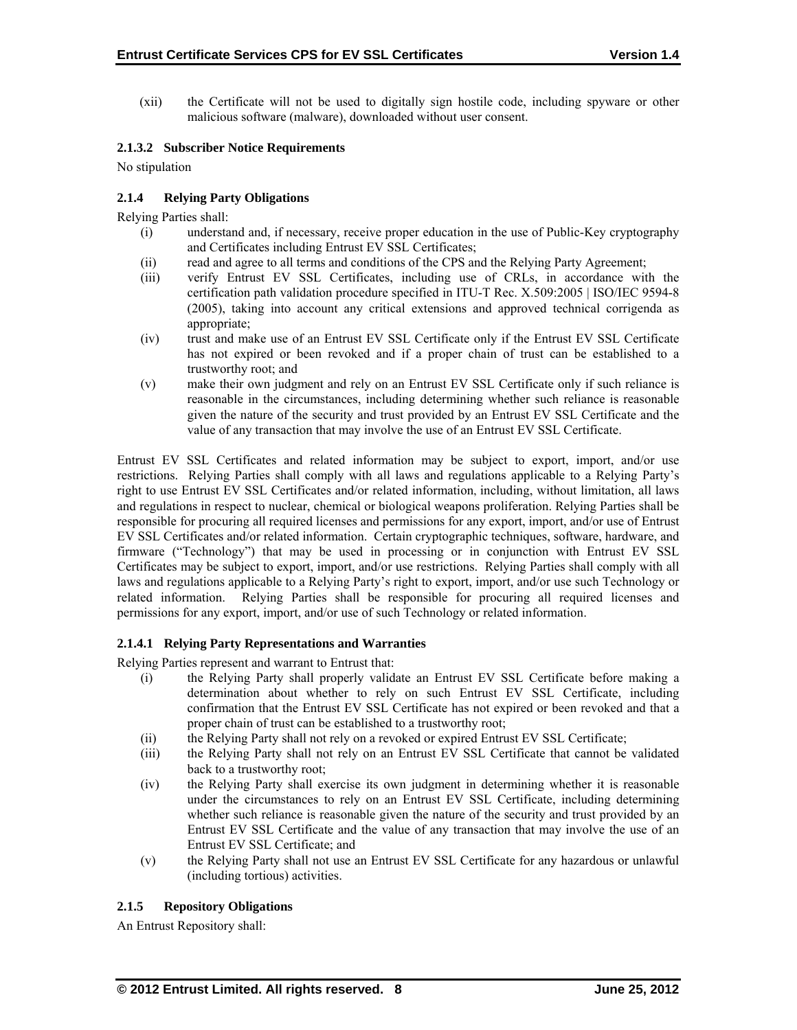(xii) the Certificate will not be used to digitally sign hostile code, including spyware or other malicious software (malware), downloaded without user consent.

#### 2.1.3.2 Subscriber Notice Requirements

No stipulation

### 2.1.4 Relying Party Obligations

Relying Parties shall:

(i) understand and, if necessary, receive proper education in the use of Public-Key cryptography and Certificates including Entrust EV SSL Certificates;

(ii) read and agree to all terms and conditions of the CPS and the Relying Party Agreement;

(iii) verify Entrust EV SSL Certificates, including use of CRLs, in accordance with the certification path validation procedure specified in ITU-T Rec. X.509:2005 | ISO/IEC 9594-8 (2005), taking into account any critical extensions and approved technical corrigenda as appropriate;

(iv) trust and make use of an Entrust EV SSL Certificate only if the Entrust EV SSL Certificate has not expired or been revoked and if a proper chain of trust can be established to a trustworthy root; and

(v) make their own judgment and rely on an Entrust EV SSL Certificate only if such reliance is reasonable in the circumstances, including determining whether such reliance is reasonable given the nature of the security and trust provided by an Entrust EV SSL Certificate and the value of any transaction that may involve the use of an Entrust EV SSL Certificate.

Entrust EV SSL Certificates and related information may be subject to export, import, and/or use restrictions. Relying Parties shall comply with all laws and regulations applicable to a Relying Party's right to use Entrust EV SSL Certificates and/or related information, including, without limitation, all laws and regulations in respect to nuclear, chemical or biological weapons proliferation. Relying Parties shall be responsible for procuring all required licenses and permissions for any export, import, and/or use of Entrust EV SSL Certificates and/or related information. Certain cryptographic techniques, software, hardware, and firmware ("Technology") that may be used in processing or in conjunction with Entrust EV SSL Certificates may be subject to export, import, and/or use restrictions. Relying Parties shall comply with all laws and regulations applicable to a Relying Party's right to export, import, and/or use such Technology or related information. Relying Parties shall be responsible for procuring all required licenses and permissions for any export, import, and/or use of such Technology or related information.

#### 2.1.4.1 Relying Party Representations and Warranties

Relying Parties represent and warrant to Entrust that:

(i) the Relying Party shall properly validate an Entrust EV SSL Certificate before making a determination about whether to rely on such Entrust EV SSL Certificate, including confirmation that the Entrust EV SSL Certificate has not expired or been revoked and that a proper chain of trust can be established to a trustworthy root;

(ii) the Relying Party shall not rely on a revoked or expired Entrust EV SSL Certificate;

(iii) the Relying Party shall not rely on an Entrust EV SSL Certificate that cannot be validated back to a trustworthy root;

(iv) the Relying Party shall exercise its own judgment in determining whether it is reasonable under the circumstances to rely on an Entrust EV SSL Certificate, including determining whether such reliance is reasonable given the nature of the security and trust provided by an Entrust EV SSL Certificate and the value of any transaction that may involve the use of an Entrust EV SSL Certificate; and

(v) the Relying Party shall not use an Entrust EV SSL Certificate for any hazardous or unlawful (including tortious) activities.

### 2.1.5 Repository Obligations

An Entrust Repository shall: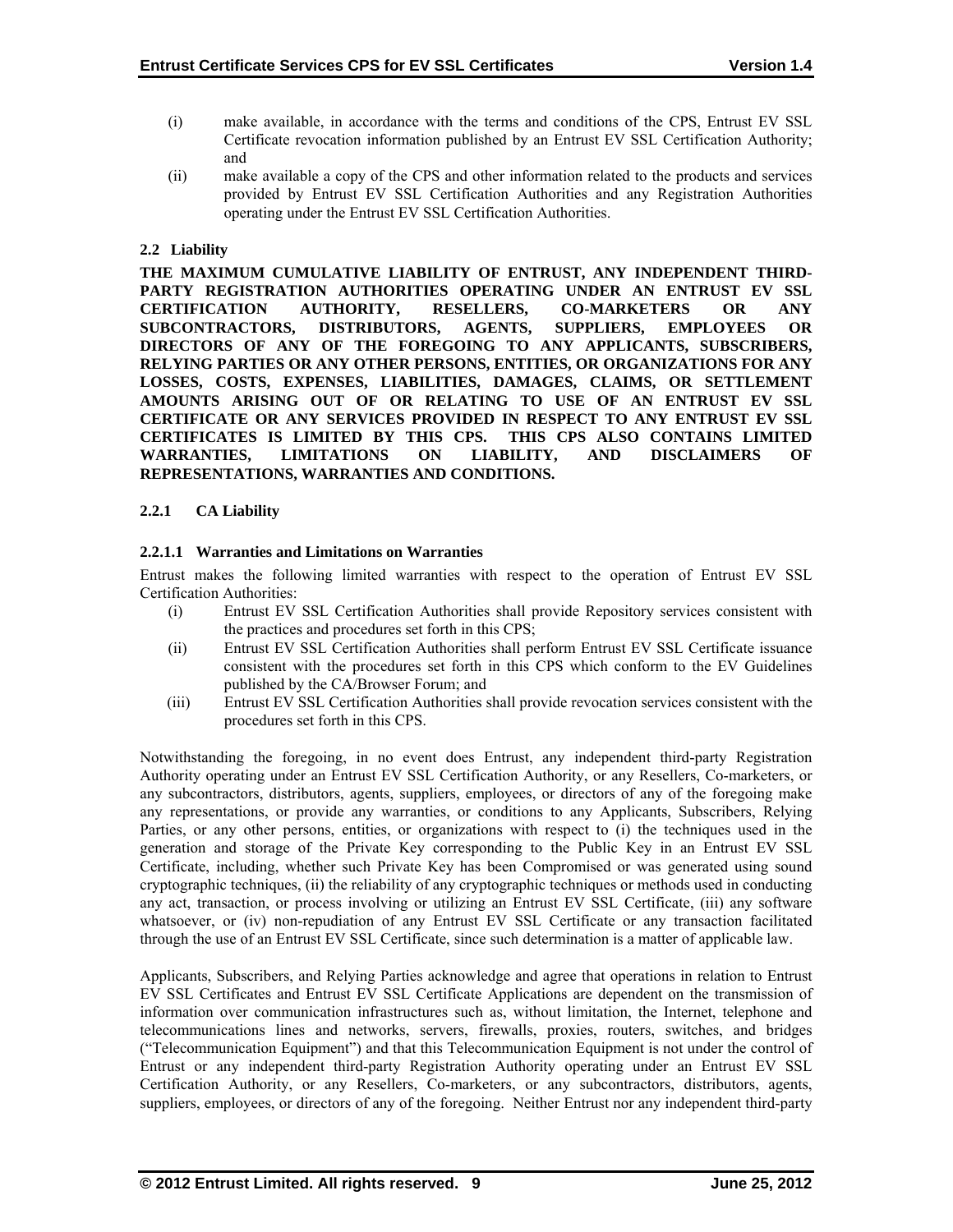(i) make available, in accordance with the terms and conditions of the CPS, Entrust EV SSL Certificate revocation information published by an Entrust EV SSL Certification Authority; and

(ii) make available a copy of the CPS and other information related to the products and services provided by Entrust EV SSL Certification Authorities and any Registration Authorities operating under the Entrust EV SSL Certification Authorities.

## 2.2 Liability

**THE MAXIMUM CUMULATIVE LIABILITY OF ENTRUST, ANY INDEPENDENT THIRD-PARTY REGISTRATION AUTHORITIES OPERATING UNDER AN ENTRUST EV SSL CERTIFICATION AUTHORITY, RESELLERS, CO-MARKETERS OR ANY SUBCONTRACTORS, DISTRIBUTORS, AGENTS, SUPPLIERS, EMPLOYEES OR DIRECTORS OF ANY OF THE FOREGOING TO ANY APPLICANTS, SUBSCRIBERS, RELYING PARTIES OR ANY OTHER PERSONS, ENTITIES, OR ORGANIZATIONS FOR ANY LOSSES, COSTS, EXPENSES, LIABILITIES, DAMAGES, CLAIMS, OR SETTLEMENT AMOUNTS ARISING OUT OF OR RELATING TO USE OF AN ENTRUST EV SSL CERTIFICATE OR ANY SERVICES PROVIDED IN RESPECT TO ANY ENTRUST EV SSL CERTIFICATES IS LIMITED BY THIS CPS. THIS CPS ALSO CONTAINS LIMITED WARRANTIES, LIMITATIONS ON LIABILITY, AND DISCLAIMERS OF REPRESENTATIONS, WARRANTIES AND CONDITIONS.**

### 2.2.1 CA Liability

#### 2.2.1.1 Warranties and Limitations on Warranties

Entrust makes the following limited warranties with respect to the operation of Entrust EV SSL Certification Authorities:

(i) Entrust EV SSL Certification Authorities shall provide Repository services consistent with the practices and procedures set forth in this CPS;

(ii) Entrust EV SSL Certification Authorities shall perform Entrust EV SSL Certificate issuance consistent with the procedures set forth in this CPS which conform to the EV Guidelines published by the CA/Browser Forum; and

(iii) Entrust EV SSL Certification Authorities shall provide revocation services consistent with the procedures set forth in this CPS.

Notwithstanding the foregoing, in no event does Entrust, any independent third-party Registration Authority operating under an Entrust EV SSL Certification Authority, or any Resellers, Co-marketers, or any subcontractors, distributors, agents, suppliers, employees, or directors of any of the foregoing make any representations, or provide any warranties, or conditions to any Applicants, Subscribers, Relying Parties, or any other persons, entities, or organizations with respect to (i) the techniques used in the generation and storage of the Private Key corresponding to the Public Key in an Entrust EV SSL Certificate, including, whether such Private Key has been Compromised or was generated using sound cryptographic techniques, (ii) the reliability of any cryptographic techniques or methods used in conducting any act, transaction, or process involving or utilizing an Entrust EV SSL Certificate, (iii) any software whatsoever, or (iv) non-repudiation of any Entrust EV SSL Certificate or any transaction facilitated through the use of an Entrust EV SSL Certificate, since such determination is a matter of applicable law.

Applicants, Subscribers, and Relying Parties acknowledge and agree that operations in relation to Entrust EV SSL Certificates and Entrust EV SSL Certificate Applications are dependent on the transmission of information over communication infrastructures such as, without limitation, the Internet, telephone and telecommunications lines and networks, servers, firewalls, proxies, routers, switches, and bridges ("Telecommunication Equipment") and that this Telecommunication Equipment is not under the control of Entrust or any independent third-party Registration Authority operating under an Entrust EV SSL Certification Authority, or any Resellers, Co-marketers, or any subcontractors, distributors, agents, suppliers, employees, or directors of any of the foregoing. Neither Entrust nor any independent third-party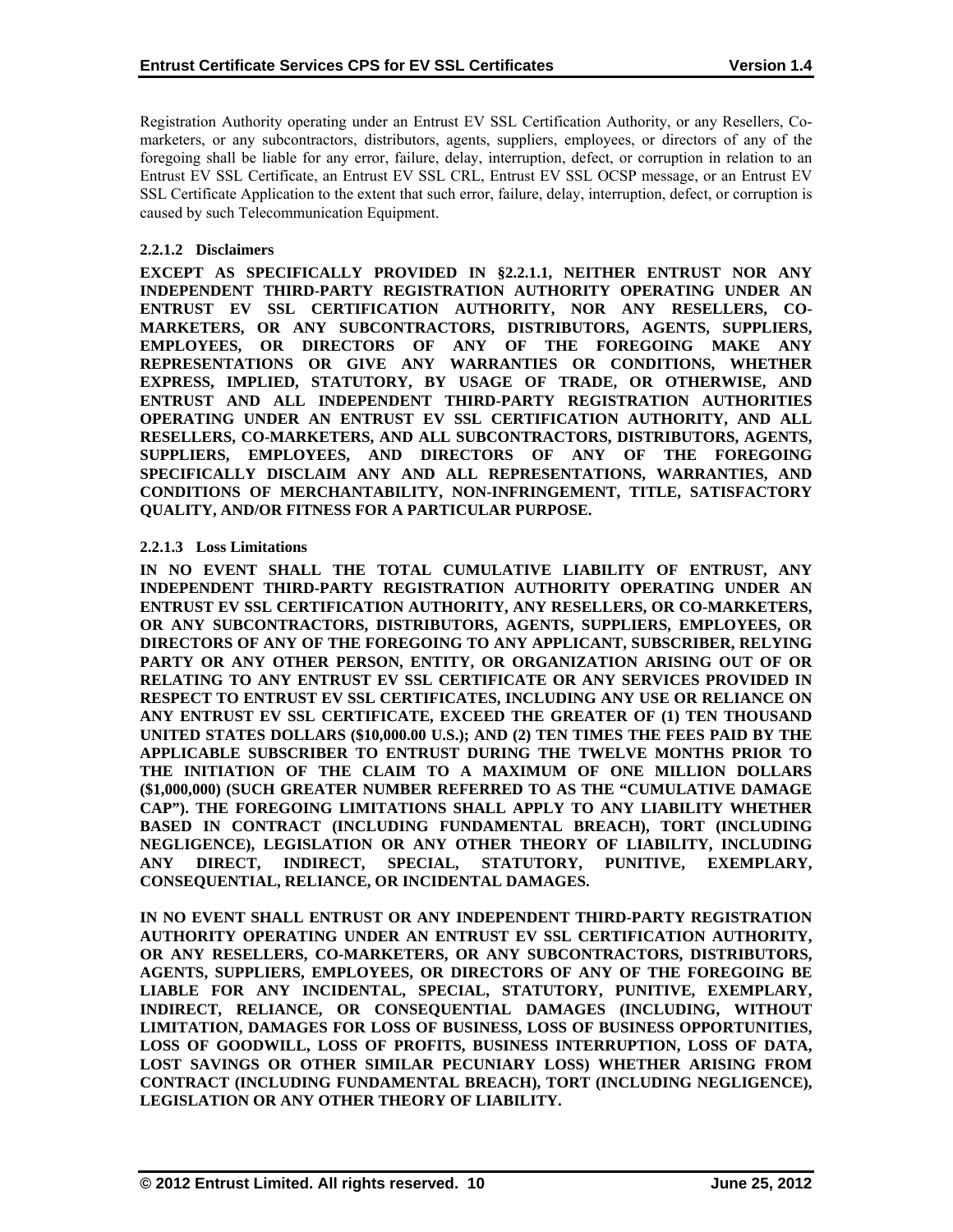Registration Authority operating under an Entrust EV SSL Certification Authority, or any Resellers, Co-marketers, or any subcontractors, distributors, agents, suppliers, employees, or directors of any of the foregoing shall be liable for any error, failure, delay, interruption, defect, or corruption in relation to an Entrust EV SSL Certificate, an Entrust EV SSL CRL, Entrust EV SSL OCSP message, or an Entrust EV SSL Certificate Application to the extent that such error, failure, delay, interruption, defect, or corruption is caused by such Telecommunication Equipment.

#### 2.2.1.2 Disclaimers

**EXCEPT AS SPECIFICALLY PROVIDED IN §2.2.1.1, NEITHER ENTRUST NOR ANY INDEPENDENT THIRD-PARTY REGISTRATION AUTHORITY OPERATING UNDER AN ENTRUST EV SSL CERTIFICATION AUTHORITY, NOR ANY RESELLERS, CO-MARKETERS, OR ANY SUBCONTRACTORS, DISTRIBUTORS, AGENTS, SUPPLIERS, EMPLOYEES, OR DIRECTORS OF ANY OF THE FOREGOING MAKE ANY REPRESENTATIONS OR GIVE ANY WARRANTIES OR CONDITIONS, WHETHER EXPRESS, IMPLIED, STATUTORY, BY USAGE OF TRADE, OR OTHERWISE, AND ENTRUST AND ALL INDEPENDENT THIRD-PARTY REGISTRATION AUTHORITIES OPERATING UNDER AN ENTRUST EV SSL CERTIFICATION AUTHORITY, AND ALL RESELLERS, CO-MARKETERS, AND ALL SUBCONTRACTORS, DISTRIBUTORS, AGENTS, SUPPLIERS, EMPLOYEES, AND DIRECTORS OF ANY OF THE FOREGOING SPECIFICALLY DISCLAIM ANY AND ALL REPRESENTATIONS, WARRANTIES, AND CONDITIONS OF MERCHANTABILITY, NON-INFRINGEMENT, TITLE, SATISFACTORY QUALITY, AND/OR FITNESS FOR A PARTICULAR PURPOSE.**

#### 2.2.1.3 Loss Limitations

**IN NO EVENT SHALL THE TOTAL CUMULATIVE LIABILITY OF ENTRUST, ANY INDEPENDENT THIRD-PARTY REGISTRATION AUTHORITY OPERATING UNDER AN ENTRUST EV SSL CERTIFICATION AUTHORITY, ANY RESELLERS, OR CO-MARKETERS, OR ANY SUBCONTRACTORS, DISTRIBUTORS, AGENTS, SUPPLIERS, EMPLOYEES, OR DIRECTORS OF ANY OF THE FOREGOING TO ANY APPLICANT, SUBSCRIBER, RELYING PARTY OR ANY OTHER PERSON, ENTITY, OR ORGANIZATION ARISING OUT OF OR RELATING TO ANY ENTRUST EV SSL CERTIFICATE OR ANY SERVICES PROVIDED IN RESPECT TO ENTRUST EV SSL CERTIFICATES, INCLUDING ANY USE OR RELIANCE ON ANY ENTRUST EV SSL CERTIFICATE, EXCEED THE GREATER OF (1) TEN THOUSAND UNITED STATES DOLLARS ($10,000.00 U.S.); AND (2) TEN TIMES THE FEES PAID BY THE APPLICABLE SUBSCRIBER TO ENTRUST DURING THE TWELVE MONTHS PRIOR TO THE INITIATION OF THE CLAIM TO A MAXIMUM OF ONE MILLION DOLLARS ($1,000,000) (SUCH GREATER NUMBER REFERRED TO AS THE "CUMULATIVE DAMAGE CAP"). THE FOREGOING LIMITATIONS SHALL APPLY TO ANY LIABILITY WHETHER BASED IN CONTRACT (INCLUDING FUNDAMENTAL BREACH), TORT (INCLUDING NEGLIGENCE), LEGISLATION OR ANY OTHER THEORY OF LIABILITY, INCLUDING ANY DIRECT, INDIRECT, SPECIAL, STATUTORY, PUNITIVE, EXEMPLARY, CONSEQUENTIAL, RELIANCE, OR INCIDENTAL DAMAGES.**

**IN NO EVENT SHALL ENTRUST OR ANY INDEPENDENT THIRD-PARTY REGISTRATION AUTHORITY OPERATING UNDER AN ENTRUST EV SSL CERTIFICATION AUTHORITY, OR ANY RESELLERS, CO-MARKETERS, OR ANY SUBCONTRACTORS, DISTRIBUTORS, AGENTS, SUPPLIERS, EMPLOYEES, OR DIRECTORS OF ANY OF THE FOREGOING BE LIABLE FOR ANY INCIDENTAL, SPECIAL, STATUTORY, PUNITIVE, EXEMPLARY, INDIRECT, RELIANCE, OR CONSEQUENTIAL DAMAGES (INCLUDING, WITHOUT LIMITATION, DAMAGES FOR LOSS OF BUSINESS, LOSS OF BUSINESS OPPORTUNITIES, LOSS OF GOODWILL, LOSS OF PROFITS, BUSINESS INTERRUPTION, LOSS OF DATA, LOST SAVINGS OR OTHER SIMILAR PECUNIARY LOSS) WHETHER ARISING FROM CONTRACT (INCLUDING FUNDAMENTAL BREACH), TORT (INCLUDING NEGLIGENCE), LEGISLATION OR ANY OTHER THEORY OF LIABILITY.**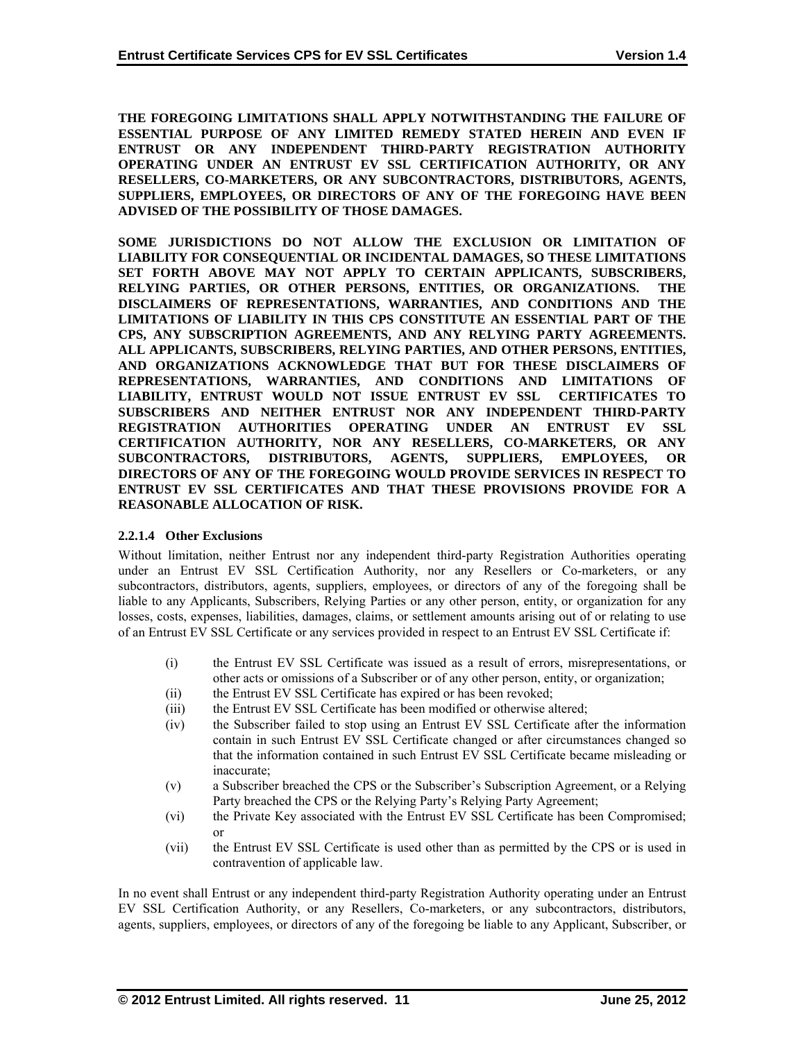**THE FOREGOING LIMITATIONS SHALL APPLY NOTWITHSTANDING THE FAILURE OF ESSENTIAL PURPOSE OF ANY LIMITED REMEDY STATED HEREIN AND EVEN IF ENTRUST OR ANY INDEPENDENT THIRD-PARTY REGISTRATION AUTHORITY OPERATING UNDER AN ENTRUST EV SSL CERTIFICATION AUTHORITY, OR ANY RESELLERS, CO-MARKETERS, OR ANY SUBCONTRACTORS, DISTRIBUTORS, AGENTS, SUPPLIERS, EMPLOYEES, OR DIRECTORS OF ANY OF THE FOREGOING HAVE BEEN ADVISED OF THE POSSIBILITY OF THOSE DAMAGES.**

**SOME JURISDICTIONS DO NOT ALLOW THE EXCLUSION OR LIMITATION OF LIABILITY FOR CONSEQUENTIAL OR INCIDENTAL DAMAGES, SO THESE LIMITATIONS SET FORTH ABOVE MAY NOT APPLY TO CERTAIN APPLICANTS, SUBSCRIBERS, RELYING PARTIES, OR OTHER PERSONS, ENTITIES, OR ORGANIZATIONS. THE DISCLAIMERS OF REPRESENTATIONS, WARRANTIES, AND CONDITIONS AND THE LIMITATIONS OF LIABILITY IN THIS CPS CONSTITUTE AN ESSENTIAL PART OF THE CPS, ANY SUBSCRIPTION AGREEMENTS, AND ANY RELYING PARTY AGREEMENTS. ALL APPLICANTS, SUBSCRIBERS, RELYING PARTIES, AND OTHER PERSONS, ENTITIES, AND ORGANIZATIONS ACKNOWLEDGE THAT BUT FOR THESE DISCLAIMERS OF REPRESENTATIONS, WARRANTIES, AND CONDITIONS AND LIMITATIONS OF LIABILITY, ENTRUST WOULD NOT ISSUE ENTRUST EV SSL CERTIFICATES TO SUBSCRIBERS AND NEITHER ENTRUST NOR ANY INDEPENDENT THIRD-PARTY REGISTRATION AUTHORITIES OPERATING UNDER AN ENTRUST EV SSL CERTIFICATION AUTHORITY, NOR ANY RESELLERS, CO-MARKETERS, OR ANY SUBCONTRACTORS, DISTRIBUTORS, AGENTS, SUPPLIERS, EMPLOYEES, OR DIRECTORS OF ANY OF THE FOREGOING WOULD PROVIDE SERVICES IN RESPECT TO ENTRUST EV SSL CERTIFICATES AND THAT THESE PROVISIONS PROVIDE FOR A REASONABLE ALLOCATION OF RISK.**

#### 2.2.1.4 Other Exclusions

Without limitation, neither Entrust nor any independent third-party Registration Authorities operating under an Entrust EV SSL Certification Authority, nor any Resellers or Co-marketers, or any subcontractors, distributors, agents, suppliers, employees, or directors of any of the foregoing shall be liable to any Applicants, Subscribers, Relying Parties or any other person, entity, or organization for any losses, costs, expenses, liabilities, damages, claims, or settlement amounts arising out of or relating to use of an Entrust EV SSL Certificate or any services provided in respect to an Entrust EV SSL Certificate if:

(i) the Entrust EV SSL Certificate was issued as a result of errors, misrepresentations, or other acts or omissions of a Subscriber or of any other person, entity, or organization;

(ii) the Entrust EV SSL Certificate has expired or has been revoked;

(iii) the Entrust EV SSL Certificate has been modified or otherwise altered;

(iv) the Subscriber failed to stop using an Entrust EV SSL Certificate after the information contain in such Entrust EV SSL Certificate changed or after circumstances changed so that the information contained in such Entrust EV SSL Certificate became misleading or inaccurate;

(v) a Subscriber breached the CPS or the Subscriber's Subscription Agreement, or a Relying Party breached the CPS or the Relying Party's Relying Party Agreement;

(vi) the Private Key associated with the Entrust EV SSL Certificate has been Compromised; or

(vii) the Entrust EV SSL Certificate is used other than as permitted by the CPS or is used in contravention of applicable law.

In no event shall Entrust or any independent third-party Registration Authority operating under an Entrust EV SSL Certification Authority, or any Resellers, Co-marketers, or any subcontractors, distributors, agents, suppliers, employees, or directors of any of the foregoing be liable to any Applicant, Subscriber, or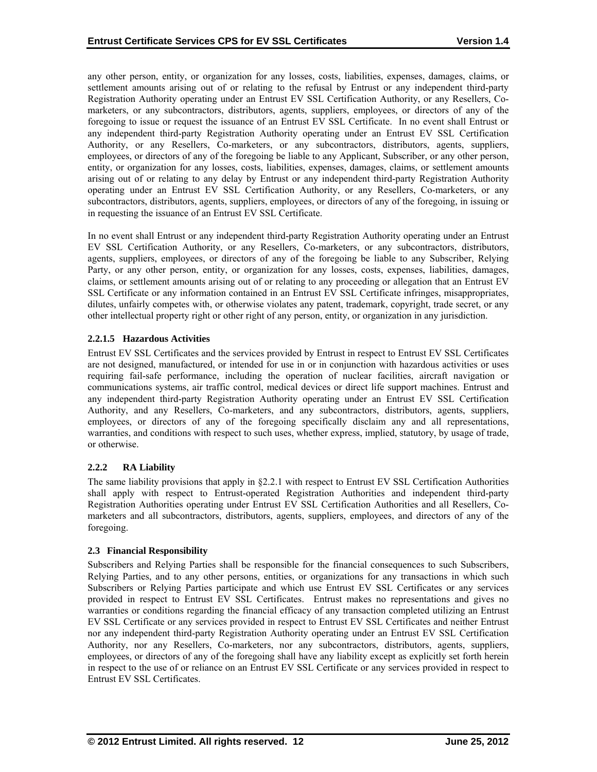any other person, entity, or organization for any losses, costs, liabilities, expenses, damages, claims, or settlement amounts arising out of or relating to the refusal by Entrust or any independent third-party Registration Authority operating under an Entrust EV SSL Certification Authority, or any Resellers, Co-marketers, or any subcontractors, distributors, agents, suppliers, employees, or directors of any of the foregoing to issue or request the issuance of an Entrust EV SSL Certificate. In no event shall Entrust or any independent third-party Registration Authority operating under an Entrust EV SSL Certification Authority, or any Resellers, Co-marketers, or any subcontractors, distributors, agents, suppliers, employees, or directors of any of the foregoing be liable to any Applicant, Subscriber, or any other person, entity, or organization for any losses, costs, liabilities, expenses, damages, claims, or settlement amounts arising out of or relating to any delay by Entrust or any independent third-party Registration Authority operating under an Entrust EV SSL Certification Authority, or any Resellers, Co-marketers, or any subcontractors, distributors, agents, suppliers, employees, or directors of any of the foregoing, in issuing or in requesting the issuance of an Entrust EV SSL Certificate.

In no event shall Entrust or any independent third-party Registration Authority operating under an Entrust EV SSL Certification Authority, or any Resellers, Co-marketers, or any subcontractors, distributors, agents, suppliers, employees, or directors of any of the foregoing be liable to any Subscriber, Relying Party, or any other person, entity, or organization for any losses, costs, expenses, liabilities, damages, claims, or settlement amounts arising out of or relating to any proceeding or allegation that an Entrust EV SSL Certificate or any information contained in an Entrust EV SSL Certificate infringes, misappropriates, dilutes, unfairly competes with, or otherwise violates any patent, trademark, copyright, trade secret, or any other intellectual property right or other right of any person, entity, or organization in any jurisdiction.

#### 2.2.1.5 Hazardous Activities

Entrust EV SSL Certificates and the services provided by Entrust in respect to Entrust EV SSL Certificates are not designed, manufactured, or intended for use in or in conjunction with hazardous activities or uses requiring fail-safe performance, including the operation of nuclear facilities, aircraft navigation or communications systems, air traffic control, medical devices or direct life support machines. Entrust and any independent third-party Registration Authority operating under an Entrust EV SSL Certification Authority, and any Resellers, Co-marketers, and any subcontractors, distributors, agents, suppliers, employees, or directors of any of the foregoing specifically disclaim any and all representations, warranties, and conditions with respect to such uses, whether express, implied, statutory, by usage of trade, or otherwise.

### 2.2.2 RA Liability

The same liability provisions that apply in §2.2.1 with respect to Entrust EV SSL Certification Authorities shall apply with respect to Entrust-operated Registration Authorities and independent third-party Registration Authorities operating under Entrust EV SSL Certification Authorities and all Resellers, Co-marketers and all subcontractors, distributors, agents, suppliers, employees, and directors of any of the foregoing.

## 2.3 Financial Responsibility

Subscribers and Relying Parties shall be responsible for the financial consequences to such Subscribers, Relying Parties, and to any other persons, entities, or organizations for any transactions in which such Subscribers or Relying Parties participate and which use Entrust EV SSL Certificates or any services provided in respect to Entrust EV SSL Certificates. Entrust makes no representations and gives no warranties or conditions regarding the financial efficacy of any transaction completed utilizing an Entrust EV SSL Certificate or any services provided in respect to Entrust EV SSL Certificates and neither Entrust nor any independent third-party Registration Authority operating under an Entrust EV SSL Certification Authority, nor any Resellers, Co-marketers, nor any subcontractors, distributors, agents, suppliers, employees, or directors of any of the foregoing shall have any liability except as explicitly set forth herein in respect to the use of or reliance on an Entrust EV SSL Certificate or any services provided in respect to Entrust EV SSL Certificates.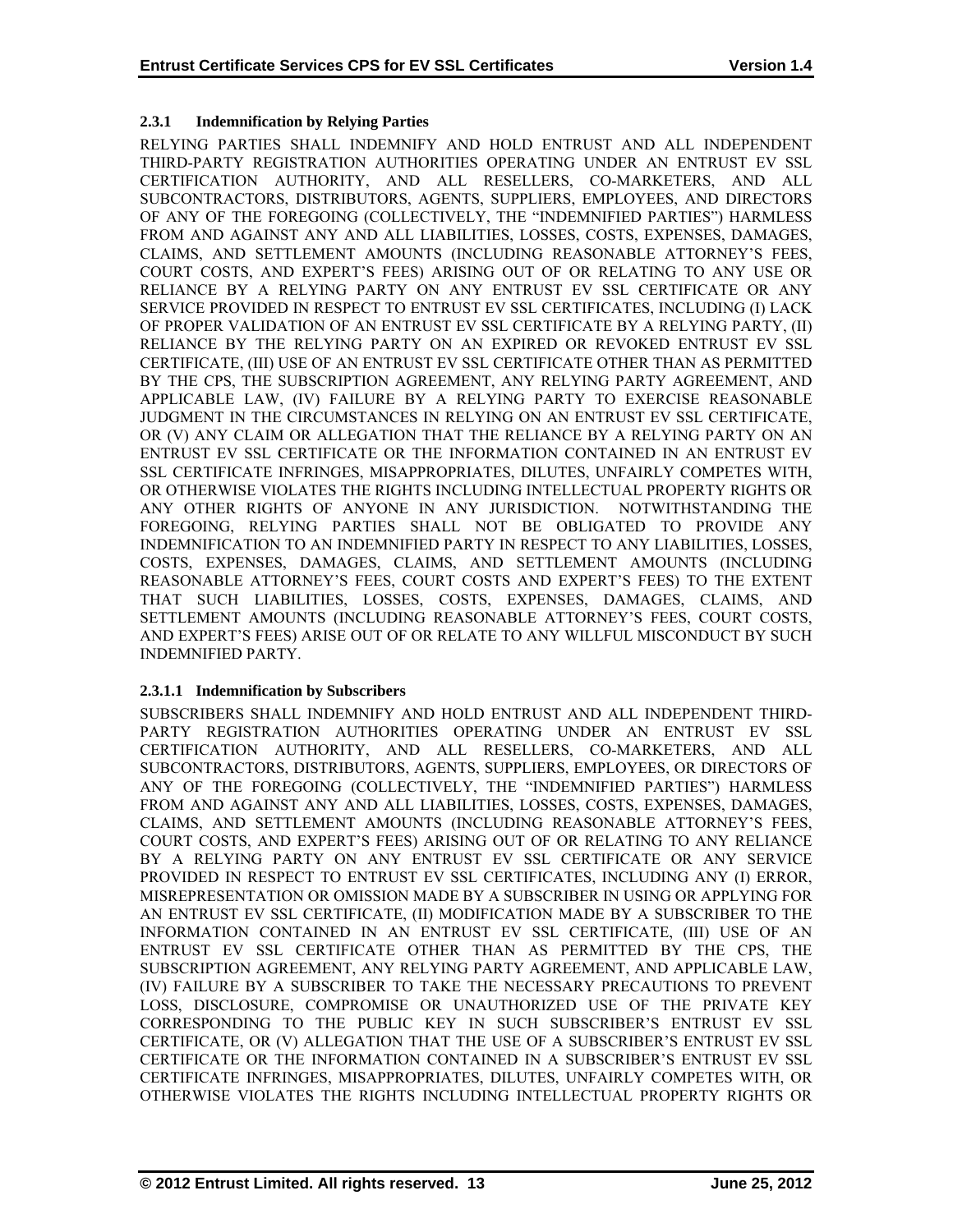### 2.3.1 Indemnification by Relying Parties

RELYING PARTIES SHALL INDEMNIFY AND HOLD ENTRUST AND ALL INDEPENDENT THIRD-PARTY REGISTRATION AUTHORITIES OPERATING UNDER AN ENTRUST EV SSL CERTIFICATION AUTHORITY, AND ALL RESELLERS, CO-MARKETERS, AND ALL SUBCONTRACTORS, DISTRIBUTORS, AGENTS, SUPPLIERS, EMPLOYEES, AND DIRECTORS OF ANY OF THE FOREGOING (COLLECTIVELY, THE "INDEMNIFIED PARTIES") HARMLESS FROM AND AGAINST ANY AND ALL LIABILITIES, LOSSES, COSTS, EXPENSES, DAMAGES, CLAIMS, AND SETTLEMENT AMOUNTS (INCLUDING REASONABLE ATTORNEY'S FEES, COURT COSTS, AND EXPERT'S FEES) ARISING OUT OF OR RELATING TO ANY USE OR RELIANCE BY A RELYING PARTY ON ANY ENTRUST EV SSL CERTIFICATE OR ANY SERVICE PROVIDED IN RESPECT TO ENTRUST EV SSL CERTIFICATES, INCLUDING (I) LACK OF PROPER VALIDATION OF AN ENTRUST EV SSL CERTIFICATE BY A RELYING PARTY, (II) RELIANCE BY THE RELYING PARTY ON AN EXPIRED OR REVOKED ENTRUST EV SSL CERTIFICATE, (III) USE OF AN ENTRUST EV SSL CERTIFICATE OTHER THAN AS PERMITTED BY THE CPS, THE SUBSCRIPTION AGREEMENT, ANY RELYING PARTY AGREEMENT, AND APPLICABLE LAW, (IV) FAILURE BY A RELYING PARTY TO EXERCISE REASONABLE JUDGMENT IN THE CIRCUMSTANCES IN RELYING ON AN ENTRUST EV SSL CERTIFICATE, OR (V) ANY CLAIM OR ALLEGATION THAT THE RELIANCE BY A RELYING PARTY ON AN ENTRUST EV SSL CERTIFICATE OR THE INFORMATION CONTAINED IN AN ENTRUST EV SSL CERTIFICATE INFRINGES, MISAPPROPRIATES, DILUTES, UNFAIRLY COMPETES WITH, OR OTHERWISE VIOLATES THE RIGHTS INCLUDING INTELLECTUAL PROPERTY RIGHTS OR ANY OTHER RIGHTS OF ANYONE IN ANY JURISDICTION. NOTWITHSTANDING THE FOREGOING, RELYING PARTIES SHALL NOT BE OBLIGATED TO PROVIDE ANY INDEMNIFICATION TO AN INDEMNIFIED PARTY IN RESPECT TO ANY LIABILITIES, LOSSES, COSTS, EXPENSES, DAMAGES, CLAIMS, AND SETTLEMENT AMOUNTS (INCLUDING REASONABLE ATTORNEY'S FEES, COURT COSTS AND EXPERT'S FEES) TO THE EXTENT THAT SUCH LIABILITIES, LOSSES, COSTS, EXPENSES, DAMAGES, CLAIMS, AND SETTLEMENT AMOUNTS (INCLUDING REASONABLE ATTORNEY'S FEES, COURT COSTS, AND EXPERT'S FEES) ARISE OUT OF OR RELATE TO ANY WILLFUL MISCONDUCT BY SUCH INDEMNIFIED PARTY.

#### 2.3.1.1 Indemnification by Subscribers

SUBSCRIBERS SHALL INDEMNIFY AND HOLD ENTRUST AND ALL INDEPENDENT THIRD-PARTY REGISTRATION AUTHORITIES OPERATING UNDER AN ENTRUST EV SSL CERTIFICATION AUTHORITY, AND ALL RESELLERS, CO-MARKETERS, AND ALL SUBCONTRACTORS, DISTRIBUTORS, AGENTS, SUPPLIERS, EMPLOYEES, OR DIRECTORS OF ANY OF THE FOREGOING (COLLECTIVELY, THE "INDEMNIFIED PARTIES") HARMLESS FROM AND AGAINST ANY AND ALL LIABILITIES, LOSSES, COSTS, EXPENSES, DAMAGES, CLAIMS, AND SETTLEMENT AMOUNTS (INCLUDING REASONABLE ATTORNEY'S FEES, COURT COSTS, AND EXPERT'S FEES) ARISING OUT OF OR RELATING TO ANY RELIANCE BY A RELYING PARTY ON ANY ENTRUST EV SSL CERTIFICATE OR ANY SERVICE PROVIDED IN RESPECT TO ENTRUST EV SSL CERTIFICATES, INCLUDING ANY (I) ERROR, MISREPRESENTATION OR OMISSION MADE BY A SUBSCRIBER IN USING OR APPLYING FOR AN ENTRUST EV SSL CERTIFICATE, (II) MODIFICATION MADE BY A SUBSCRIBER TO THE INFORMATION CONTAINED IN AN ENTRUST EV SSL CERTIFICATE, (III) USE OF AN ENTRUST EV SSL CERTIFICATE OTHER THAN AS PERMITTED BY THE CPS, THE SUBSCRIPTION AGREEMENT, ANY RELYING PARTY AGREEMENT, AND APPLICABLE LAW, (IV) FAILURE BY A SUBSCRIBER TO TAKE THE NECESSARY PRECAUTIONS TO PREVENT LOSS, DISCLOSURE, COMPROMISE OR UNAUTHORIZED USE OF THE PRIVATE KEY CORRESPONDING TO THE PUBLIC KEY IN SUCH SUBSCRIBER'S ENTRUST EV SSL CERTIFICATE, OR (V) ALLEGATION THAT THE USE OF A SUBSCRIBER'S ENTRUST EV SSL CERTIFICATE OR THE INFORMATION CONTAINED IN A SUBSCRIBER'S ENTRUST EV SSL CERTIFICATE INFRINGES, MISAPPROPRIATES, DILUTES, UNFAIRLY COMPETES WITH, OR OTHERWISE VIOLATES THE RIGHTS INCLUDING INTELLECTUAL PROPERTY RIGHTS OR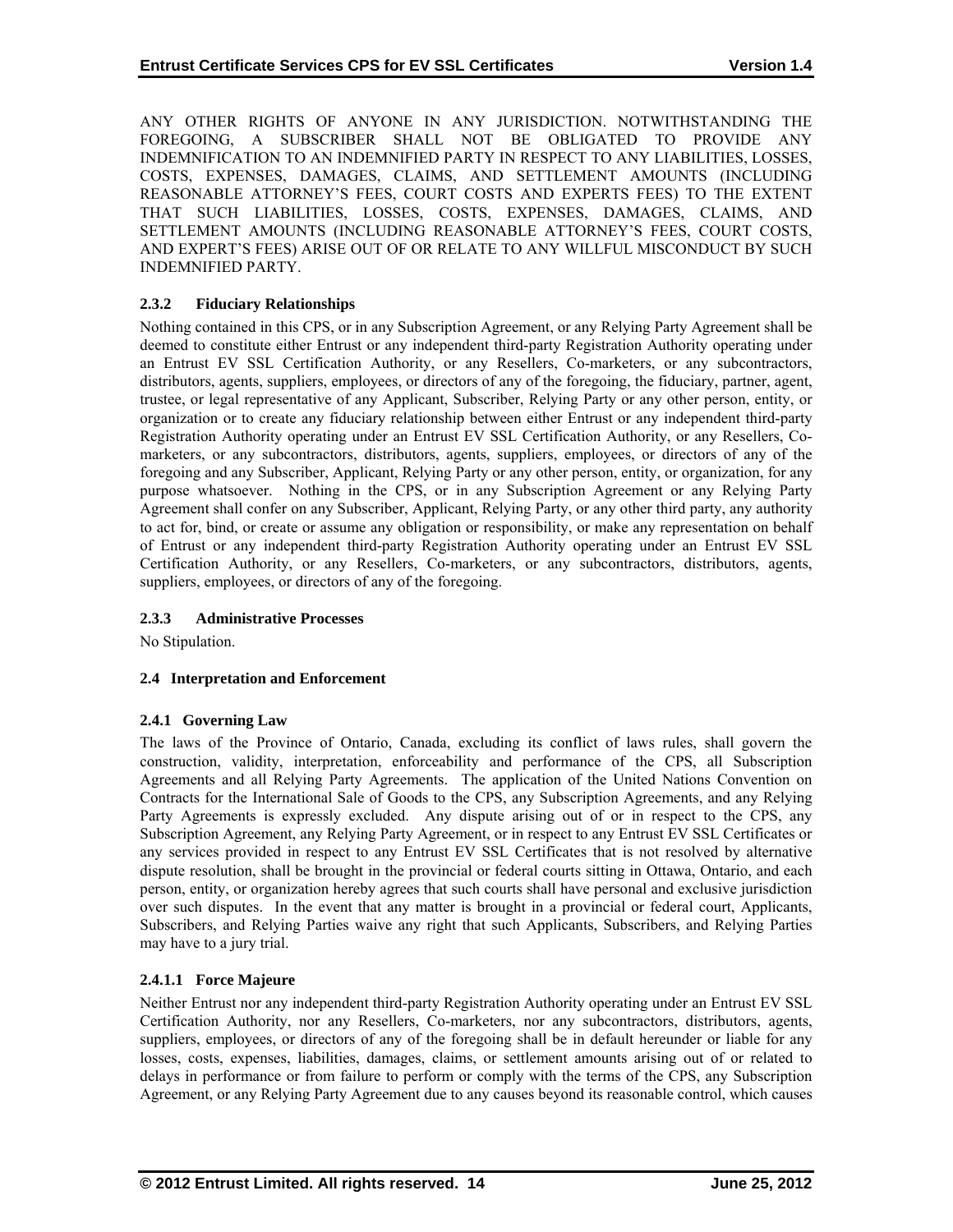ANY OTHER RIGHTS OF ANYONE IN ANY JURISDICTION. NOTWITHSTANDING THE FOREGOING, A SUBSCRIBER SHALL NOT BE OBLIGATED TO PROVIDE ANY INDEMNIFICATION TO AN INDEMNIFIED PARTY IN RESPECT TO ANY LIABILITIES, LOSSES, COSTS, EXPENSES, DAMAGES, CLAIMS, AND SETTLEMENT AMOUNTS (INCLUDING REASONABLE ATTORNEY'S FEES, COURT COSTS AND EXPERTS FEES) TO THE EXTENT THAT SUCH LIABILITIES, LOSSES, COSTS, EXPENSES, DAMAGES, CLAIMS, AND SETTLEMENT AMOUNTS (INCLUDING REASONABLE ATTORNEY'S FEES, COURT COSTS, AND EXPERT'S FEES) ARISE OUT OF OR RELATE TO ANY WILLFUL MISCONDUCT BY SUCH INDEMNIFIED PARTY.

### 2.3.2 Fiduciary Relationships

Nothing contained in this CPS, or in any Subscription Agreement, or any Relying Party Agreement shall be deemed to constitute either Entrust or any independent third-party Registration Authority operating under an Entrust EV SSL Certification Authority, or any Resellers, Co-marketers, or any subcontractors, distributors, agents, suppliers, employees, or directors of any of the foregoing, the fiduciary, partner, agent, trustee, or legal representative of any Applicant, Subscriber, Relying Party or any other person, entity, or organization or to create any fiduciary relationship between either Entrust or any independent third-party Registration Authority operating under an Entrust EV SSL Certification Authority, or any Resellers, Co-marketers, or any subcontractors, distributors, agents, suppliers, employees, or directors of any of the foregoing and any Subscriber, Applicant, Relying Party or any other person, entity, or organization, for any purpose whatsoever. Nothing in the CPS, or in any Subscription Agreement or any Relying Party Agreement shall confer on any Subscriber, Applicant, Relying Party, or any other third party, any authority to act for, bind, or create or assume any obligation or responsibility, or make any representation on behalf of Entrust or any independent third-party Registration Authority operating under an Entrust EV SSL Certification Authority, or any Resellers, Co-marketers, or any subcontractors, distributors, agents, suppliers, employees, or directors of any of the foregoing.

### 2.3.3 Administrative Processes

No Stipulation.

## 2.4 Interpretation and Enforcement

### 2.4.1 Governing Law

The laws of the Province of Ontario, Canada, excluding its conflict of laws rules, shall govern the construction, validity, interpretation, enforceability and performance of the CPS, all Subscription Agreements and all Relying Party Agreements. The application of the United Nations Convention on Contracts for the International Sale of Goods to the CPS, any Subscription Agreements, and any Relying Party Agreements is expressly excluded. Any dispute arising out of or in respect to the CPS, any Subscription Agreement, any Relying Party Agreement, or in respect to any Entrust EV SSL Certificates or any services provided in respect to any Entrust EV SSL Certificates that is not resolved by alternative dispute resolution, shall be brought in the provincial or federal courts sitting in Ottawa, Ontario, and each person, entity, or organization hereby agrees that such courts shall have personal and exclusive jurisdiction over such disputes. In the event that any matter is brought in a provincial or federal court, Applicants, Subscribers, and Relying Parties waive any right that such Applicants, Subscribers, and Relying Parties may have to a jury trial.

#### 2.4.1.1 Force Majeure

Neither Entrust nor any independent third-party Registration Authority operating under an Entrust EV SSL Certification Authority, nor any Resellers, Co-marketers, nor any subcontractors, distributors, agents, suppliers, employees, or directors of any of the foregoing shall be in default hereunder or liable for any losses, costs, expenses, liabilities, damages, claims, or settlement amounts arising out of or related to delays in performance or from failure to perform or comply with the terms of the CPS, any Subscription Agreement, or any Relying Party Agreement due to any causes beyond its reasonable control, which causes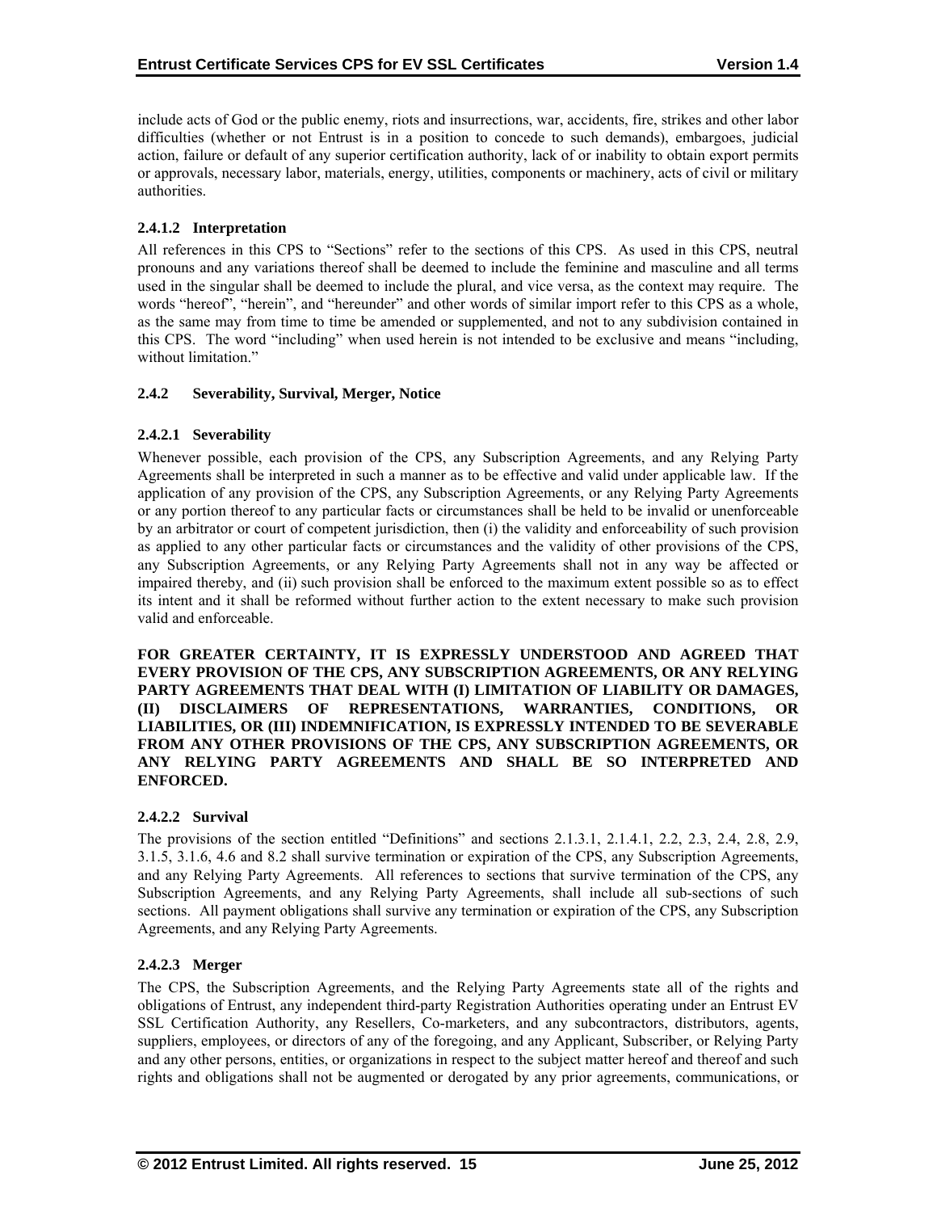include acts of God or the public enemy, riots and insurrections, war, accidents, fire, strikes and other labor difficulties (whether or not Entrust is in a position to concede to such demands), embargoes, judicial action, failure or default of any superior certification authority, lack of or inability to obtain export permits or approvals, necessary labor, materials, energy, utilities, components or machinery, acts of civil or military authorities.

#### 2.4.1.2 Interpretation

All references in this CPS to "Sections" refer to the sections of this CPS. As used in this CPS, neutral pronouns and any variations thereof shall be deemed to include the feminine and masculine and all terms used in the singular shall be deemed to include the plural, and vice versa, as the context may require. The words "hereof", "herein", and "hereunder" and other words of similar import refer to this CPS as a whole, as the same may from time to time be amended or supplemented, and not to any subdivision contained in this CPS. The word "including" when used herein is not intended to be exclusive and means "including, without limitation."

### 2.4.2 Severability, Survival, Merger, Notice

#### 2.4.2.1 Severability

Whenever possible, each provision of the CPS, any Subscription Agreements, and any Relying Party Agreements shall be interpreted in such a manner as to be effective and valid under applicable law. If the application of any provision of the CPS, any Subscription Agreements, or any Relying Party Agreements or any portion thereof to any particular facts or circumstances shall be held to be invalid or unenforceable by an arbitrator or court of competent jurisdiction, then (i) the validity and enforceability of such provision as applied to any other particular facts or circumstances and the validity of other provisions of the CPS, any Subscription Agreements, or any Relying Party Agreements shall not in any way be affected or impaired thereby, and (ii) such provision shall be enforced to the maximum extent possible so as to effect its intent and it shall be reformed without further action to the extent necessary to make such provision valid and enforceable.

**FOR GREATER CERTAINTY, IT IS EXPRESSLY UNDERSTOOD AND AGREED THAT EVERY PROVISION OF THE CPS, ANY SUBSCRIPTION AGREEMENTS, OR ANY RELYING PARTY AGREEMENTS THAT DEAL WITH (I) LIMITATION OF LIABILITY OR DAMAGES, (II) DISCLAIMERS OF REPRESENTATIONS, WARRANTIES, CONDITIONS, OR LIABILITIES, OR (III) INDEMNIFICATION, IS EXPRESSLY INTENDED TO BE SEVERABLE FROM ANY OTHER PROVISIONS OF THE CPS, ANY SUBSCRIPTION AGREEMENTS, OR ANY RELYING PARTY AGREEMENTS AND SHALL BE SO INTERPRETED AND ENFORCED.**

#### 2.4.2.2 Survival

The provisions of the section entitled "Definitions" and sections 2.1.3.1, 2.1.4.1, 2.2, 2.3, 2.4, 2.8, 2.9, 3.1.5, 3.1.6, 4.6 and 8.2 shall survive termination or expiration of the CPS, any Subscription Agreements, and any Relying Party Agreements. All references to sections that survive termination of the CPS, any Subscription Agreements, and any Relying Party Agreements, shall include all sub-sections of such sections. All payment obligations shall survive any termination or expiration of the CPS, any Subscription Agreements, and any Relying Party Agreements.

#### 2.4.2.3 Merger

The CPS, the Subscription Agreements, and the Relying Party Agreements state all of the rights and obligations of Entrust, any independent third-party Registration Authorities operating under an Entrust EV SSL Certification Authority, any Resellers, Co-marketers, and any subcontractors, distributors, agents, suppliers, employees, or directors of any of the foregoing, and any Applicant, Subscriber, or Relying Party and any other persons, entities, or organizations in respect to the subject matter hereof and thereof and such rights and obligations shall not be augmented or derogated by any prior agreements, communications, or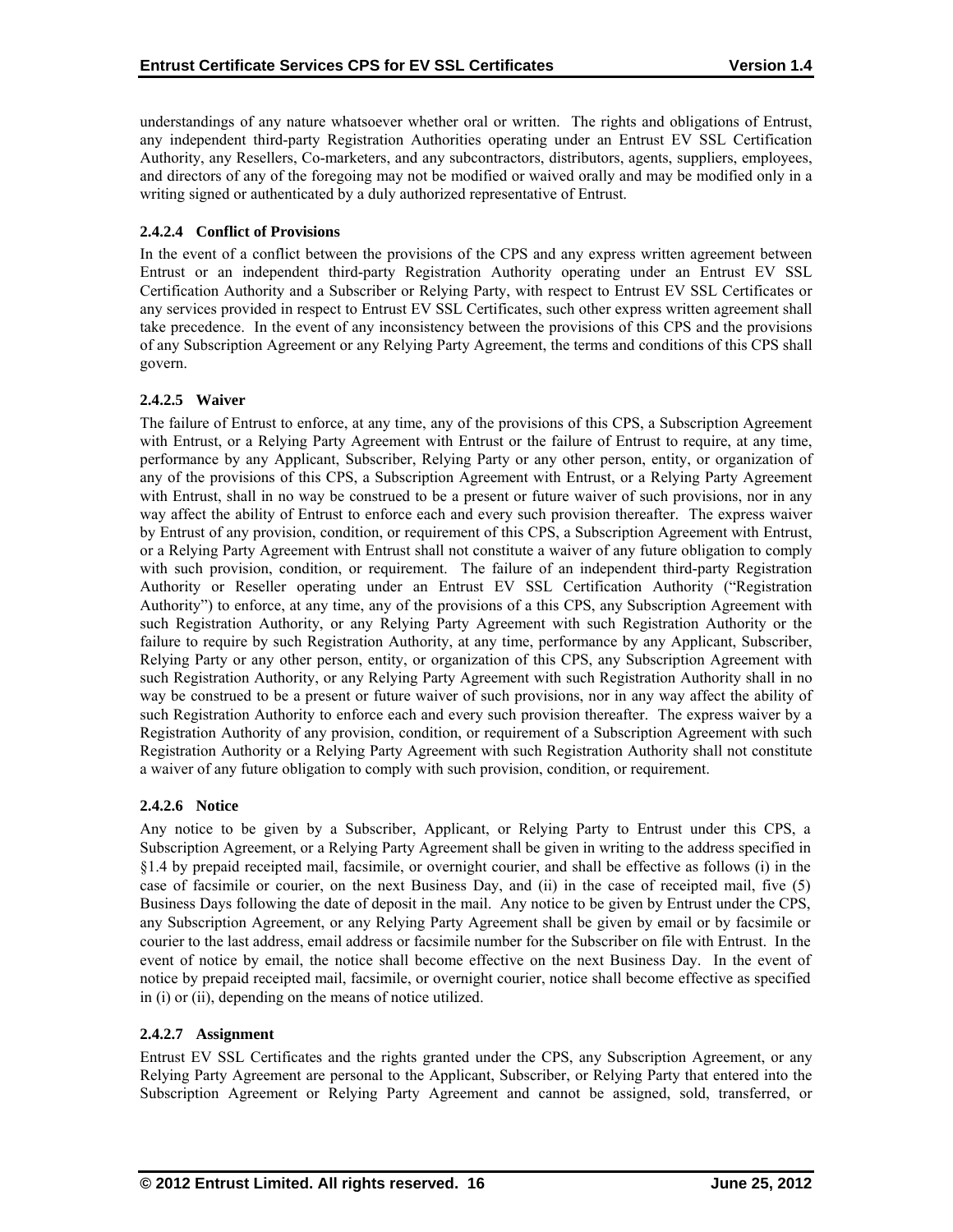understandings of any nature whatsoever whether oral or written. The rights and obligations of Entrust, any independent third-party Registration Authorities operating under an Entrust EV SSL Certification Authority, any Resellers, Co-marketers, and any subcontractors, distributors, agents, suppliers, employees, and directors of any of the foregoing may not be modified or waived orally and may be modified only in a writing signed or authenticated by a duly authorized representative of Entrust.

#### 2.4.2.4 Conflict of Provisions

In the event of a conflict between the provisions of the CPS and any express written agreement between Entrust or an independent third-party Registration Authority operating under an Entrust EV SSL Certification Authority and a Subscriber or Relying Party, with respect to Entrust EV SSL Certificates or any services provided in respect to Entrust EV SSL Certificates, such other express written agreement shall take precedence. In the event of any inconsistency between the provisions of this CPS and the provisions of any Subscription Agreement or any Relying Party Agreement, the terms and conditions of this CPS shall govern.

#### 2.4.2.5 Waiver

The failure of Entrust to enforce, at any time, any of the provisions of this CPS, a Subscription Agreement with Entrust, or a Relying Party Agreement with Entrust or the failure of Entrust to require, at any time, performance by any Applicant, Subscriber, Relying Party or any other person, entity, or organization of any of the provisions of this CPS, a Subscription Agreement with Entrust, or a Relying Party Agreement with Entrust, shall in no way be construed to be a present or future waiver of such provisions, nor in any way affect the ability of Entrust to enforce each and every such provision thereafter. The express waiver by Entrust of any provision, condition, or requirement of this CPS, a Subscription Agreement with Entrust, or a Relying Party Agreement with Entrust shall not constitute a waiver of any future obligation to comply with such provision, condition, or requirement. The failure of an independent third-party Registration Authority or Reseller operating under an Entrust EV SSL Certification Authority ("Registration Authority") to enforce, at any time, any of the provisions of a this CPS, any Subscription Agreement with such Registration Authority, or any Relying Party Agreement with such Registration Authority or the failure to require by such Registration Authority, at any time, performance by any Applicant, Subscriber, Relying Party or any other person, entity, or organization of this CPS, any Subscription Agreement with such Registration Authority, or any Relying Party Agreement with such Registration Authority shall in no way be construed to be a present or future waiver of such provisions, nor in any way affect the ability of such Registration Authority to enforce each and every such provision thereafter. The express waiver by a Registration Authority of any provision, condition, or requirement of a Subscription Agreement with such Registration Authority or a Relying Party Agreement with such Registration Authority shall not constitute a waiver of any future obligation to comply with such provision, condition, or requirement.

#### 2.4.2.6 Notice

Any notice to be given by a Subscriber, Applicant, or Relying Party to Entrust under this CPS, a Subscription Agreement, or a Relying Party Agreement shall be given in writing to the address specified in §1.4 by prepaid receipted mail, facsimile, or overnight courier, and shall be effective as follows (i) in the case of facsimile or courier, on the next Business Day, and (ii) in the case of receipted mail, five (5) Business Days following the date of deposit in the mail. Any notice to be given by Entrust under the CPS, any Subscription Agreement, or any Relying Party Agreement shall be given by email or by facsimile or courier to the last address, email address or facsimile number for the Subscriber on file with Entrust. In the event of notice by email, the notice shall become effective on the next Business Day. In the event of notice by prepaid receipted mail, facsimile, or overnight courier, notice shall become effective as specified in (i) or (ii), depending on the means of notice utilized.

#### 2.4.2.7 Assignment

Entrust EV SSL Certificates and the rights granted under the CPS, any Subscription Agreement, or any Relying Party Agreement are personal to the Applicant, Subscriber, or Relying Party that entered into the Subscription Agreement or Relying Party Agreement and cannot be assigned, sold, transferred, or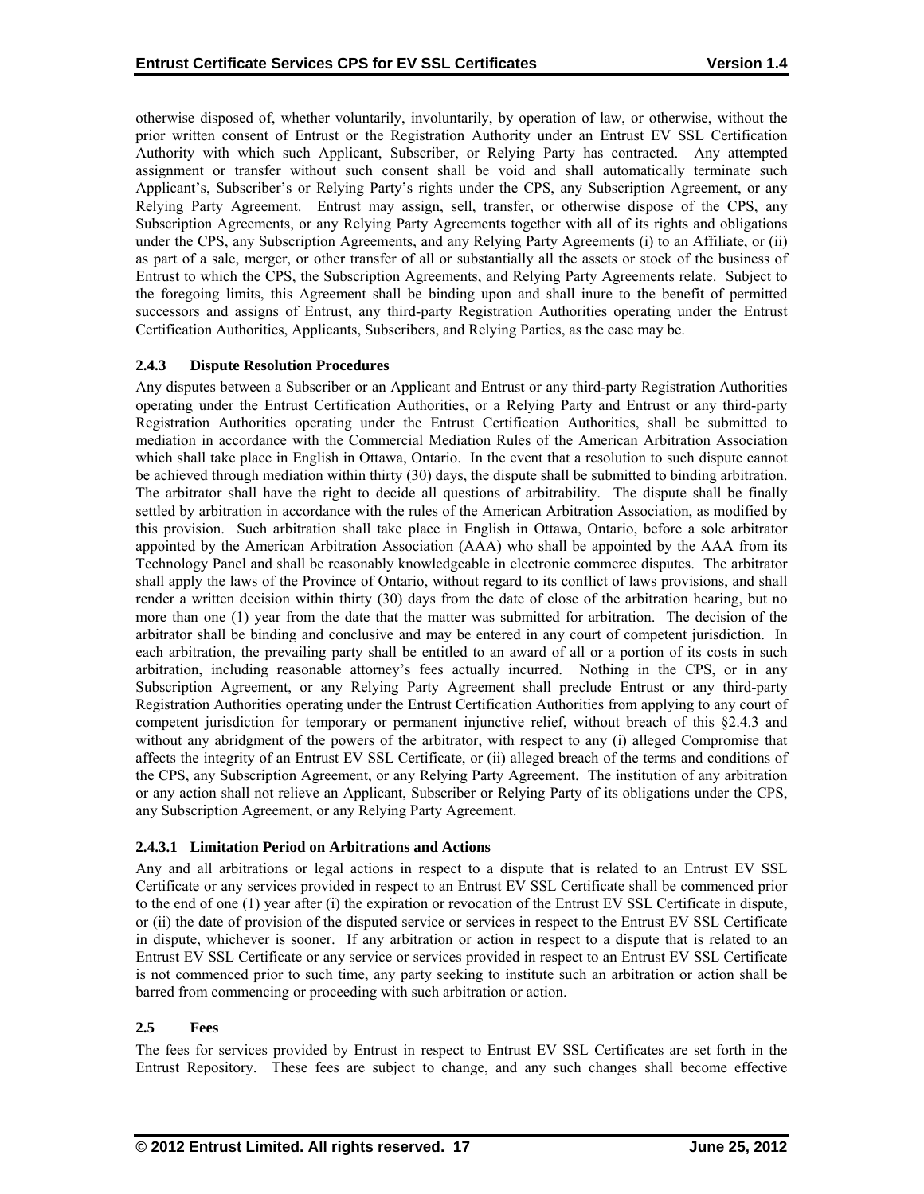otherwise disposed of, whether voluntarily, involuntarily, by operation of law, or otherwise, without the prior written consent of Entrust or the Registration Authority under an Entrust EV SSL Certification Authority with which such Applicant, Subscriber, or Relying Party has contracted. Any attempted assignment or transfer without such consent shall be void and shall automatically terminate such Applicant's, Subscriber's or Relying Party's rights under the CPS, any Subscription Agreement, or any Relying Party Agreement. Entrust may assign, sell, transfer, or otherwise dispose of the CPS, any Subscription Agreements, or any Relying Party Agreements together with all of its rights and obligations under the CPS, any Subscription Agreements, and any Relying Party Agreements (i) to an Affiliate, or (ii) as part of a sale, merger, or other transfer of all or substantially all the assets or stock of the business of Entrust to which the CPS, the Subscription Agreements, and Relying Party Agreements relate. Subject to the foregoing limits, this Agreement shall be binding upon and shall inure to the benefit of permitted successors and assigns of Entrust, any third-party Registration Authorities operating under the Entrust Certification Authorities, Applicants, Subscribers, and Relying Parties, as the case may be.

### 2.4.3 Dispute Resolution Procedures

Any disputes between a Subscriber or an Applicant and Entrust or any third-party Registration Authorities operating under the Entrust Certification Authorities, or a Relying Party and Entrust or any third-party Registration Authorities operating under the Entrust Certification Authorities, shall be submitted to mediation in accordance with the Commercial Mediation Rules of the American Arbitration Association which shall take place in English in Ottawa, Ontario. In the event that a resolution to such dispute cannot be achieved through mediation within thirty (30) days, the dispute shall be submitted to binding arbitration. The arbitrator shall have the right to decide all questions of arbitrability. The dispute shall be finally settled by arbitration in accordance with the rules of the American Arbitration Association, as modified by this provision. Such arbitration shall take place in English in Ottawa, Ontario, before a sole arbitrator appointed by the American Arbitration Association (AAA) who shall be appointed by the AAA from its Technology Panel and shall be reasonably knowledgeable in electronic commerce disputes. The arbitrator shall apply the laws of the Province of Ontario, without regard to its conflict of laws provisions, and shall render a written decision within thirty (30) days from the date of close of the arbitration hearing, but no more than one (1) year from the date that the matter was submitted for arbitration. The decision of the arbitrator shall be binding and conclusive and may be entered in any court of competent jurisdiction. In each arbitration, the prevailing party shall be entitled to an award of all or a portion of its costs in such arbitration, including reasonable attorney's fees actually incurred. Nothing in the CPS, or in any Subscription Agreement, or any Relying Party Agreement shall preclude Entrust or any third-party Registration Authorities operating under the Entrust Certification Authorities from applying to any court of competent jurisdiction for temporary or permanent injunctive relief, without breach of this §2.4.3 and without any abridgment of the powers of the arbitrator, with respect to any (i) alleged Compromise that affects the integrity of an Entrust EV SSL Certificate, or (ii) alleged breach of the terms and conditions of the CPS, any Subscription Agreement, or any Relying Party Agreement. The institution of any arbitration or any action shall not relieve an Applicant, Subscriber or Relying Party of its obligations under the CPS, any Subscription Agreement, or any Relying Party Agreement.

#### 2.4.3.1 Limitation Period on Arbitrations and Actions

Any and all arbitrations or legal actions in respect to a dispute that is related to an Entrust EV SSL Certificate or any services provided in respect to an Entrust EV SSL Certificate shall be commenced prior to the end of one (1) year after (i) the expiration or revocation of the Entrust EV SSL Certificate in dispute, or (ii) the date of provision of the disputed service or services in respect to the Entrust EV SSL Certificate in dispute, whichever is sooner. If any arbitration or action in respect to a dispute that is related to an Entrust EV SSL Certificate or any service or services provided in respect to an Entrust EV SSL Certificate is not commenced prior to such time, any party seeking to institute such an arbitration or action shall be barred from commencing or proceeding with such arbitration or action.

### 2.5 Fees

The fees for services provided by Entrust in respect to Entrust EV SSL Certificates are set forth in the Entrust Repository. These fees are subject to change, and any such changes shall become effective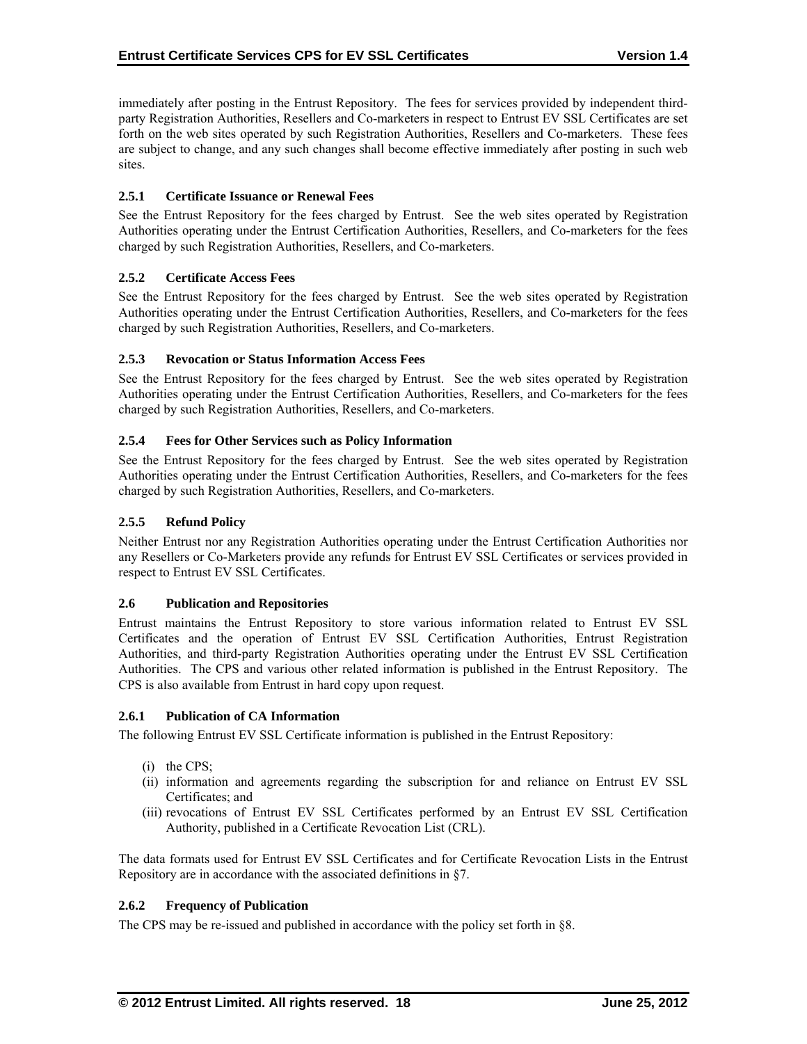immediately after posting in the Entrust Repository. The fees for services provided by independent third-party Registration Authorities, Resellers and Co-marketers in respect to Entrust EV SSL Certificates are set forth on the web sites operated by such Registration Authorities, Resellers and Co-marketers. These fees are subject to change, and any such changes shall become effective immediately after posting in such web sites.

### 2.5.1 Certificate Issuance or Renewal Fees

See the Entrust Repository for the fees charged by Entrust. See the web sites operated by Registration Authorities operating under the Entrust Certification Authorities, Resellers, and Co-marketers for the fees charged by such Registration Authorities, Resellers, and Co-marketers.

### 2.5.2 Certificate Access Fees

See the Entrust Repository for the fees charged by Entrust. See the web sites operated by Registration Authorities operating under the Entrust Certification Authorities, Resellers, and Co-marketers for the fees charged by such Registration Authorities, Resellers, and Co-marketers.

### 2.5.3 Revocation or Status Information Access Fees

See the Entrust Repository for the fees charged by Entrust. See the web sites operated by Registration Authorities operating under the Entrust Certification Authorities, Resellers, and Co-marketers for the fees charged by such Registration Authorities, Resellers, and Co-marketers.

### 2.5.4 Fees for Other Services such as Policy Information

See the Entrust Repository for the fees charged by Entrust. See the web sites operated by Registration Authorities operating under the Entrust Certification Authorities, Resellers, and Co-marketers for the fees charged by such Registration Authorities, Resellers, and Co-marketers.

### 2.5.5 Refund Policy

Neither Entrust nor any Registration Authorities operating under the Entrust Certification Authorities nor any Resellers or Co-Marketers provide any refunds for Entrust EV SSL Certificates or services provided in respect to Entrust EV SSL Certificates.

## 2.6 Publication and Repositories

Entrust maintains the Entrust Repository to store various information related to Entrust EV SSL Certificates and the operation of Entrust EV SSL Certification Authorities, Entrust Registration Authorities, and third-party Registration Authorities operating under the Entrust EV SSL Certification Authorities. The CPS and various other related information is published in the Entrust Repository. The CPS is also available from Entrust in hard copy upon request.

### 2.6.1 Publication of CA Information

The following Entrust EV SSL Certificate information is published in the Entrust Repository:

(i) the CPS;
(ii) information and agreements regarding the subscription for and reliance on Entrust EV SSL Certificates; and
(iii) revocations of Entrust EV SSL Certificates performed by an Entrust EV SSL Certification Authority, published in a Certificate Revocation List (CRL).

The data formats used for Entrust EV SSL Certificates and for Certificate Revocation Lists in the Entrust Repository are in accordance with the associated definitions in §7.

### 2.6.2 Frequency of Publication

The CPS may be re-issued and published in accordance with the policy set forth in §8.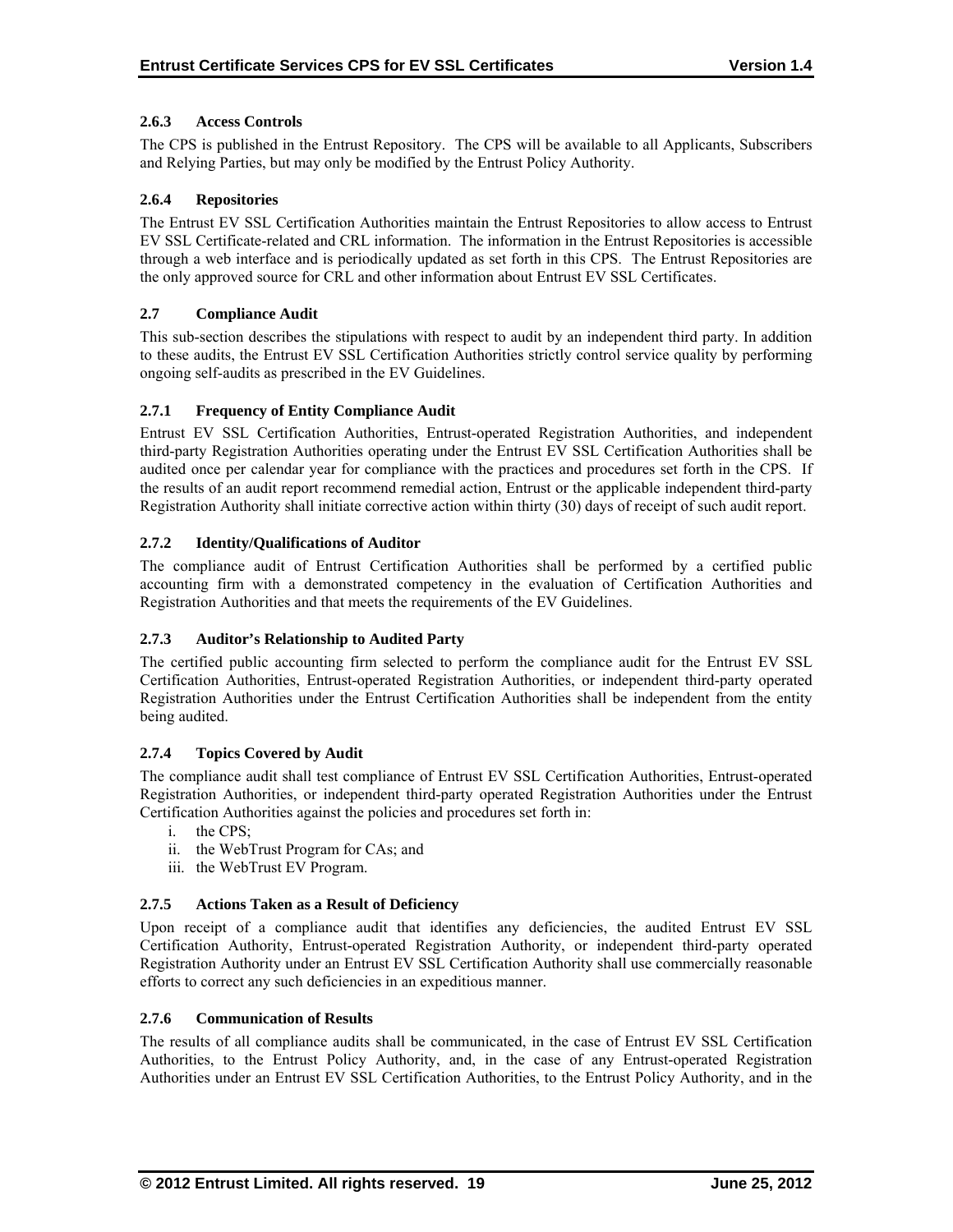#### 2.6.3 Access Controls

The CPS is published in the Entrust Repository. The CPS will be available to all Applicants, Subscribers and Relying Parties, but may only be modified by the Entrust Policy Authority.

#### 2.6.4 Repositories

The Entrust EV SSL Certification Authorities maintain the Entrust Repositories to allow access to Entrust EV SSL Certificate-related and CRL information. The information in the Entrust Repositories is accessible through a web interface and is periodically updated as set forth in this CPS. The Entrust Repositories are the only approved source for CRL and other information about Entrust EV SSL Certificates.

### 2.7 Compliance Audit

This sub-section describes the stipulations with respect to audit by an independent third party. In addition to these audits, the Entrust EV SSL Certification Authorities strictly control service quality by performing ongoing self-audits as prescribed in the EV Guidelines.

#### 2.7.1 Frequency of Entity Compliance Audit

Entrust EV SSL Certification Authorities, Entrust-operated Registration Authorities, and independent third-party Registration Authorities operating under the Entrust EV SSL Certification Authorities shall be audited once per calendar year for compliance with the practices and procedures set forth in the CPS. If the results of an audit report recommend remedial action, Entrust or the applicable independent third-party Registration Authority shall initiate corrective action within thirty (30) days of receipt of such audit report.

#### 2.7.2 Identity/Qualifications of Auditor

The compliance audit of Entrust Certification Authorities shall be performed by a certified public accounting firm with a demonstrated competency in the evaluation of Certification Authorities and Registration Authorities and that meets the requirements of the EV Guidelines.

#### 2.7.3 Auditor's Relationship to Audited Party

The certified public accounting firm selected to perform the compliance audit for the Entrust EV SSL Certification Authorities, Entrust-operated Registration Authorities, or independent third-party operated Registration Authorities under the Entrust Certification Authorities shall be independent from the entity being audited.

#### 2.7.4 Topics Covered by Audit

The compliance audit shall test compliance of Entrust EV SSL Certification Authorities, Entrust-operated Registration Authorities, or independent third-party operated Registration Authorities under the Entrust Certification Authorities against the policies and procedures set forth in:

i. the CPS;
ii. the WebTrust Program for CAs; and
iii. the WebTrust EV Program.

#### 2.7.5 Actions Taken as a Result of Deficiency

Upon receipt of a compliance audit that identifies any deficiencies, the audited Entrust EV SSL Certification Authority, Entrust-operated Registration Authority, or independent third-party operated Registration Authority under an Entrust EV SSL Certification Authority shall use commercially reasonable efforts to correct any such deficiencies in an expeditious manner.

#### 2.7.6 Communication of Results

The results of all compliance audits shall be communicated, in the case of Entrust EV SSL Certification Authorities, to the Entrust Policy Authority, and, in the case of any Entrust-operated Registration Authorities under an Entrust EV SSL Certification Authorities, to the Entrust Policy Authority, and in the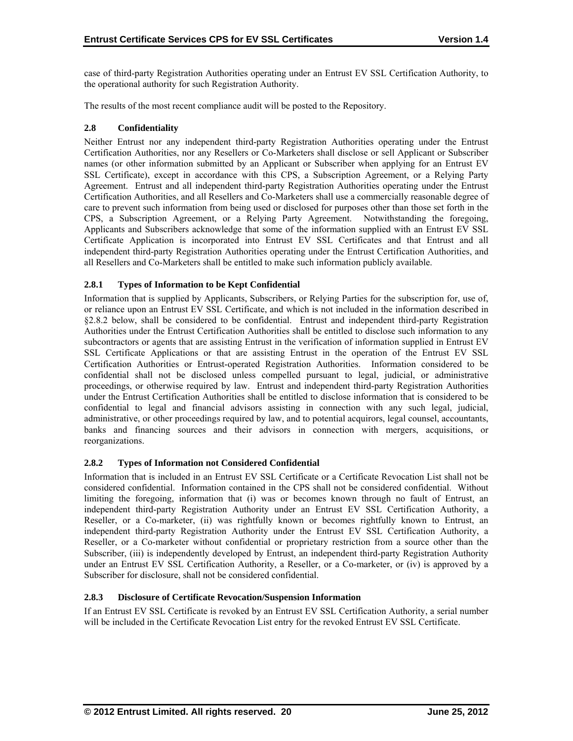case of third-party Registration Authorities operating under an Entrust EV SSL Certification Authority, to the operational authority for such Registration Authority.

The results of the most recent compliance audit will be posted to the Repository.

### 2.8 Confidentiality

Neither Entrust nor any independent third-party Registration Authorities operating under the Entrust Certification Authorities, nor any Resellers or Co-Marketers shall disclose or sell Applicant or Subscriber names (or other information submitted by an Applicant or Subscriber when applying for an Entrust EV SSL Certificate), except in accordance with this CPS, a Subscription Agreement, or a Relying Party Agreement. Entrust and all independent third-party Registration Authorities operating under the Entrust Certification Authorities, and all Resellers and Co-Marketers shall use a commercially reasonable degree of care to prevent such information from being used or disclosed for purposes other than those set forth in the CPS, a Subscription Agreement, or a Relying Party Agreement. Notwithstanding the foregoing, Applicants and Subscribers acknowledge that some of the information supplied with an Entrust EV SSL Certificate Application is incorporated into Entrust EV SSL Certificates and that Entrust and all independent third-party Registration Authorities operating under the Entrust Certification Authorities, and all Resellers and Co-Marketers shall be entitled to make such information publicly available.

#### 2.8.1 Types of Information to be Kept Confidential

Information that is supplied by Applicants, Subscribers, or Relying Parties for the subscription for, use of, or reliance upon an Entrust EV SSL Certificate, and which is not included in the information described in §2.8.2 below, shall be considered to be confidential. Entrust and independent third-party Registration Authorities under the Entrust Certification Authorities shall be entitled to disclose such information to any subcontractors or agents that are assisting Entrust in the verification of information supplied in Entrust EV SSL Certificate Applications or that are assisting Entrust in the operation of the Entrust EV SSL Certification Authorities or Entrust-operated Registration Authorities. Information considered to be confidential shall not be disclosed unless compelled pursuant to legal, judicial, or administrative proceedings, or otherwise required by law. Entrust and independent third-party Registration Authorities under the Entrust Certification Authorities shall be entitled to disclose information that is considered to be confidential to legal and financial advisors assisting in connection with any such legal, judicial, administrative, or other proceedings required by law, and to potential acquirors, legal counsel, accountants, banks and financing sources and their advisors in connection with mergers, acquisitions, or reorganizations.

#### 2.8.2 Types of Information not Considered Confidential

Information that is included in an Entrust EV SSL Certificate or a Certificate Revocation List shall not be considered confidential. Information contained in the CPS shall not be considered confidential. Without limiting the foregoing, information that (i) was or becomes known through no fault of Entrust, an independent third-party Registration Authority under an Entrust EV SSL Certification Authority, a Reseller, or a Co-marketer, (ii) was rightfully known or becomes rightfully known to Entrust, an independent third-party Registration Authority under the Entrust EV SSL Certification Authority, a Reseller, or a Co-marketer without confidential or proprietary restriction from a source other than the Subscriber, (iii) is independently developed by Entrust, an independent third-party Registration Authority under an Entrust EV SSL Certification Authority, a Reseller, or a Co-marketer, or (iv) is approved by a Subscriber for disclosure, shall not be considered confidential.

#### 2.8.3 Disclosure of Certificate Revocation/Suspension Information

If an Entrust EV SSL Certificate is revoked by an Entrust EV SSL Certification Authority, a serial number will be included in the Certificate Revocation List entry for the revoked Entrust EV SSL Certificate.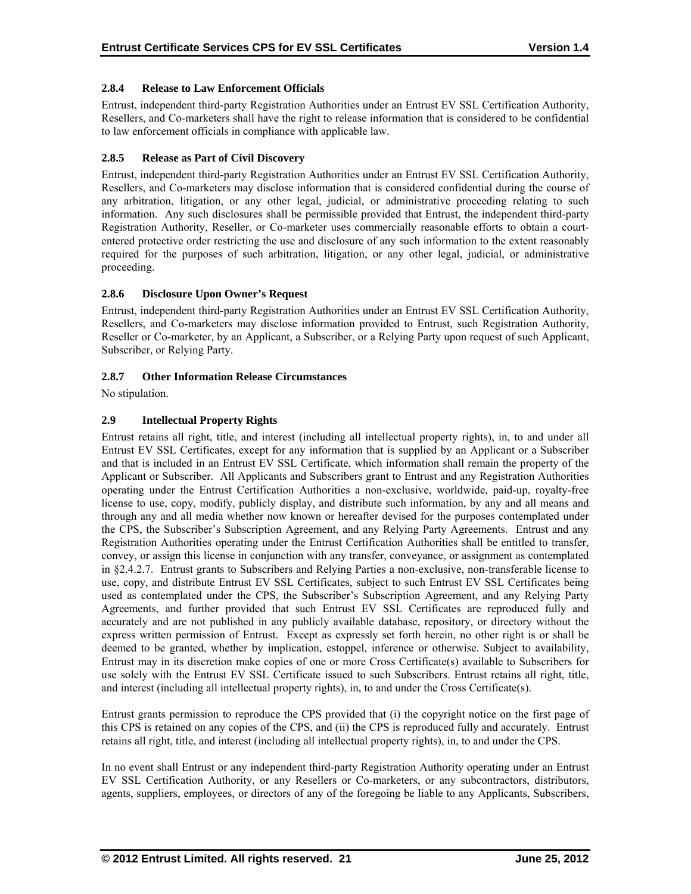#### 2.8.4 Release to Law Enforcement Officials

Entrust, independent third-party Registration Authorities under an Entrust EV SSL Certification Authority, Resellers, and Co-marketers shall have the right to release information that is considered to be confidential to law enforcement officials in compliance with applicable law.

#### 2.8.5 Release as Part of Civil Discovery

Entrust, independent third-party Registration Authorities under an Entrust EV SSL Certification Authority, Resellers, and Co-marketers may disclose information that is considered confidential during the course of any arbitration, litigation, or any other legal, judicial, or administrative proceeding relating to such information. Any such disclosures shall be permissible provided that Entrust, the independent third-party Registration Authority, Reseller, or Co-marketer uses commercially reasonable efforts to obtain a court-entered protective order restricting the use and disclosure of any such information to the extent reasonably required for the purposes of such arbitration, litigation, or any other legal, judicial, or administrative proceeding.

#### 2.8.6 Disclosure Upon Owner's Request

Entrust, independent third-party Registration Authorities under an Entrust EV SSL Certification Authority, Resellers, and Co-marketers may disclose information provided to Entrust, such Registration Authority, Reseller or Co-marketer, by an Applicant, a Subscriber, or a Relying Party upon request of such Applicant, Subscriber, or Relying Party.

#### 2.8.7 Other Information Release Circumstances

No stipulation.

### 2.9 Intellectual Property Rights

Entrust retains all right, title, and interest (including all intellectual property rights), in, to and under all Entrust EV SSL Certificates, except for any information that is supplied by an Applicant or a Subscriber and that is included in an Entrust EV SSL Certificate, which information shall remain the property of the Applicant or Subscriber. All Applicants and Subscribers grant to Entrust and any Registration Authorities operating under the Entrust Certification Authorities a non-exclusive, worldwide, paid-up, royalty-free license to use, copy, modify, publicly display, and distribute such information, by any and all means and through any and all media whether now known or hereafter devised for the purposes contemplated under the CPS, the Subscriber's Subscription Agreement, and any Relying Party Agreements. Entrust and any Registration Authorities operating under the Entrust Certification Authorities shall be entitled to transfer, convey, or assign this license in conjunction with any transfer, conveyance, or assignment as contemplated in §2.4.2.7. Entrust grants to Subscribers and Relying Parties a non-exclusive, non-transferable license to use, copy, and distribute Entrust EV SSL Certificates, subject to such Entrust EV SSL Certificates being used as contemplated under the CPS, the Subscriber's Subscription Agreement, and any Relying Party Agreements, and further provided that such Entrust EV SSL Certificates are reproduced fully and accurately and are not published in any publicly available database, repository, or directory without the express written permission of Entrust. Except as expressly set forth herein, no other right is or shall be deemed to be granted, whether by implication, estoppel, inference or otherwise. Subject to availability, Entrust may in its discretion make copies of one or more Cross Certificate(s) available to Subscribers for use solely with the Entrust EV SSL Certificate issued to such Subscribers. Entrust retains all right, title, and interest (including all intellectual property rights), in, to and under the Cross Certificate(s).

Entrust grants permission to reproduce the CPS provided that (i) the copyright notice on the first page of this CPS is retained on any copies of the CPS, and (ii) the CPS is reproduced fully and accurately. Entrust retains all right, title, and interest (including all intellectual property rights), in, to and under the CPS.

In no event shall Entrust or any independent third-party Registration Authority operating under an Entrust EV SSL Certification Authority, or any Resellers or Co-marketers, or any subcontractors, distributors, agents, suppliers, employees, or directors of any of the foregoing be liable to any Applicants, Subscribers,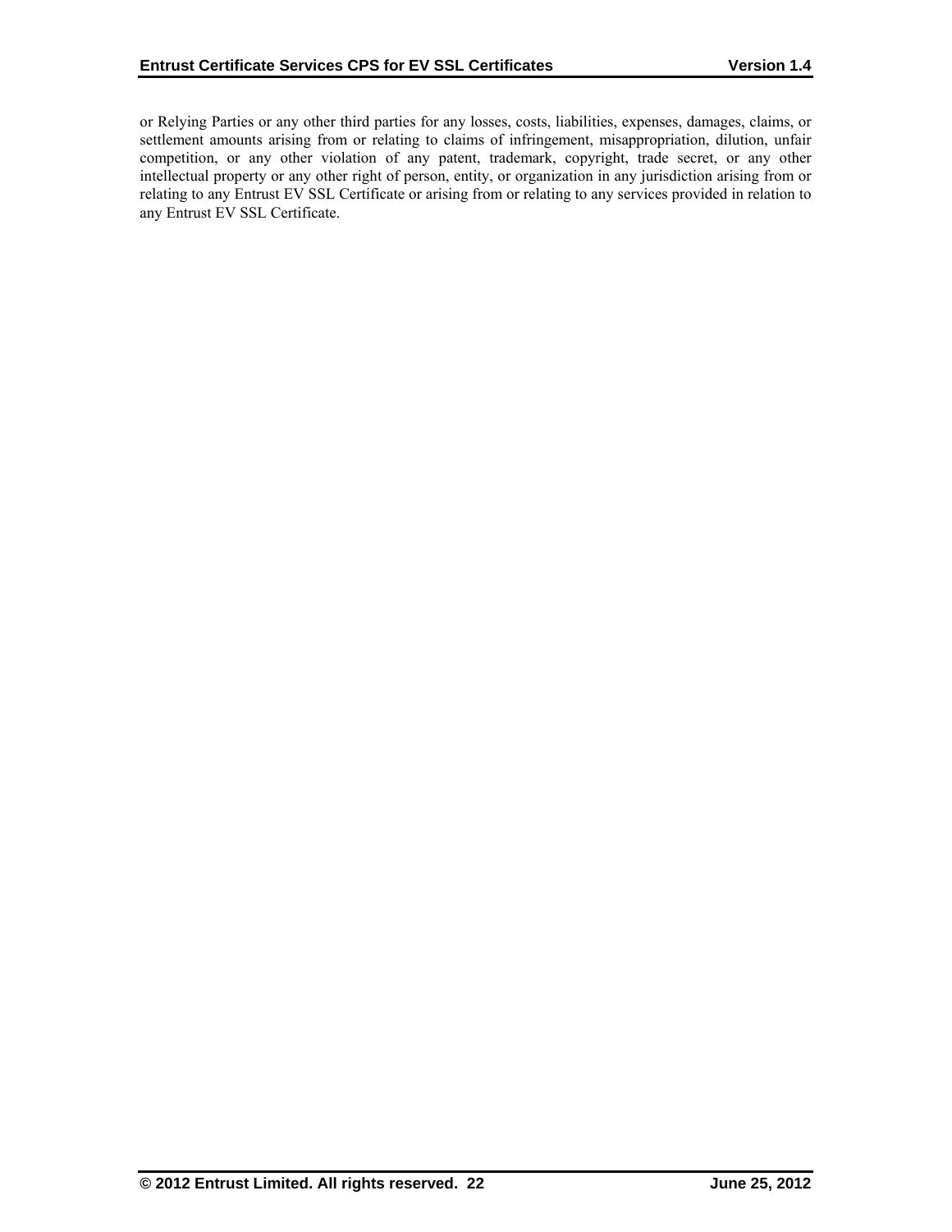or Relying Parties or any other third parties for any losses, costs, liabilities, expenses, damages, claims, or settlement amounts arising from or relating to claims of infringement, misappropriation, dilution, unfair competition, or any other violation of any patent, trademark, copyright, trade secret, or any other intellectual property or any other right of person, entity, or organization in any jurisdiction arising from or relating to any Entrust EV SSL Certificate or arising from or relating to any services provided in relation to any Entrust EV SSL Certificate.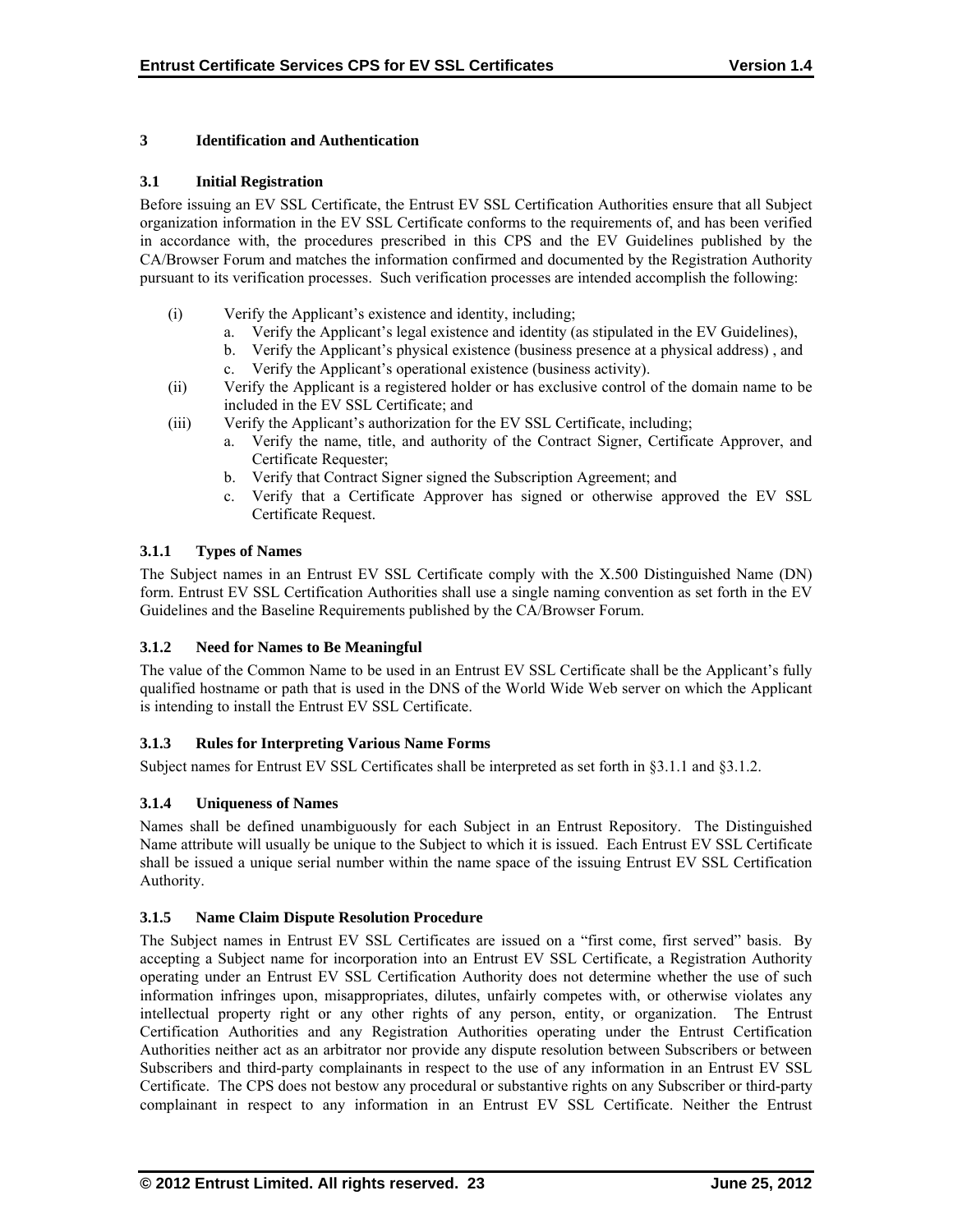# 3 Identification and Authentication

## 3.1 Initial Registration

Before issuing an EV SSL Certificate, the Entrust EV SSL Certification Authorities ensure that all Subject organization information in the EV SSL Certificate conforms to the requirements of, and has been verified in accordance with, the procedures prescribed in this CPS and the EV Guidelines published by the CA/Browser Forum and matches the information confirmed and documented by the Registration Authority pursuant to its verification processes. Such verification processes are intended accomplish the following:

(i) Verify the Applicant's existence and identity, including;
   a. Verify the Applicant's legal existence and identity (as stipulated in the EV Guidelines),
   b. Verify the Applicant's physical existence (business presence at a physical address) , and
   c. Verify the Applicant's operational existence (business activity).

(ii) Verify the Applicant is a registered holder or has exclusive control of the domain name to be included in the EV SSL Certificate; and

(iii) Verify the Applicant's authorization for the EV SSL Certificate, including;
   a. Verify the name, title, and authority of the Contract Signer, Certificate Approver, and Certificate Requester;
   b. Verify that Contract Signer signed the Subscription Agreement; and
   c. Verify that a Certificate Approver has signed or otherwise approved the EV SSL Certificate Request.

### 3.1.1 Types of Names

The Subject names in an Entrust EV SSL Certificate comply with the X.500 Distinguished Name (DN) form. Entrust EV SSL Certification Authorities shall use a single naming convention as set forth in the EV Guidelines and the Baseline Requirements published by the CA/Browser Forum.

### 3.1.2 Need for Names to Be Meaningful

The value of the Common Name to be used in an Entrust EV SSL Certificate shall be the Applicant's fully qualified hostname or path that is used in the DNS of the World Wide Web server on which the Applicant is intending to install the Entrust EV SSL Certificate.

### 3.1.3 Rules for Interpreting Various Name Forms

Subject names for Entrust EV SSL Certificates shall be interpreted as set forth in §3.1.1 and §3.1.2.

### 3.1.4 Uniqueness of Names

Names shall be defined unambiguously for each Subject in an Entrust Repository. The Distinguished Name attribute will usually be unique to the Subject to which it is issued. Each Entrust EV SSL Certificate shall be issued a unique serial number within the name space of the issuing Entrust EV SSL Certification Authority.

### 3.1.5 Name Claim Dispute Resolution Procedure

The Subject names in Entrust EV SSL Certificates are issued on a "first come, first served" basis. By accepting a Subject name for incorporation into an Entrust EV SSL Certificate, a Registration Authority operating under an Entrust EV SSL Certification Authority does not determine whether the use of such information infringes upon, misappropriates, dilutes, unfairly competes with, or otherwise violates any intellectual property right or any other rights of any person, entity, or organization. The Entrust Certification Authorities and any Registration Authorities operating under the Entrust Certification Authorities neither act as an arbitrator nor provide any dispute resolution between Subscribers or between Subscribers and third-party complainants in respect to the use of any information in an Entrust EV SSL Certificate. The CPS does not bestow any procedural or substantive rights on any Subscriber or third-party complainant in respect to any information in an Entrust EV SSL Certificate. Neither the Entrust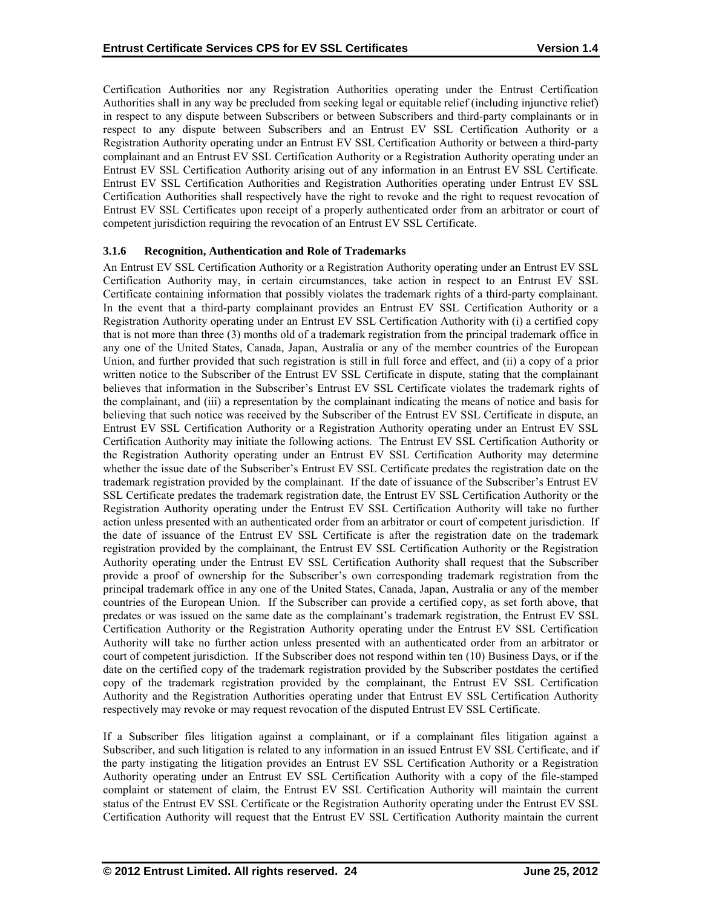Certification Authorities nor any Registration Authorities operating under the Entrust Certification Authorities shall in any way be precluded from seeking legal or equitable relief (including injunctive relief) in respect to any dispute between Subscribers or between Subscribers and third-party complainants or in respect to any dispute between Subscribers and an Entrust EV SSL Certification Authority or a Registration Authority operating under an Entrust EV SSL Certification Authority or between a third-party complainant and an Entrust EV SSL Certification Authority or a Registration Authority operating under an Entrust EV SSL Certification Authority arising out of any information in an Entrust EV SSL Certificate. Entrust EV SSL Certification Authorities and Registration Authorities operating under Entrust EV SSL Certification Authorities shall respectively have the right to revoke and the right to request revocation of Entrust EV SSL Certificates upon receipt of a properly authenticated order from an arbitrator or court of competent jurisdiction requiring the revocation of an Entrust EV SSL Certificate.

#### 3.1.6 Recognition, Authentication and Role of Trademarks

An Entrust EV SSL Certification Authority or a Registration Authority operating under an Entrust EV SSL Certification Authority may, in certain circumstances, take action in respect to an Entrust EV SSL Certificate containing information that possibly violates the trademark rights of a third-party complainant. In the event that a third-party complainant provides an Entrust EV SSL Certification Authority or a Registration Authority operating under an Entrust EV SSL Certification Authority with (i) a certified copy that is not more than three (3) months old of a trademark registration from the principal trademark office in any one of the United States, Canada, Japan, Australia or any of the member countries of the European Union, and further provided that such registration is still in full force and effect, and (ii) a copy of a prior written notice to the Subscriber of the Entrust EV SSL Certificate in dispute, stating that the complainant believes that information in the Subscriber's Entrust EV SSL Certificate violates the trademark rights of the complainant, and (iii) a representation by the complainant indicating the means of notice and basis for believing that such notice was received by the Subscriber of the Entrust EV SSL Certificate in dispute, an Entrust EV SSL Certification Authority or a Registration Authority operating under an Entrust EV SSL Certification Authority may initiate the following actions. The Entrust EV SSL Certification Authority or the Registration Authority operating under an Entrust EV SSL Certification Authority may determine whether the issue date of the Subscriber's Entrust EV SSL Certificate predates the registration date on the trademark registration provided by the complainant. If the date of issuance of the Subscriber's Entrust EV SSL Certificate predates the trademark registration date, the Entrust EV SSL Certification Authority or the Registration Authority operating under the Entrust EV SSL Certification Authority will take no further action unless presented with an authenticated order from an arbitrator or court of competent jurisdiction. If the date of issuance of the Entrust EV SSL Certificate is after the registration date on the trademark registration provided by the complainant, the Entrust EV SSL Certification Authority or the Registration Authority operating under the Entrust EV SSL Certification Authority shall request that the Subscriber provide a proof of ownership for the Subscriber's own corresponding trademark registration from the principal trademark office in any one of the United States, Canada, Japan, Australia or any of the member countries of the European Union. If the Subscriber can provide a certified copy, as set forth above, that predates or was issued on the same date as the complainant's trademark registration, the Entrust EV SSL Certification Authority or the Registration Authority operating under the Entrust EV SSL Certification Authority will take no further action unless presented with an authenticated order from an arbitrator or court of competent jurisdiction. If the Subscriber does not respond within ten (10) Business Days, or if the date on the certified copy of the trademark registration provided by the Subscriber postdates the certified copy of the trademark registration provided by the complainant, the Entrust EV SSL Certification Authority and the Registration Authorities operating under that Entrust EV SSL Certification Authority respectively may revoke or may request revocation of the disputed Entrust EV SSL Certificate.

If a Subscriber files litigation against a complainant, or if a complainant files litigation against a Subscriber, and such litigation is related to any information in an issued Entrust EV SSL Certificate, and if the party instigating the litigation provides an Entrust EV SSL Certification Authority or a Registration Authority operating under an Entrust EV SSL Certification Authority with a copy of the file-stamped complaint or statement of claim, the Entrust EV SSL Certification Authority will maintain the current status of the Entrust EV SSL Certificate or the Registration Authority operating under the Entrust EV SSL Certification Authority will request that the Entrust EV SSL Certification Authority maintain the current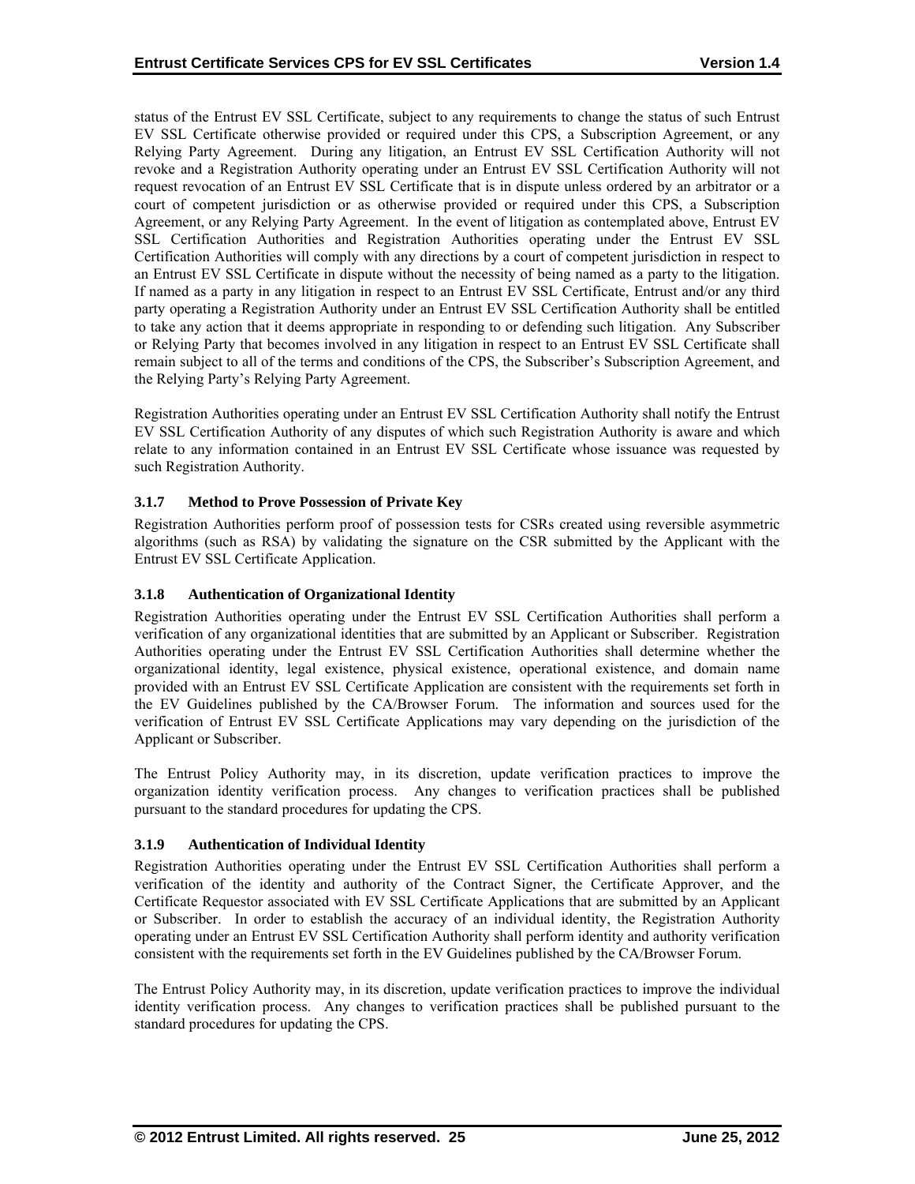status of the Entrust EV SSL Certificate, subject to any requirements to change the status of such Entrust EV SSL Certificate otherwise provided or required under this CPS, a Subscription Agreement, or any Relying Party Agreement. During any litigation, an Entrust EV SSL Certification Authority will not revoke and a Registration Authority operating under an Entrust EV SSL Certification Authority will not request revocation of an Entrust EV SSL Certificate that is in dispute unless ordered by an arbitrator or a court of competent jurisdiction or as otherwise provided or required under this CPS, a Subscription Agreement, or any Relying Party Agreement. In the event of litigation as contemplated above, Entrust EV SSL Certification Authorities and Registration Authorities operating under the Entrust EV SSL Certification Authorities will comply with any directions by a court of competent jurisdiction in respect to an Entrust EV SSL Certificate in dispute without the necessity of being named as a party to the litigation. If named as a party in any litigation in respect to an Entrust EV SSL Certificate, Entrust and/or any third party operating a Registration Authority under an Entrust EV SSL Certification Authority shall be entitled to take any action that it deems appropriate in responding to or defending such litigation. Any Subscriber or Relying Party that becomes involved in any litigation in respect to an Entrust EV SSL Certificate shall remain subject to all of the terms and conditions of the CPS, the Subscriber's Subscription Agreement, and the Relying Party's Relying Party Agreement.

Registration Authorities operating under an Entrust EV SSL Certification Authority shall notify the Entrust EV SSL Certification Authority of any disputes of which such Registration Authority is aware and which relate to any information contained in an Entrust EV SSL Certificate whose issuance was requested by such Registration Authority.

### 3.1.7 Method to Prove Possession of Private Key

Registration Authorities perform proof of possession tests for CSRs created using reversible asymmetric algorithms (such as RSA) by validating the signature on the CSR submitted by the Applicant with the Entrust EV SSL Certificate Application.

### 3.1.8 Authentication of Organizational Identity

Registration Authorities operating under the Entrust EV SSL Certification Authorities shall perform a verification of any organizational identities that are submitted by an Applicant or Subscriber. Registration Authorities operating under the Entrust EV SSL Certification Authorities shall determine whether the organizational identity, legal existence, physical existence, operational existence, and domain name provided with an Entrust EV SSL Certificate Application are consistent with the requirements set forth in the EV Guidelines published by the CA/Browser Forum. The information and sources used for the verification of Entrust EV SSL Certificate Applications may vary depending on the jurisdiction of the Applicant or Subscriber.

The Entrust Policy Authority may, in its discretion, update verification practices to improve the organization identity verification process. Any changes to verification practices shall be published pursuant to the standard procedures for updating the CPS.

### 3.1.9 Authentication of Individual Identity

Registration Authorities operating under the Entrust EV SSL Certification Authorities shall perform a verification of the identity and authority of the Contract Signer, the Certificate Approver, and the Certificate Requestor associated with EV SSL Certificate Applications that are submitted by an Applicant or Subscriber. In order to establish the accuracy of an individual identity, the Registration Authority operating under an Entrust EV SSL Certification Authority shall perform identity and authority verification consistent with the requirements set forth in the EV Guidelines published by the CA/Browser Forum.

The Entrust Policy Authority may, in its discretion, update verification practices to improve the individual identity verification process. Any changes to verification practices shall be published pursuant to the standard procedures for updating the CPS.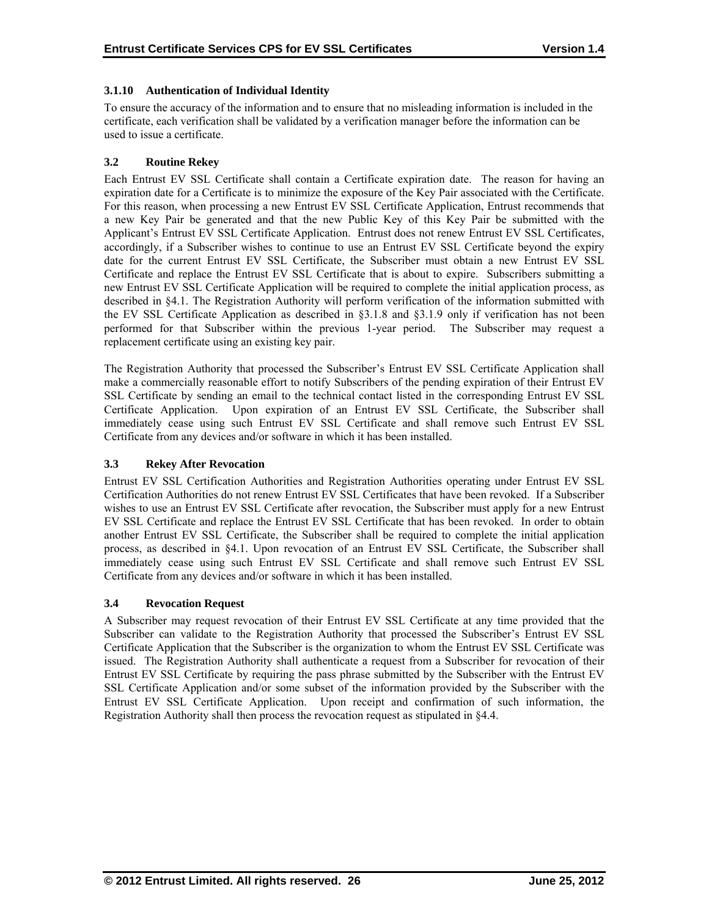### 3.1.10 Authentication of Individual Identity

To ensure the accuracy of the information and to ensure that no misleading information is included in the certificate, each verification shall be validated by a verification manager before the information can be used to issue a certificate.

## 3.2 Routine Rekey

Each Entrust EV SSL Certificate shall contain a Certificate expiration date. The reason for having an expiration date for a Certificate is to minimize the exposure of the Key Pair associated with the Certificate. For this reason, when processing a new Entrust EV SSL Certificate Application, Entrust recommends that a new Key Pair be generated and that the new Public Key of this Key Pair be submitted with the Applicant's Entrust EV SSL Certificate Application. Entrust does not renew Entrust EV SSL Certificates, accordingly, if a Subscriber wishes to continue to use an Entrust EV SSL Certificate beyond the expiry date for the current Entrust EV SSL Certificate, the Subscriber must obtain a new Entrust EV SSL Certificate and replace the Entrust EV SSL Certificate that is about to expire. Subscribers submitting a new Entrust EV SSL Certificate Application will be required to complete the initial application process, as described in §4.1. The Registration Authority will perform verification of the information submitted with the EV SSL Certificate Application as described in §3.1.8 and §3.1.9 only if verification has not been performed for that Subscriber within the previous 1-year period. The Subscriber may request a replacement certificate using an existing key pair.

The Registration Authority that processed the Subscriber's Entrust EV SSL Certificate Application shall make a commercially reasonable effort to notify Subscribers of the pending expiration of their Entrust EV SSL Certificate by sending an email to the technical contact listed in the corresponding Entrust EV SSL Certificate Application. Upon expiration of an Entrust EV SSL Certificate, the Subscriber shall immediately cease using such Entrust EV SSL Certificate and shall remove such Entrust EV SSL Certificate from any devices and/or software in which it has been installed.

## 3.3 Rekey After Revocation

Entrust EV SSL Certification Authorities and Registration Authorities operating under Entrust EV SSL Certification Authorities do not renew Entrust EV SSL Certificates that have been revoked. If a Subscriber wishes to use an Entrust EV SSL Certificate after revocation, the Subscriber must apply for a new Entrust EV SSL Certificate and replace the Entrust EV SSL Certificate that has been revoked. In order to obtain another Entrust EV SSL Certificate, the Subscriber shall be required to complete the initial application process, as described in §4.1. Upon revocation of an Entrust EV SSL Certificate, the Subscriber shall immediately cease using such Entrust EV SSL Certificate and shall remove such Entrust EV SSL Certificate from any devices and/or software in which it has been installed.

## 3.4 Revocation Request

A Subscriber may request revocation of their Entrust EV SSL Certificate at any time provided that the Subscriber can validate to the Registration Authority that processed the Subscriber's Entrust EV SSL Certificate Application that the Subscriber is the organization to whom the Entrust EV SSL Certificate was issued. The Registration Authority shall authenticate a request from a Subscriber for revocation of their Entrust EV SSL Certificate by requiring the pass phrase submitted by the Subscriber with the Entrust EV SSL Certificate Application and/or some subset of the information provided by the Subscriber with the Entrust EV SSL Certificate Application. Upon receipt and confirmation of such information, the Registration Authority shall then process the revocation request as stipulated in §4.4.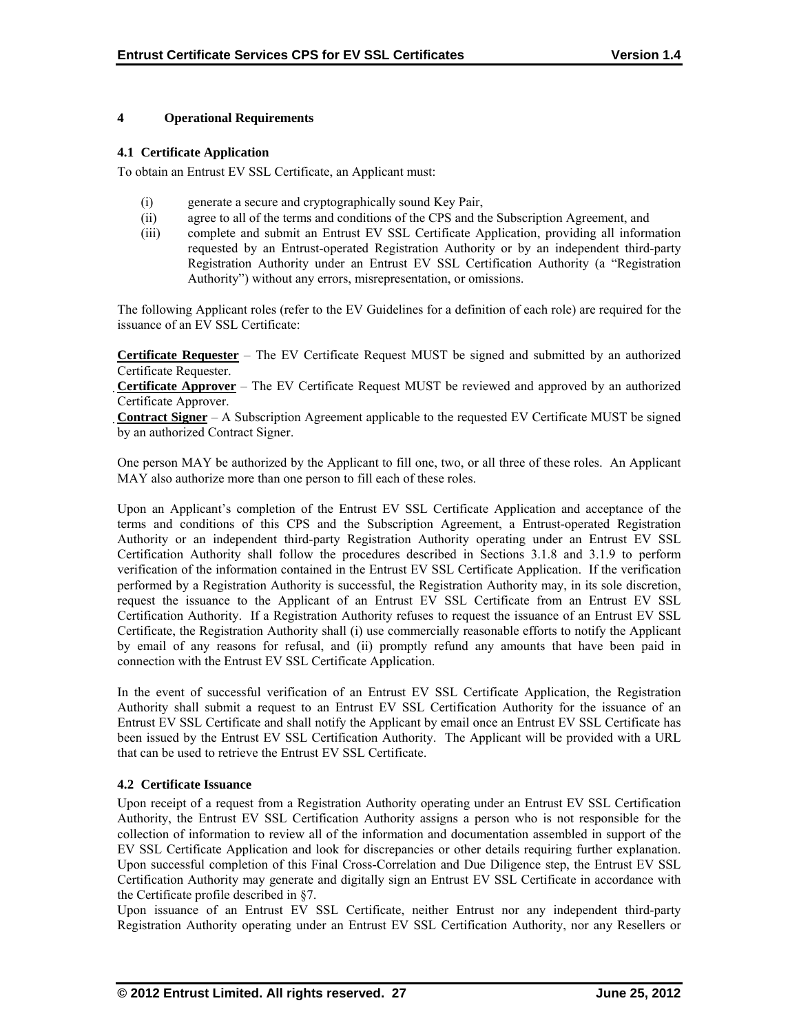# 4 Operational Requirements

## 4.1 Certificate Application

To obtain an Entrust EV SSL Certificate, an Applicant must:

(i) generate a secure and cryptographically sound Key Pair,

(ii) agree to all of the terms and conditions of the CPS and the Subscription Agreement, and

(iii) complete and submit an Entrust EV SSL Certificate Application, providing all information requested by an Entrust-operated Registration Authority or by an independent third-party Registration Authority under an Entrust EV SSL Certification Authority (a "Registration Authority") without any errors, misrepresentation, or omissions.

The following Applicant roles (refer to the EV Guidelines for a definition of each role) are required for the issuance of an EV SSL Certificate:

**Certificate Requester** – The EV Certificate Request MUST be signed and submitted by an authorized Certificate Requester.

**Certificate Approver** – The EV Certificate Request MUST be reviewed and approved by an authorized Certificate Approver.

**Contract Signer** – A Subscription Agreement applicable to the requested EV Certificate MUST be signed by an authorized Contract Signer.

One person MAY be authorized by the Applicant to fill one, two, or all three of these roles. An Applicant MAY also authorize more than one person to fill each of these roles.

Upon an Applicant's completion of the Entrust EV SSL Certificate Application and acceptance of the terms and conditions of this CPS and the Subscription Agreement, a Entrust-operated Registration Authority or an independent third-party Registration Authority operating under an Entrust EV SSL Certification Authority shall follow the procedures described in Sections 3.1.8 and 3.1.9 to perform verification of the information contained in the Entrust EV SSL Certificate Application. If the verification performed by a Registration Authority is successful, the Registration Authority may, in its sole discretion, request the issuance to the Applicant of an Entrust EV SSL Certificate from an Entrust EV SSL Certification Authority. If a Registration Authority refuses to request the issuance of an Entrust EV SSL Certificate, the Registration Authority shall (i) use commercially reasonable efforts to notify the Applicant by email of any reasons for refusal, and (ii) promptly refund any amounts that have been paid in connection with the Entrust EV SSL Certificate Application.

In the event of successful verification of an Entrust EV SSL Certificate Application, the Registration Authority shall submit a request to an Entrust EV SSL Certification Authority for the issuance of an Entrust EV SSL Certificate and shall notify the Applicant by email once an Entrust EV SSL Certificate has been issued by the Entrust EV SSL Certification Authority. The Applicant will be provided with a URL that can be used to retrieve the Entrust EV SSL Certificate.

## 4.2 Certificate Issuance

Upon receipt of a request from a Registration Authority operating under an Entrust EV SSL Certification Authority, the Entrust EV SSL Certification Authority assigns a person who is not responsible for the collection of information to review all of the information and documentation assembled in support of the EV SSL Certificate Application and look for discrepancies or other details requiring further explanation. Upon successful completion of this Final Cross-Correlation and Due Diligence step, the Entrust EV SSL Certification Authority may generate and digitally sign an Entrust EV SSL Certificate in accordance with the Certificate profile described in §7.

Upon issuance of an Entrust EV SSL Certificate, neither Entrust nor any independent third-party Registration Authority operating under an Entrust EV SSL Certification Authority, nor any Resellers or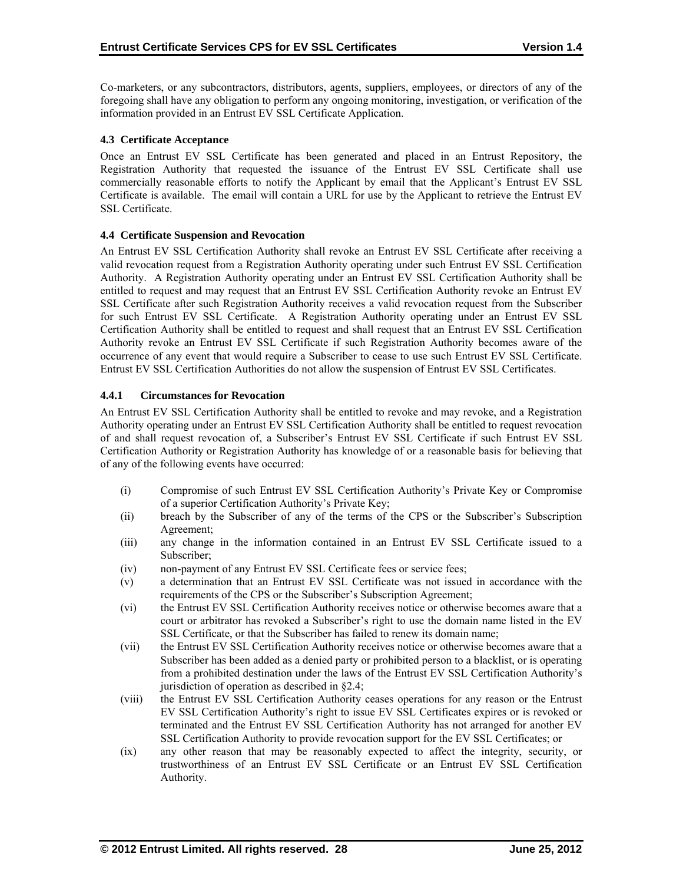Co-marketers, or any subcontractors, distributors, agents, suppliers, employees, or directors of any of the foregoing shall have any obligation to perform any ongoing monitoring, investigation, or verification of the information provided in an Entrust EV SSL Certificate Application.

### 4.3 Certificate Acceptance

Once an Entrust EV SSL Certificate has been generated and placed in an Entrust Repository, the Registration Authority that requested the issuance of the Entrust EV SSL Certificate shall use commercially reasonable efforts to notify the Applicant by email that the Applicant's Entrust EV SSL Certificate is available. The email will contain a URL for use by the Applicant to retrieve the Entrust EV SSL Certificate.

### 4.4 Certificate Suspension and Revocation

An Entrust EV SSL Certification Authority shall revoke an Entrust EV SSL Certificate after receiving a valid revocation request from a Registration Authority operating under such Entrust EV SSL Certification Authority. A Registration Authority operating under an Entrust EV SSL Certification Authority shall be entitled to request and may request that an Entrust EV SSL Certification Authority revoke an Entrust EV SSL Certificate after such Registration Authority receives a valid revocation request from the Subscriber for such Entrust EV SSL Certificate. A Registration Authority operating under an Entrust EV SSL Certification Authority shall be entitled to request and shall request that an Entrust EV SSL Certification Authority revoke an Entrust EV SSL Certificate if such Registration Authority becomes aware of the occurrence of any event that would require a Subscriber to cease to use such Entrust EV SSL Certificate. Entrust EV SSL Certification Authorities do not allow the suspension of Entrust EV SSL Certificates.

#### 4.4.1 Circumstances for Revocation

An Entrust EV SSL Certification Authority shall be entitled to revoke and may revoke, and a Registration Authority operating under an Entrust EV SSL Certification Authority shall be entitled to request revocation of and shall request revocation of, a Subscriber's Entrust EV SSL Certificate if such Entrust EV SSL Certification Authority or Registration Authority has knowledge of or a reasonable basis for believing that of any of the following events have occurred:

- (i) Compromise of such Entrust EV SSL Certification Authority's Private Key or Compromise of a superior Certification Authority's Private Key;
- (ii) breach by the Subscriber of any of the terms of the CPS or the Subscriber's Subscription Agreement;
- (iii) any change in the information contained in an Entrust EV SSL Certificate issued to a Subscriber;
- (iv) non-payment of any Entrust EV SSL Certificate fees or service fees;
- (v) a determination that an Entrust EV SSL Certificate was not issued in accordance with the requirements of the CPS or the Subscriber's Subscription Agreement;
- (vi) the Entrust EV SSL Certification Authority receives notice or otherwise becomes aware that a court or arbitrator has revoked a Subscriber's right to use the domain name listed in the EV SSL Certificate, or that the Subscriber has failed to renew its domain name;
- (vii) the Entrust EV SSL Certification Authority receives notice or otherwise becomes aware that a Subscriber has been added as a denied party or prohibited person to a blacklist, or is operating from a prohibited destination under the laws of the Entrust EV SSL Certification Authority's jurisdiction of operation as described in §2.4;
- (viii) the Entrust EV SSL Certification Authority ceases operations for any reason or the Entrust EV SSL Certification Authority's right to issue EV SSL Certificates expires or is revoked or terminated and the Entrust EV SSL Certification Authority has not arranged for another EV SSL Certification Authority to provide revocation support for the EV SSL Certificates; or
- (ix) any other reason that may be reasonably expected to affect the integrity, security, or trustworthiness of an Entrust EV SSL Certificate or an Entrust EV SSL Certification Authority.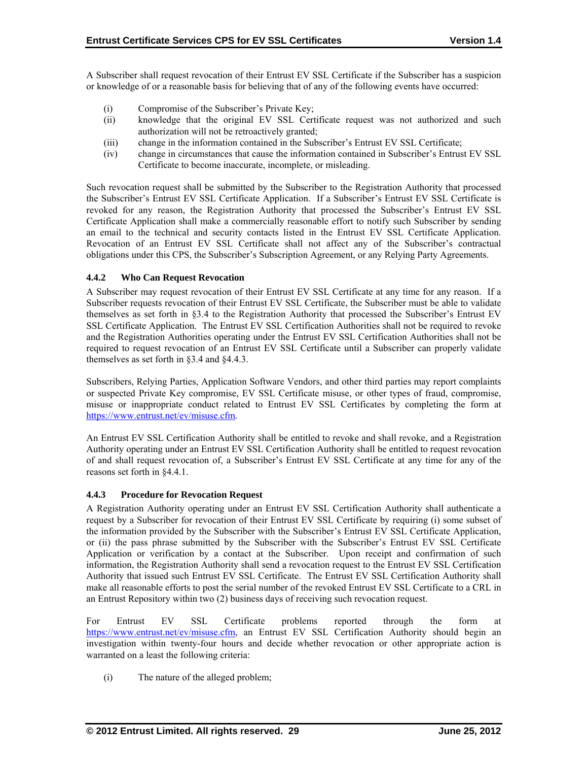A Subscriber shall request revocation of their Entrust EV SSL Certificate if the Subscriber has a suspicion or knowledge of or a reasonable basis for believing that of any of the following events have occurred:

(i) Compromise of the Subscriber's Private Key;
(ii) knowledge that the original EV SSL Certificate request was not authorized and such authorization will not be retroactively granted;
(iii) change in the information contained in the Subscriber's Entrust EV SSL Certificate;
(iv) change in circumstances that cause the information contained in Subscriber's Entrust EV SSL Certificate to become inaccurate, incomplete, or misleading.

Such revocation request shall be submitted by the Subscriber to the Registration Authority that processed the Subscriber's Entrust EV SSL Certificate Application. If a Subscriber's Entrust EV SSL Certificate is revoked for any reason, the Registration Authority that processed the Subscriber's Entrust EV SSL Certificate Application shall make a commercially reasonable effort to notify such Subscriber by sending an email to the technical and security contacts listed in the Entrust EV SSL Certificate Application. Revocation of an Entrust EV SSL Certificate shall not affect any of the Subscriber's contractual obligations under this CPS, the Subscriber's Subscription Agreement, or any Relying Party Agreements.

### 4.4.2 Who Can Request Revocation

A Subscriber may request revocation of their Entrust EV SSL Certificate at any time for any reason. If a Subscriber requests revocation of their Entrust EV SSL Certificate, the Subscriber must be able to validate themselves as set forth in §3.4 to the Registration Authority that processed the Subscriber's Entrust EV SSL Certificate Application. The Entrust EV SSL Certification Authorities shall not be required to revoke and the Registration Authorities operating under the Entrust EV SSL Certification Authorities shall not be required to request revocation of an Entrust EV SSL Certificate until a Subscriber can properly validate themselves as set forth in §3.4 and §4.4.3.

Subscribers, Relying Parties, Application Software Vendors, and other third parties may report complaints or suspected Private Key compromise, EV SSL Certificate misuse, or other types of fraud, compromise, misuse or inappropriate conduct related to Entrust EV SSL Certificates by completing the form at https://www.entrust.net/ev/misuse.cfm.

An Entrust EV SSL Certification Authority shall be entitled to revoke and shall revoke, and a Registration Authority operating under an Entrust EV SSL Certification Authority shall be entitled to request revocation of and shall request revocation of, a Subscriber's Entrust EV SSL Certificate at any time for any of the reasons set forth in §4.4.1.

### 4.4.3 Procedure for Revocation Request

A Registration Authority operating under an Entrust EV SSL Certification Authority shall authenticate a request by a Subscriber for revocation of their Entrust EV SSL Certificate by requiring (i) some subset of the information provided by the Subscriber with the Subscriber's Entrust EV SSL Certificate Application, or (ii) the pass phrase submitted by the Subscriber with the Subscriber's Entrust EV SSL Certificate Application or verification by a contact at the Subscriber. Upon receipt and confirmation of such information, the Registration Authority shall send a revocation request to the Entrust EV SSL Certification Authority that issued such Entrust EV SSL Certificate. The Entrust EV SSL Certification Authority shall make all reasonable efforts to post the serial number of the revoked Entrust EV SSL Certificate to a CRL in an Entrust Repository within two (2) business days of receiving such revocation request.

For Entrust EV SSL Certificate problems reported through the form at https://www.entrust.net/ev/misuse.cfm, an Entrust EV SSL Certification Authority should begin an investigation within twenty-four hours and decide whether revocation or other appropriate action is warranted on a least the following criteria:

(i) The nature of the alleged problem;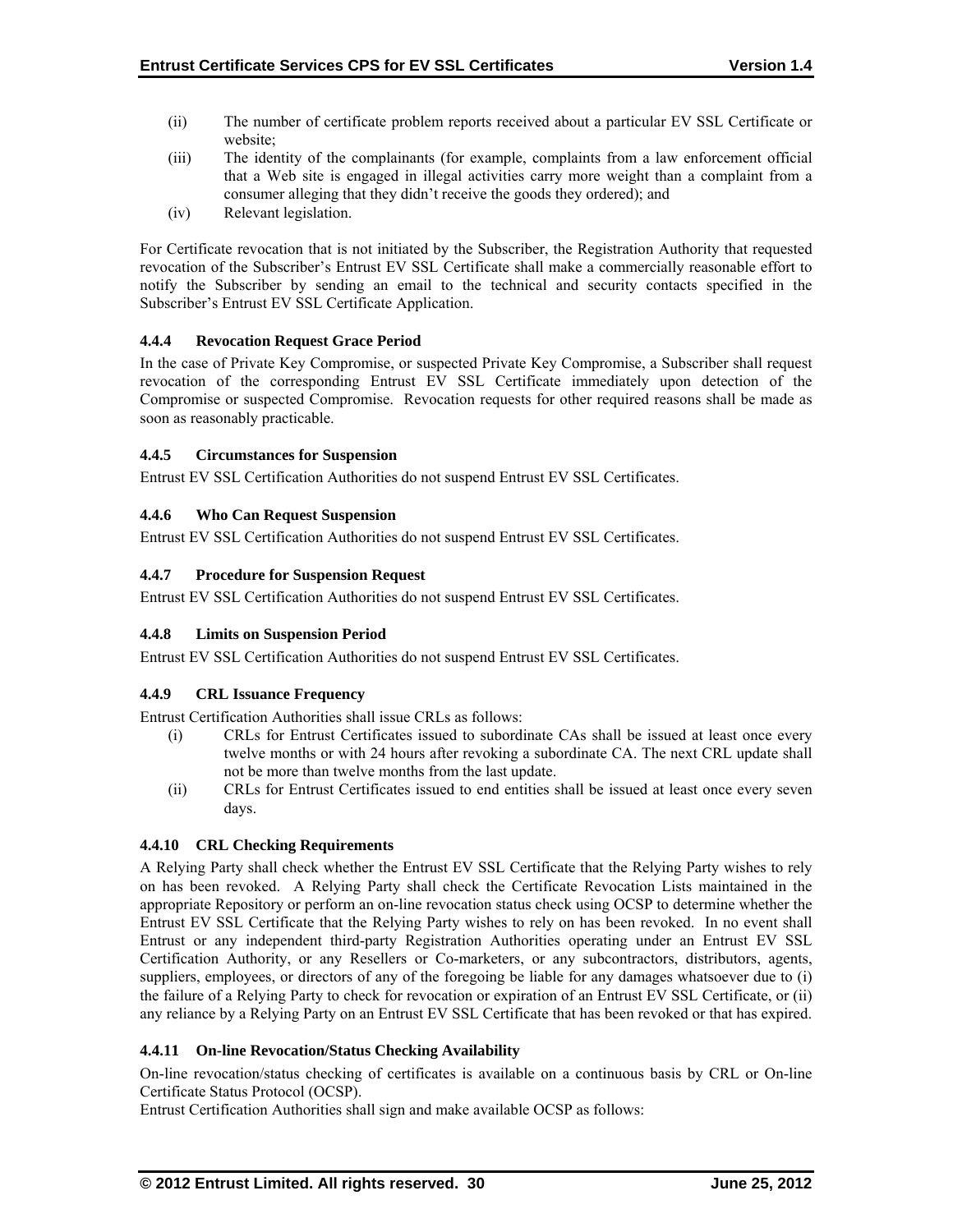(ii) The number of certificate problem reports received about a particular EV SSL Certificate or website;

(iii) The identity of the complainants (for example, complaints from a law enforcement official that a Web site is engaged in illegal activities carry more weight than a complaint from a consumer alleging that they didn't receive the goods they ordered); and

(iv) Relevant legislation.

For Certificate revocation that is not initiated by the Subscriber, the Registration Authority that requested revocation of the Subscriber's Entrust EV SSL Certificate shall make a commercially reasonable effort to notify the Subscriber by sending an email to the technical and security contacts specified in the Subscriber's Entrust EV SSL Certificate Application.

### 4.4.4 Revocation Request Grace Period

In the case of Private Key Compromise, or suspected Private Key Compromise, a Subscriber shall request revocation of the corresponding Entrust EV SSL Certificate immediately upon detection of the Compromise or suspected Compromise. Revocation requests for other required reasons shall be made as soon as reasonably practicable.

### 4.4.5 Circumstances for Suspension

Entrust EV SSL Certification Authorities do not suspend Entrust EV SSL Certificates.

### 4.4.6 Who Can Request Suspension

Entrust EV SSL Certification Authorities do not suspend Entrust EV SSL Certificates.

### 4.4.7 Procedure for Suspension Request

Entrust EV SSL Certification Authorities do not suspend Entrust EV SSL Certificates.

### 4.4.8 Limits on Suspension Period

Entrust EV SSL Certification Authorities do not suspend Entrust EV SSL Certificates.

### 4.4.9 CRL Issuance Frequency

Entrust Certification Authorities shall issue CRLs as follows:

(i) CRLs for Entrust Certificates issued to subordinate CAs shall be issued at least once every twelve months or with 24 hours after revoking a subordinate CA. The next CRL update shall not be more than twelve months from the last update.

(ii) CRLs for Entrust Certificates issued to end entities shall be issued at least once every seven days.

### 4.4.10 CRL Checking Requirements

A Relying Party shall check whether the Entrust EV SSL Certificate that the Relying Party wishes to rely on has been revoked. A Relying Party shall check the Certificate Revocation Lists maintained in the appropriate Repository or perform an on-line revocation status check using OCSP to determine whether the Entrust EV SSL Certificate that the Relying Party wishes to rely on has been revoked. In no event shall Entrust or any independent third-party Registration Authorities operating under an Entrust EV SSL Certification Authority, or any Resellers or Co-marketers, or any subcontractors, distributors, agents, suppliers, employees, or directors of any of the foregoing be liable for any damages whatsoever due to (i) the failure of a Relying Party to check for revocation or expiration of an Entrust EV SSL Certificate, or (ii) any reliance by a Relying Party on an Entrust EV SSL Certificate that has been revoked or that has expired.

### 4.4.11 On-line Revocation/Status Checking Availability

On-line revocation/status checking of certificates is available on a continuous basis by CRL or On-line Certificate Status Protocol (OCSP).

Entrust Certification Authorities shall sign and make available OCSP as follows: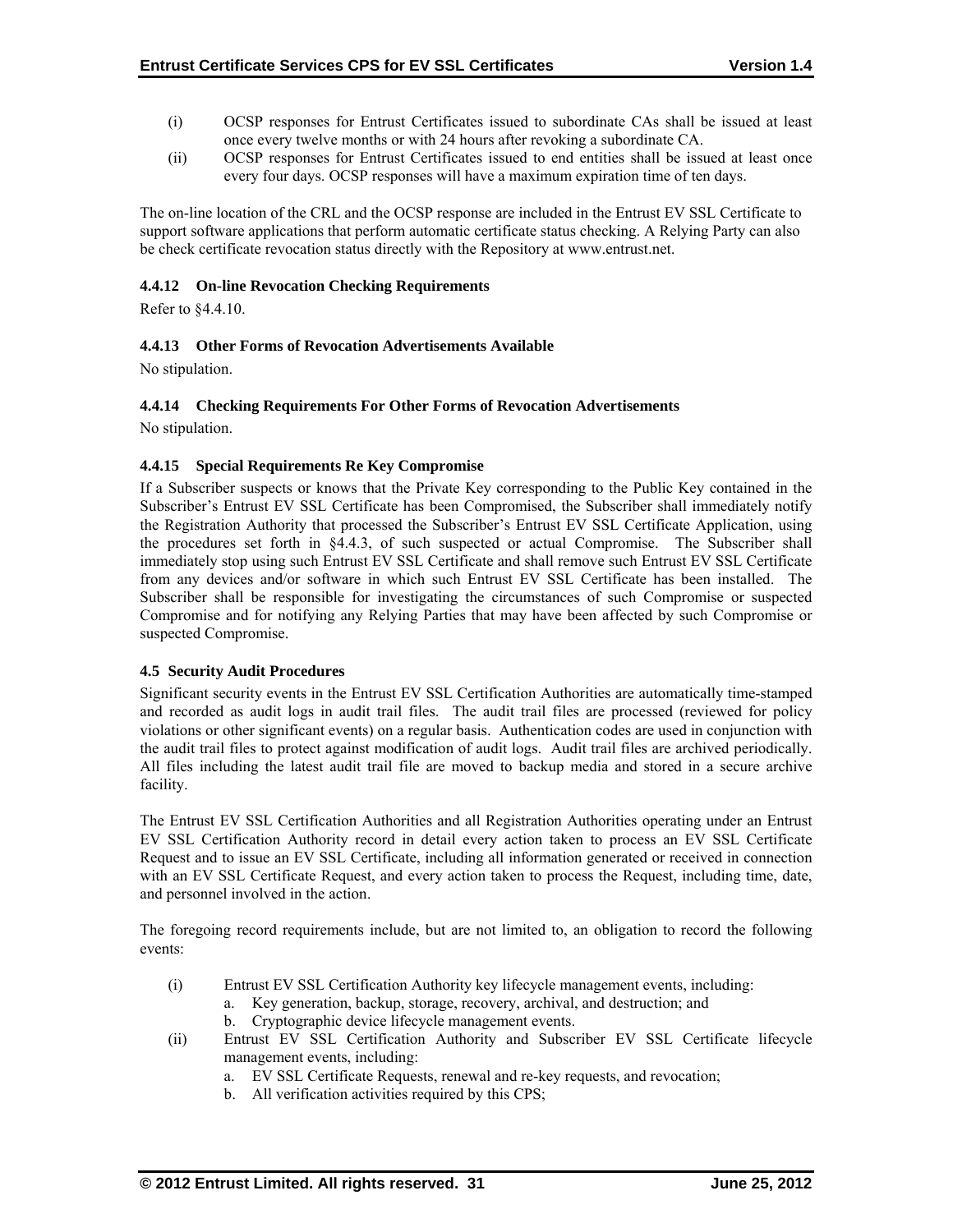(i) OCSP responses for Entrust Certificates issued to subordinate CAs shall be issued at least once every twelve months or with 24 hours after revoking a subordinate CA.

(ii) OCSP responses for Entrust Certificates issued to end entities shall be issued at least once every four days. OCSP responses will have a maximum expiration time of ten days.

The on-line location of the CRL and the OCSP response are included in the Entrust EV SSL Certificate to support software applications that perform automatic certificate status checking. A Relying Party can also be check certificate revocation status directly with the Repository at www.entrust.net.

#### 4.4.12 On-line Revocation Checking Requirements

Refer to §4.4.10.

#### 4.4.13 Other Forms of Revocation Advertisements Available

No stipulation.

#### 4.4.14 Checking Requirements For Other Forms of Revocation Advertisements

No stipulation.

#### 4.4.15 Special Requirements Re Key Compromise

If a Subscriber suspects or knows that the Private Key corresponding to the Public Key contained in the Subscriber's Entrust EV SSL Certificate has been Compromised, the Subscriber shall immediately notify the Registration Authority that processed the Subscriber's Entrust EV SSL Certificate Application, using the procedures set forth in §4.4.3, of such suspected or actual Compromise. The Subscriber shall immediately stop using such Entrust EV SSL Certificate and shall remove such Entrust EV SSL Certificate from any devices and/or software in which such Entrust EV SSL Certificate has been installed. The Subscriber shall be responsible for investigating the circumstances of such Compromise or suspected Compromise and for notifying any Relying Parties that may have been affected by such Compromise or suspected Compromise.

### 4.5 Security Audit Procedures

Significant security events in the Entrust EV SSL Certification Authorities are automatically time-stamped and recorded as audit logs in audit trail files. The audit trail files are processed (reviewed for policy violations or other significant events) on a regular basis. Authentication codes are used in conjunction with the audit trail files to protect against modification of audit logs. Audit trail files are archived periodically. All files including the latest audit trail file are moved to backup media and stored in a secure archive facility.

The Entrust EV SSL Certification Authorities and all Registration Authorities operating under an Entrust EV SSL Certification Authority record in detail every action taken to process an EV SSL Certificate Request and to issue an EV SSL Certificate, including all information generated or received in connection with an EV SSL Certificate Request, and every action taken to process the Request, including time, date, and personnel involved in the action.

The foregoing record requirements include, but are not limited to, an obligation to record the following events:

(i) Entrust EV SSL Certification Authority key lifecycle management events, including:
   a. Key generation, backup, storage, recovery, archival, and destruction; and
   b. Cryptographic device lifecycle management events.

(ii) Entrust EV SSL Certification Authority and Subscriber EV SSL Certificate lifecycle management events, including:
   a. EV SSL Certificate Requests, renewal and re-key requests, and revocation;
   b. All verification activities required by this CPS;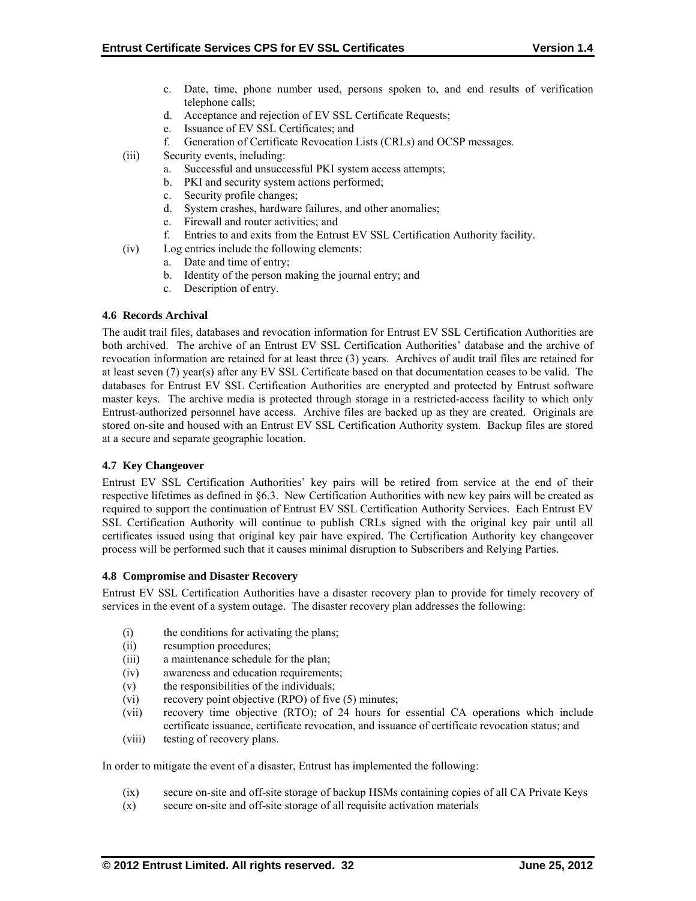c. Date, time, phone number used, persons spoken to, and end results of verification telephone calls;
d. Acceptance and rejection of EV SSL Certificate Requests;
e. Issuance of EV SSL Certificates; and
f. Generation of Certificate Revocation Lists (CRLs) and OCSP messages.

(iii) Security events, including:

a. Successful and unsuccessful PKI system access attempts;
b. PKI and security system actions performed;
c. Security profile changes;
d. System crashes, hardware failures, and other anomalies;
e. Firewall and router activities; and
f. Entries to and exits from the Entrust EV SSL Certification Authority facility.

(iv) Log entries include the following elements:

a. Date and time of entry;
b. Identity of the person making the journal entry; and
c. Description of entry.

#### 4.6 Records Archival

The audit trail files, databases and revocation information for Entrust EV SSL Certification Authorities are both archived. The archive of an Entrust EV SSL Certification Authorities' database and the archive of revocation information are retained for at least three (3) years. Archives of audit trail files are retained for at least seven (7) year(s) after any EV SSL Certificate based on that documentation ceases to be valid. The databases for Entrust EV SSL Certification Authorities are encrypted and protected by Entrust software master keys. The archive media is protected through storage in a restricted-access facility to which only Entrust-authorized personnel have access. Archive files are backed up as they are created. Originals are stored on-site and housed with an Entrust EV SSL Certification Authority system. Backup files are stored at a secure and separate geographic location.

#### 4.7 Key Changeover

Entrust EV SSL Certification Authorities' key pairs will be retired from service at the end of their respective lifetimes as defined in §6.3. New Certification Authorities with new key pairs will be created as required to support the continuation of Entrust EV SSL Certification Authority Services. Each Entrust EV SSL Certification Authority will continue to publish CRLs signed with the original key pair until all certificates issued using that original key pair have expired. The Certification Authority key changeover process will be performed such that it causes minimal disruption to Subscribers and Relying Parties.

#### 4.8 Compromise and Disaster Recovery

Entrust EV SSL Certification Authorities have a disaster recovery plan to provide for timely recovery of services in the event of a system outage. The disaster recovery plan addresses the following:

(i) the conditions for activating the plans;
(ii) resumption procedures;
(iii) a maintenance schedule for the plan;
(iv) awareness and education requirements;
(v) the responsibilities of the individuals;
(vi) recovery point objective (RPO) of five (5) minutes;
(vii) recovery time objective (RTO); of 24 hours for essential CA operations which include certificate issuance, certificate revocation, and issuance of certificate revocation status; and
(viii) testing of recovery plans.

In order to mitigate the event of a disaster, Entrust has implemented the following:

(ix) secure on-site and off-site storage of backup HSMs containing copies of all CA Private Keys
(x) secure on-site and off-site storage of all requisite activation materials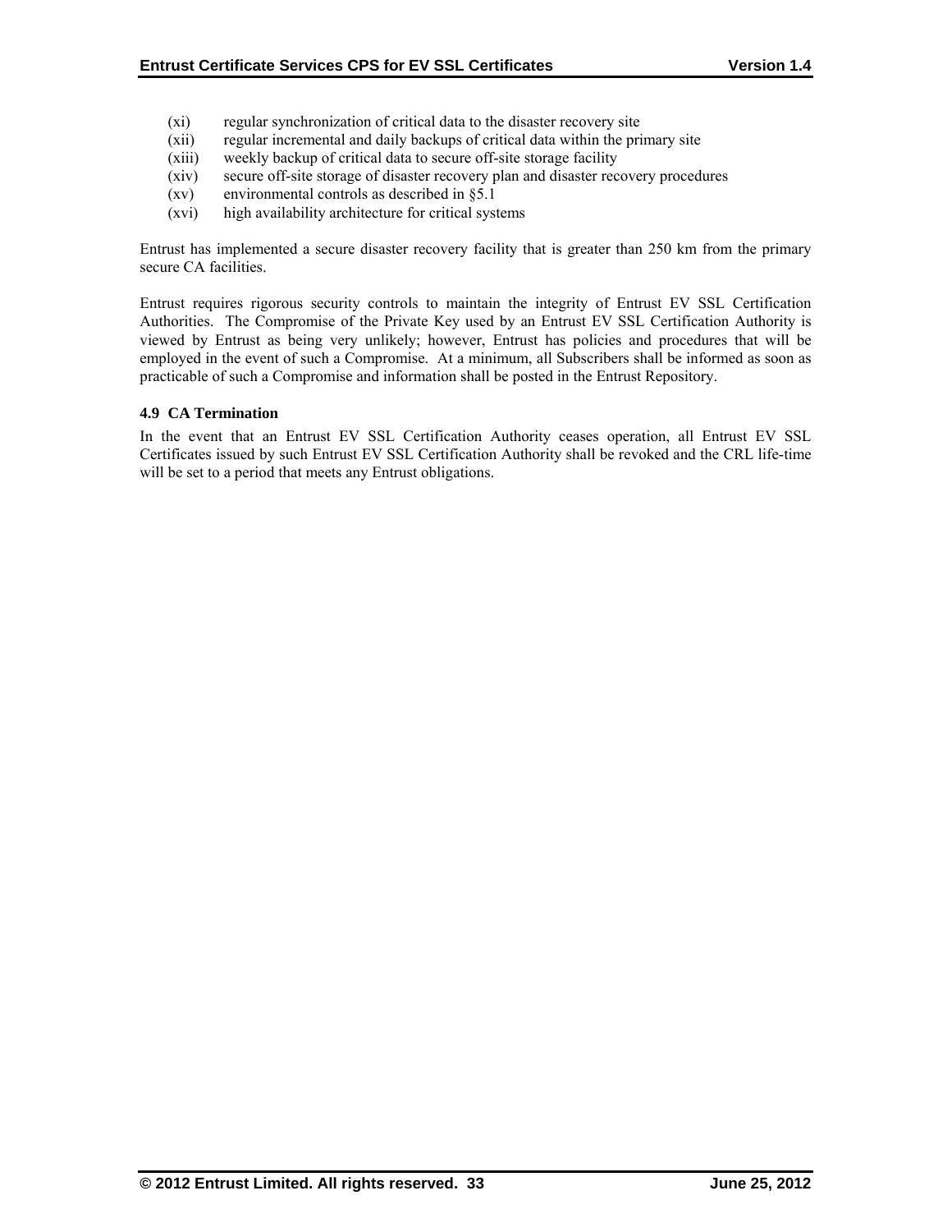(xi) regular synchronization of critical data to the disaster recovery site
(xii) regular incremental and daily backups of critical data within the primary site
(xiii) weekly backup of critical data to secure off-site storage facility
(xiv) secure off-site storage of disaster recovery plan and disaster recovery procedures
(xv) environmental controls as described in §5.1
(xvi) high availability architecture for critical systems

Entrust has implemented a secure disaster recovery facility that is greater than 250 km from the primary secure CA facilities.

Entrust requires rigorous security controls to maintain the integrity of Entrust EV SSL Certification Authorities. The Compromise of the Private Key used by an Entrust EV SSL Certification Authority is viewed by Entrust as being very unlikely; however, Entrust has policies and procedures that will be employed in the event of such a Compromise. At a minimum, all Subscribers shall be informed as soon as practicable of such a Compromise and information shall be posted in the Entrust Repository.

### 4.9 CA Termination

In the event that an Entrust EV SSL Certification Authority ceases operation, all Entrust EV SSL Certificates issued by such Entrust EV SSL Certification Authority shall be revoked and the CRL life-time will be set to a period that meets any Entrust obligations.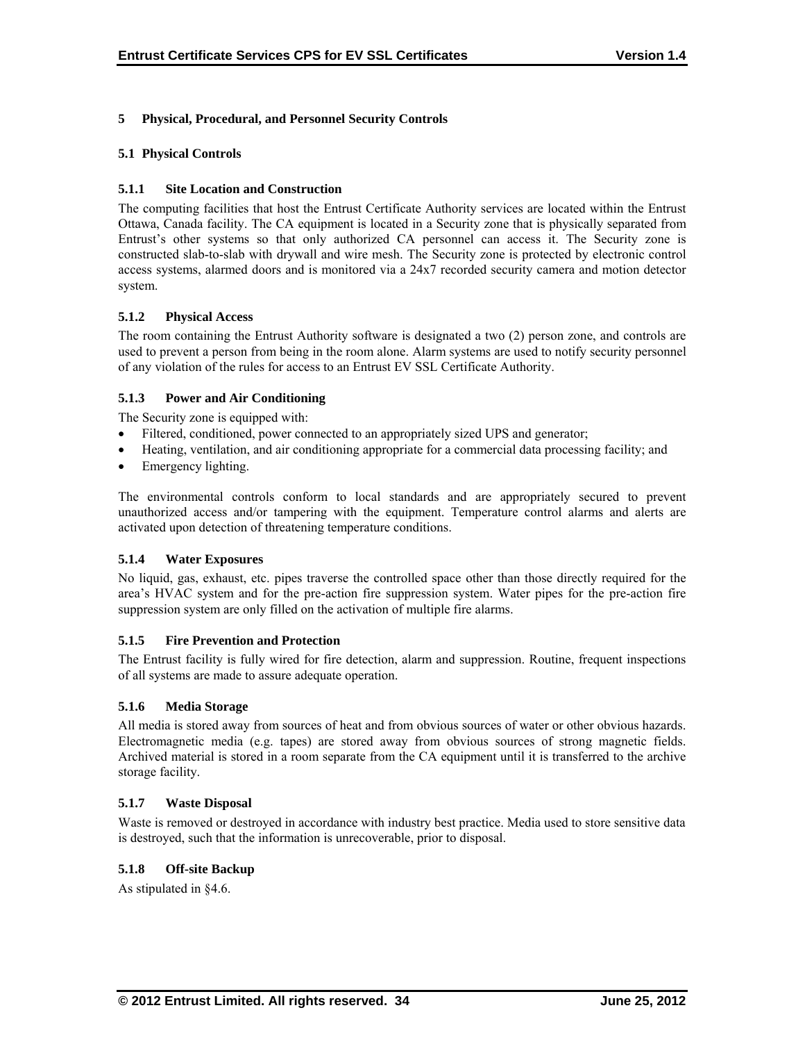# 5 Physical, Procedural, and Personnel Security Controls

## 5.1 Physical Controls

### 5.1.1 Site Location and Construction

The computing facilities that host the Entrust Certificate Authority services are located within the Entrust Ottawa, Canada facility. The CA equipment is located in a Security zone that is physically separated from Entrust's other systems so that only authorized CA personnel can access it. The Security zone is constructed slab-to-slab with drywall and wire mesh. The Security zone is protected by electronic control access systems, alarmed doors and is monitored via a 24x7 recorded security camera and motion detector system.

### 5.1.2 Physical Access

The room containing the Entrust Authority software is designated a two (2) person zone, and controls are used to prevent a person from being in the room alone. Alarm systems are used to notify security personnel of any violation of the rules for access to an Entrust EV SSL Certificate Authority.

### 5.1.3 Power and Air Conditioning

The Security zone is equipped with:

- Filtered, conditioned, power connected to an appropriately sized UPS and generator;
- Heating, ventilation, and air conditioning appropriate for a commercial data processing facility; and
- Emergency lighting.

The environmental controls conform to local standards and are appropriately secured to prevent unauthorized access and/or tampering with the equipment. Temperature control alarms and alerts are activated upon detection of threatening temperature conditions.

### 5.1.4 Water Exposures

No liquid, gas, exhaust, etc. pipes traverse the controlled space other than those directly required for the area's HVAC system and for the pre-action fire suppression system. Water pipes for the pre-action fire suppression system are only filled on the activation of multiple fire alarms.

### 5.1.5 Fire Prevention and Protection

The Entrust facility is fully wired for fire detection, alarm and suppression. Routine, frequent inspections of all systems are made to assure adequate operation.

### 5.1.6 Media Storage

All media is stored away from sources of heat and from obvious sources of water or other obvious hazards. Electromagnetic media (e.g. tapes) are stored away from obvious sources of strong magnetic fields. Archived material is stored in a room separate from the CA equipment until it is transferred to the archive storage facility.

### 5.1.7 Waste Disposal

Waste is removed or destroyed in accordance with industry best practice. Media used to store sensitive data is destroyed, such that the information is unrecoverable, prior to disposal.

### 5.1.8 Off-site Backup

As stipulated in §4.6.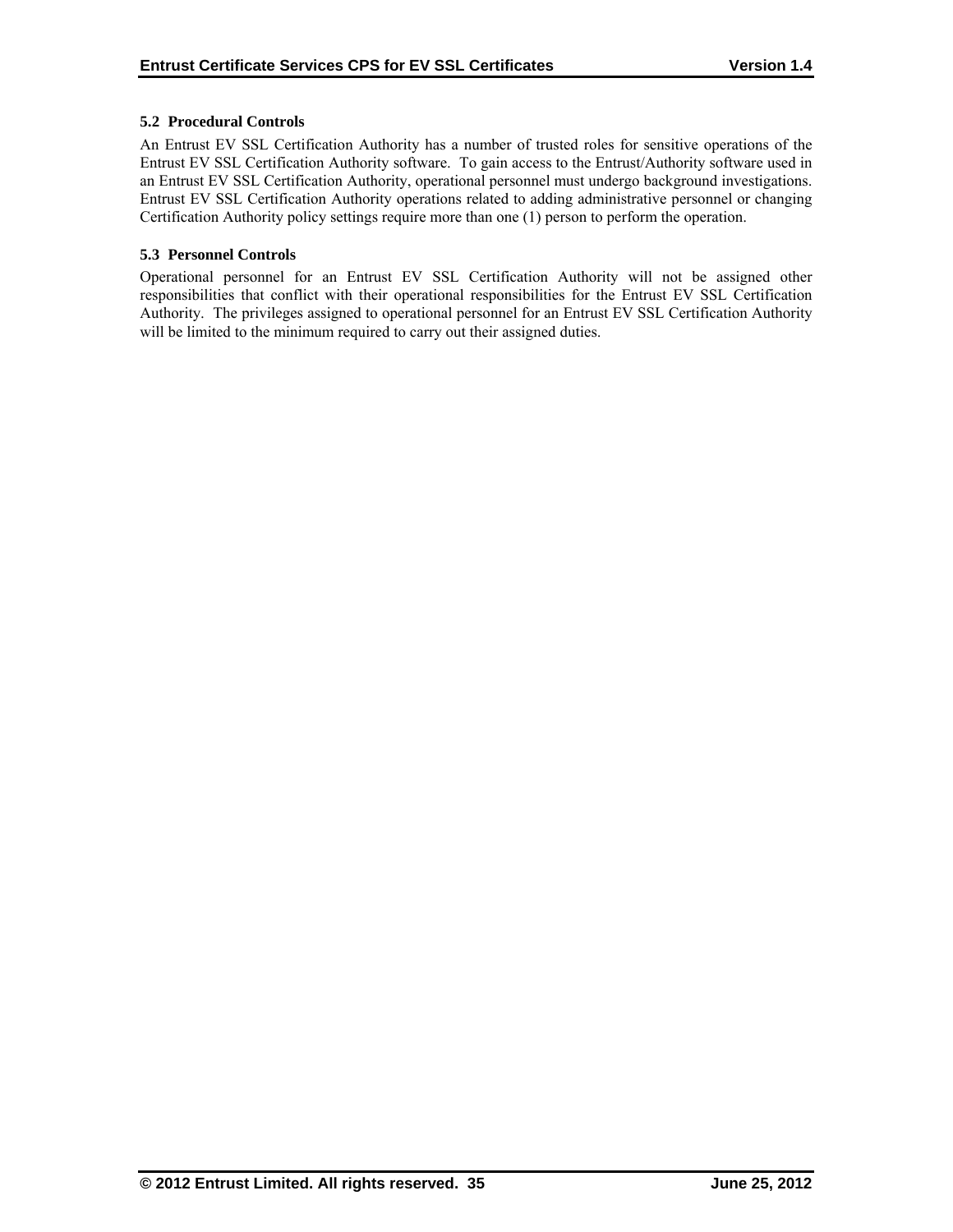### 5.2 Procedural Controls

An Entrust EV SSL Certification Authority has a number of trusted roles for sensitive operations of the Entrust EV SSL Certification Authority software. To gain access to the Entrust/Authority software used in an Entrust EV SSL Certification Authority, operational personnel must undergo background investigations. Entrust EV SSL Certification Authority operations related to adding administrative personnel or changing Certification Authority policy settings require more than one (1) person to perform the operation.

### 5.3 Personnel Controls

Operational personnel for an Entrust EV SSL Certification Authority will not be assigned other responsibilities that conflict with their operational responsibilities for the Entrust EV SSL Certification Authority. The privileges assigned to operational personnel for an Entrust EV SSL Certification Authority will be limited to the minimum required to carry out their assigned duties.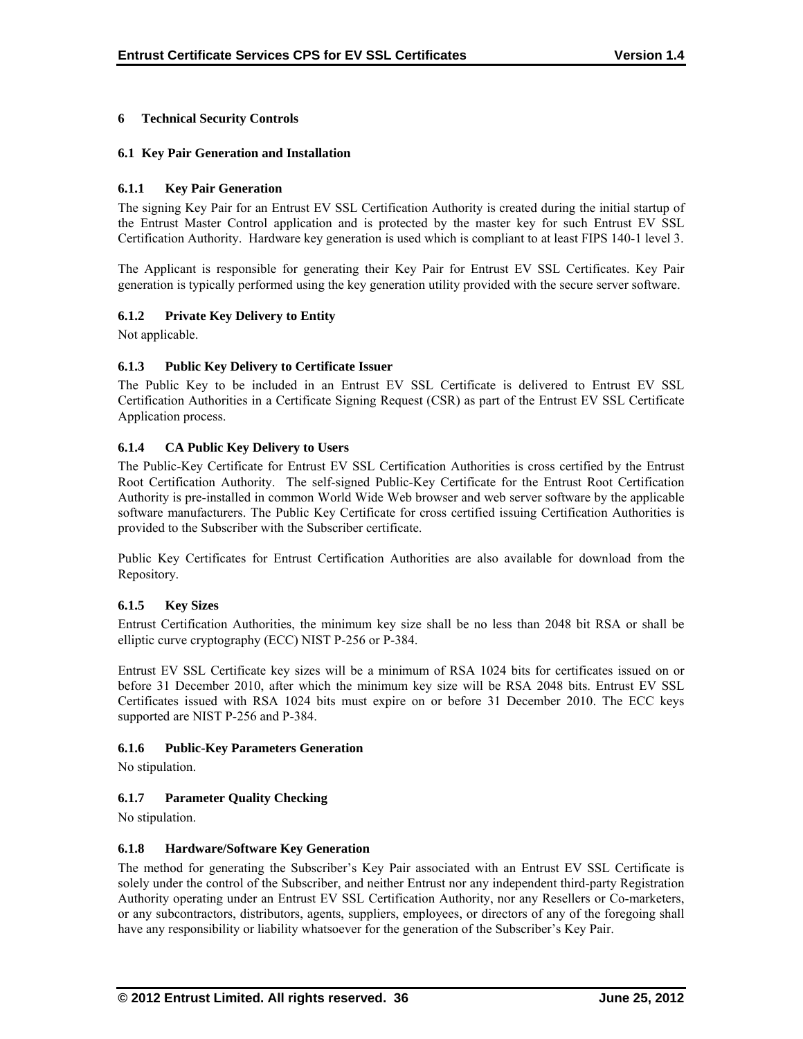# 6 Technical Security Controls

## 6.1 Key Pair Generation and Installation

### 6.1.1 Key Pair Generation

The signing Key Pair for an Entrust EV SSL Certification Authority is created during the initial startup of the Entrust Master Control application and is protected by the master key for such Entrust EV SSL Certification Authority. Hardware key generation is used which is compliant to at least FIPS 140-1 level 3.

The Applicant is responsible for generating their Key Pair for Entrust EV SSL Certificates. Key Pair generation is typically performed using the key generation utility provided with the secure server software.

### 6.1.2 Private Key Delivery to Entity

Not applicable.

### 6.1.3 Public Key Delivery to Certificate Issuer

The Public Key to be included in an Entrust EV SSL Certificate is delivered to Entrust EV SSL Certification Authorities in a Certificate Signing Request (CSR) as part of the Entrust EV SSL Certificate Application process.

### 6.1.4 CA Public Key Delivery to Users

The Public-Key Certificate for Entrust EV SSL Certification Authorities is cross certified by the Entrust Root Certification Authority. The self-signed Public-Key Certificate for the Entrust Root Certification Authority is pre-installed in common World Wide Web browser and web server software by the applicable software manufacturers. The Public Key Certificate for cross certified issuing Certification Authorities is provided to the Subscriber with the Subscriber certificate.

Public Key Certificates for Entrust Certification Authorities are also available for download from the Repository.

### 6.1.5 Key Sizes

Entrust Certification Authorities, the minimum key size shall be no less than 2048 bit RSA or shall be elliptic curve cryptography (ECC) NIST P-256 or P-384.

Entrust EV SSL Certificate key sizes will be a minimum of RSA 1024 bits for certificates issued on or before 31 December 2010, after which the minimum key size will be RSA 2048 bits. Entrust EV SSL Certificates issued with RSA 1024 bits must expire on or before 31 December 2010. The ECC keys supported are NIST P-256 and P-384.

### 6.1.6 Public-Key Parameters Generation

No stipulation.

### 6.1.7 Parameter Quality Checking

No stipulation.

### 6.1.8 Hardware/Software Key Generation

The method for generating the Subscriber's Key Pair associated with an Entrust EV SSL Certificate is solely under the control of the Subscriber, and neither Entrust nor any independent third-party Registration Authority operating under an Entrust EV SSL Certification Authority, nor any Resellers or Co-marketers, or any subcontractors, distributors, agents, suppliers, employees, or directors of any of the foregoing shall have any responsibility or liability whatsoever for the generation of the Subscriber's Key Pair.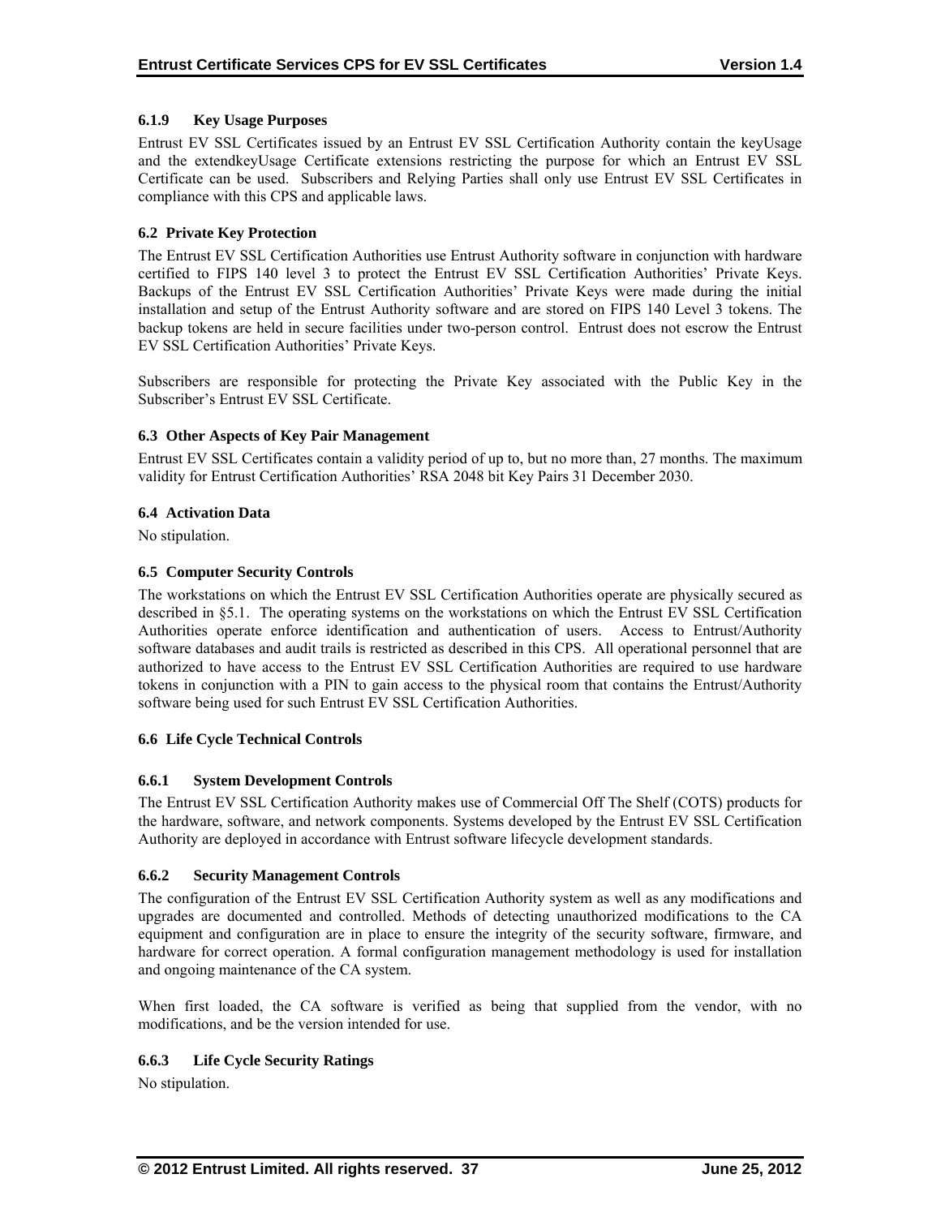### 6.1.9 Key Usage Purposes

Entrust EV SSL Certificates issued by an Entrust EV SSL Certification Authority contain the keyUsage and the extendkeyUsage Certificate extensions restricting the purpose for which an Entrust EV SSL Certificate can be used. Subscribers and Relying Parties shall only use Entrust EV SSL Certificates in compliance with this CPS and applicable laws.

## 6.2 Private Key Protection

The Entrust EV SSL Certification Authorities use Entrust Authority software in conjunction with hardware certified to FIPS 140 level 3 to protect the Entrust EV SSL Certification Authorities' Private Keys. Backups of the Entrust EV SSL Certification Authorities' Private Keys were made during the initial installation and setup of the Entrust Authority software and are stored on FIPS 140 Level 3 tokens. The backup tokens are held in secure facilities under two-person control. Entrust does not escrow the Entrust EV SSL Certification Authorities' Private Keys.

Subscribers are responsible for protecting the Private Key associated with the Public Key in the Subscriber's Entrust EV SSL Certificate.

## 6.3 Other Aspects of Key Pair Management

Entrust EV SSL Certificates contain a validity period of up to, but no more than, 27 months. The maximum validity for Entrust Certification Authorities' RSA 2048 bit Key Pairs 31 December 2030.

## 6.4 Activation Data

No stipulation.

## 6.5 Computer Security Controls

The workstations on which the Entrust EV SSL Certification Authorities operate are physically secured as described in §5.1. The operating systems on the workstations on which the Entrust EV SSL Certification Authorities operate enforce identification and authentication of users. Access to Entrust/Authority software databases and audit trails is restricted as described in this CPS. All operational personnel that are authorized to have access to the Entrust EV SSL Certification Authorities are required to use hardware tokens in conjunction with a PIN to gain access to the physical room that contains the Entrust/Authority software being used for such Entrust EV SSL Certification Authorities.

## 6.6 Life Cycle Technical Controls

### 6.6.1 System Development Controls

The Entrust EV SSL Certification Authority makes use of Commercial Off The Shelf (COTS) products for the hardware, software, and network components. Systems developed by the Entrust EV SSL Certification Authority are deployed in accordance with Entrust software lifecycle development standards.

### 6.6.2 Security Management Controls

The configuration of the Entrust EV SSL Certification Authority system as well as any modifications and upgrades are documented and controlled. Methods of detecting unauthorized modifications to the CA equipment and configuration are in place to ensure the integrity of the security software, firmware, and hardware for correct operation. A formal configuration management methodology is used for installation and ongoing maintenance of the CA system.

When first loaded, the CA software is verified as being that supplied from the vendor, with no modifications, and be the version intended for use.

### 6.6.3 Life Cycle Security Ratings

No stipulation.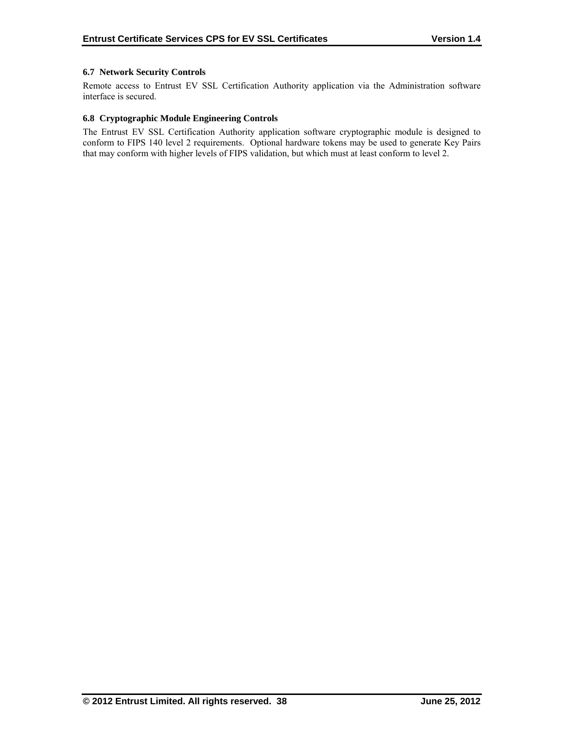### 6.7 Network Security Controls

Remote access to Entrust EV SSL Certification Authority application via the Administration software interface is secured.

### 6.8 Cryptographic Module Engineering Controls

The Entrust EV SSL Certification Authority application software cryptographic module is designed to conform to FIPS 140 level 2 requirements. Optional hardware tokens may be used to generate Key Pairs that may conform with higher levels of FIPS validation, but which must at least conform to level 2.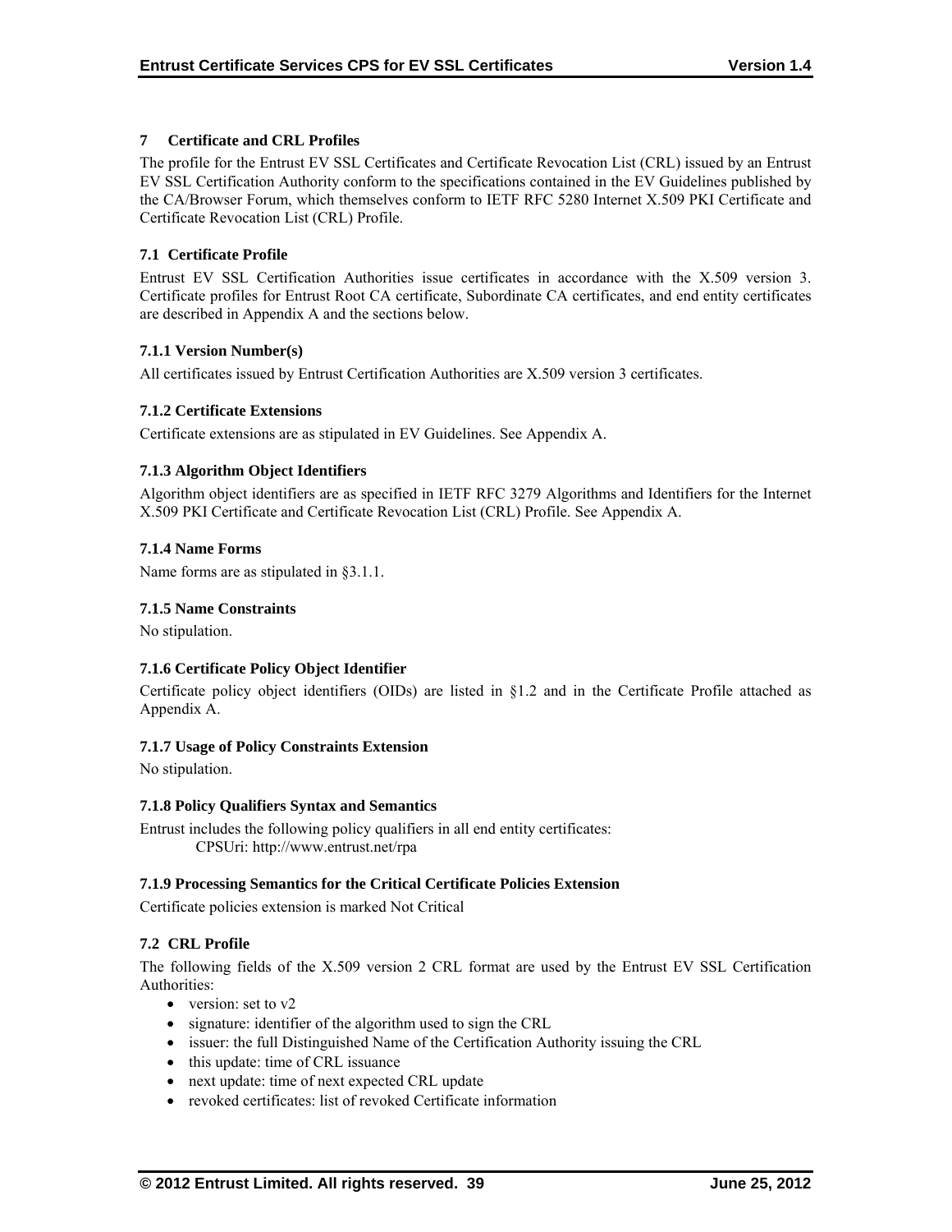# 7 Certificate and CRL Profiles

The profile for the Entrust EV SSL Certificates and Certificate Revocation List (CRL) issued by an Entrust EV SSL Certification Authority conform to the specifications contained in the EV Guidelines published by the CA/Browser Forum, which themselves conform to IETF RFC 5280 Internet X.509 PKI Certificate and Certificate Revocation List (CRL) Profile.

## 7.1 Certificate Profile

Entrust EV SSL Certification Authorities issue certificates in accordance with the X.509 version 3. Certificate profiles for Entrust Root CA certificate, Subordinate CA certificates, and end entity certificates are described in Appendix A and the sections below.

### 7.1.1 Version Number(s)

All certificates issued by Entrust Certification Authorities are X.509 version 3 certificates.

### 7.1.2 Certificate Extensions

Certificate extensions are as stipulated in EV Guidelines. See Appendix A.

### 7.1.3 Algorithm Object Identifiers

Algorithm object identifiers are as specified in IETF RFC 3279 Algorithms and Identifiers for the Internet X.509 PKI Certificate and Certificate Revocation List (CRL) Profile. See Appendix A.

### 7.1.4 Name Forms

Name forms are as stipulated in §3.1.1.

### 7.1.5 Name Constraints

No stipulation.

### 7.1.6 Certificate Policy Object Identifier

Certificate policy object identifiers (OIDs) are listed in §1.2 and in the Certificate Profile attached as Appendix A.

### 7.1.7 Usage of Policy Constraints Extension

No stipulation.

### 7.1.8 Policy Qualifiers Syntax and Semantics

Entrust includes the following policy qualifiers in all end entity certificates:

CPSUri: http://www.entrust.net/rpa

### 7.1.9 Processing Semantics for the Critical Certificate Policies Extension

Certificate policies extension is marked Not Critical

## 7.2 CRL Profile

The following fields of the X.509 version 2 CRL format are used by the Entrust EV SSL Certification Authorities:

- version: set to v2
- signature: identifier of the algorithm used to sign the CRL
- issuer: the full Distinguished Name of the Certification Authority issuing the CRL
- this update: time of CRL issuance
- next update: time of next expected CRL update
- revoked certificates: list of revoked Certificate information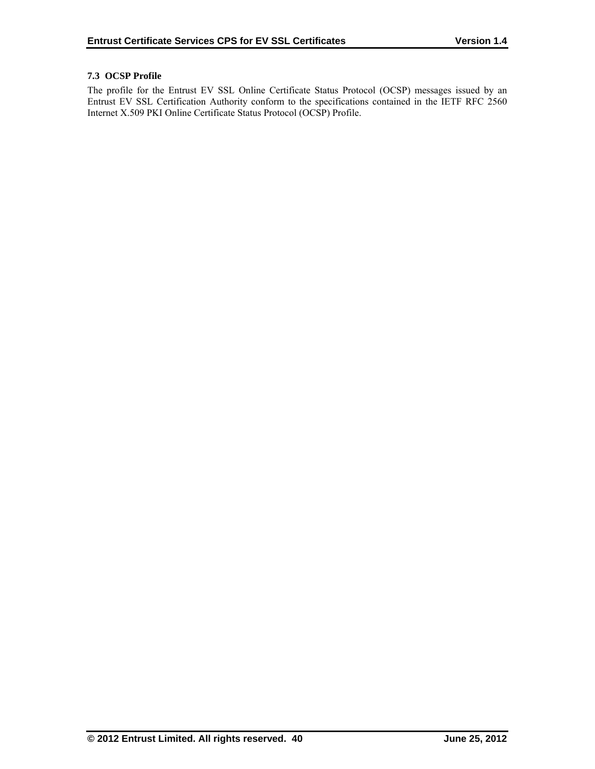### 7.3 OCSP Profile

The profile for the Entrust EV SSL Online Certificate Status Protocol (OCSP) messages issued by an Entrust EV SSL Certification Authority conform to the specifications contained in the IETF RFC 2560 Internet X.509 PKI Online Certificate Status Protocol (OCSP) Profile.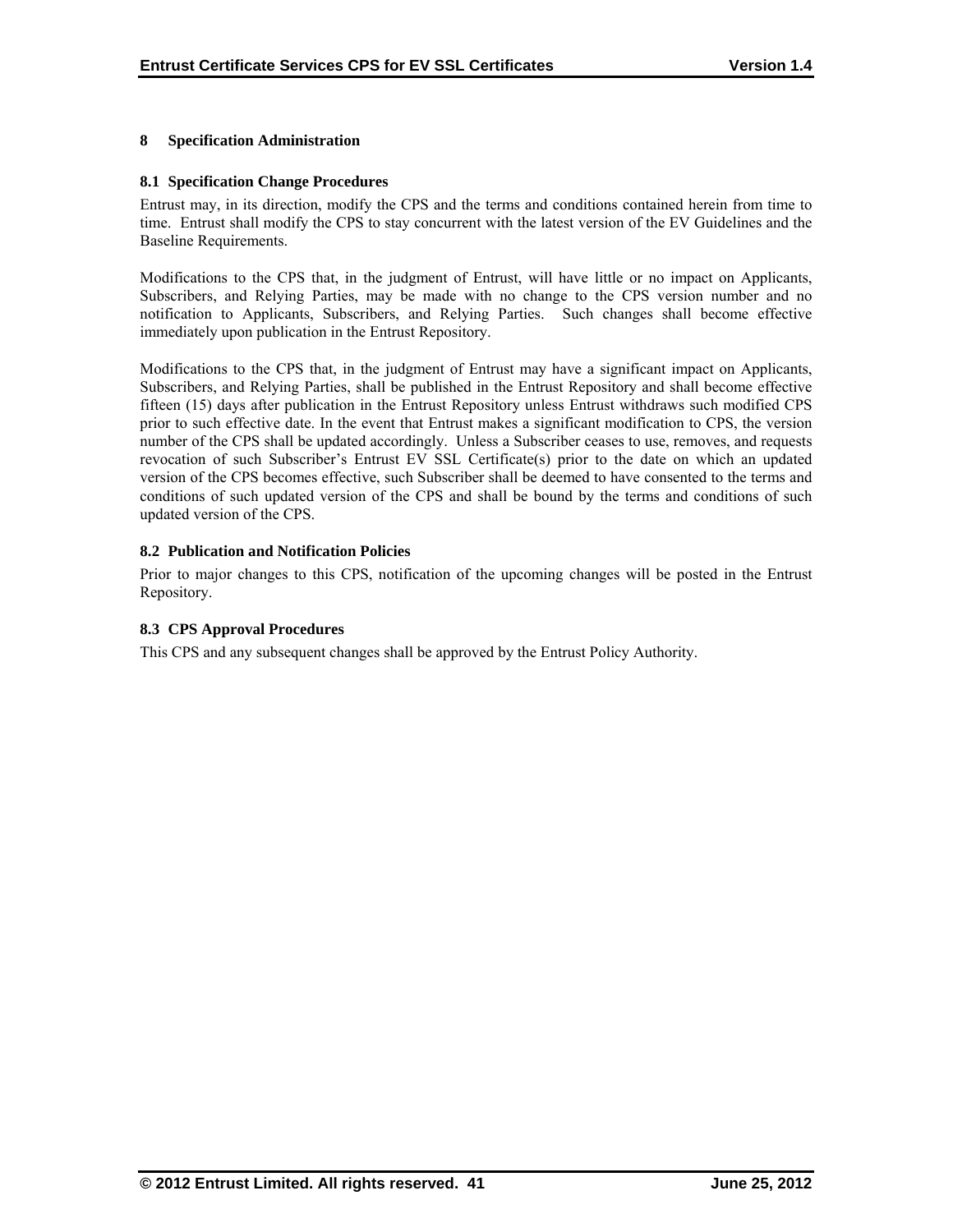# 8 Specification Administration

## 8.1 Specification Change Procedures

Entrust may, in its direction, modify the CPS and the terms and conditions contained herein from time to time. Entrust shall modify the CPS to stay concurrent with the latest version of the EV Guidelines and the Baseline Requirements.

Modifications to the CPS that, in the judgment of Entrust, will have little or no impact on Applicants, Subscribers, and Relying Parties, may be made with no change to the CPS version number and no notification to Applicants, Subscribers, and Relying Parties. Such changes shall become effective immediately upon publication in the Entrust Repository.

Modifications to the CPS that, in the judgment of Entrust may have a significant impact on Applicants, Subscribers, and Relying Parties, shall be published in the Entrust Repository and shall become effective fifteen (15) days after publication in the Entrust Repository unless Entrust withdraws such modified CPS prior to such effective date. In the event that Entrust makes a significant modification to CPS, the version number of the CPS shall be updated accordingly. Unless a Subscriber ceases to use, removes, and requests revocation of such Subscriber's Entrust EV SSL Certificate(s) prior to the date on which an updated version of the CPS becomes effective, such Subscriber shall be deemed to have consented to the terms and conditions of such updated version of the CPS and shall be bound by the terms and conditions of such updated version of the CPS.

## 8.2 Publication and Notification Policies

Prior to major changes to this CPS, notification of the upcoming changes will be posted in the Entrust Repository.

## 8.3 CPS Approval Procedures

This CPS and any subsequent changes shall be approved by the Entrust Policy Authority.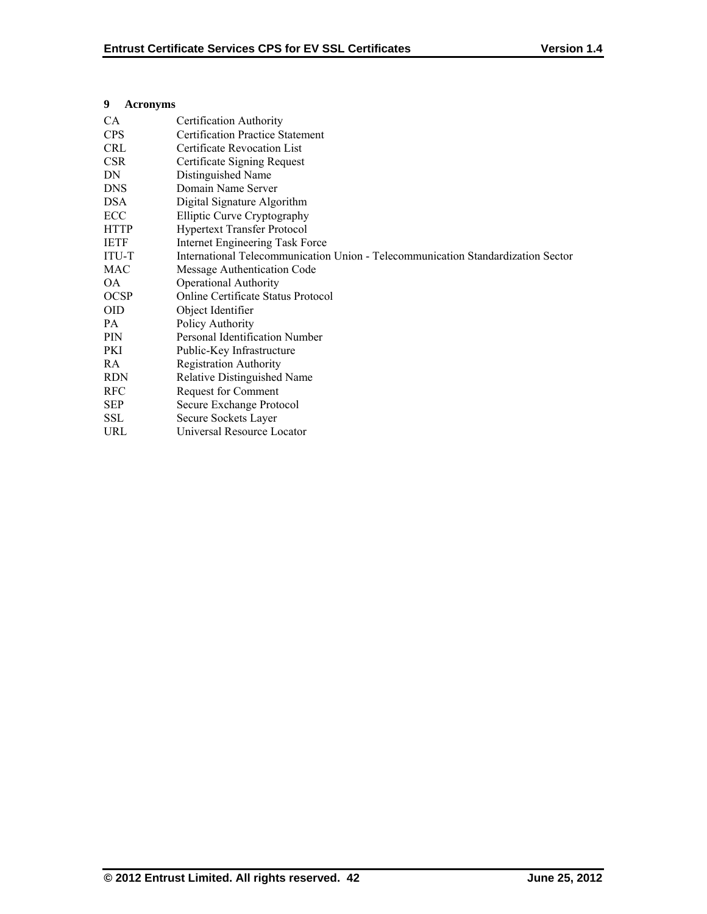# 9 Acronyms

| | |
|---|---|
| CA | Certification Authority |
| CPS | Certification Practice Statement |
| CRL | Certificate Revocation List |
| CSR | Certificate Signing Request |
| DN | Distinguished Name |
| DNS | Domain Name Server |
| DSA | Digital Signature Algorithm |
| ECC | Elliptic Curve Cryptography |
| HTTP | Hypertext Transfer Protocol |
| IETF | Internet Engineering Task Force |
| ITU-T | International Telecommunication Union - Telecommunication Standardization Sector |
| MAC | Message Authentication Code |
| OA | Operational Authority |
| OCSP | Online Certificate Status Protocol |
| OID | Object Identifier |
| PA | Policy Authority |
| PIN | Personal Identification Number |
| PKI | Public-Key Infrastructure |
| RA | Registration Authority |
| RDN | Relative Distinguished Name |
| RFC | Request for Comment |
| SEP | Secure Exchange Protocol |
| SSL | Secure Sockets Layer |
| URL | Universal Resource Locator |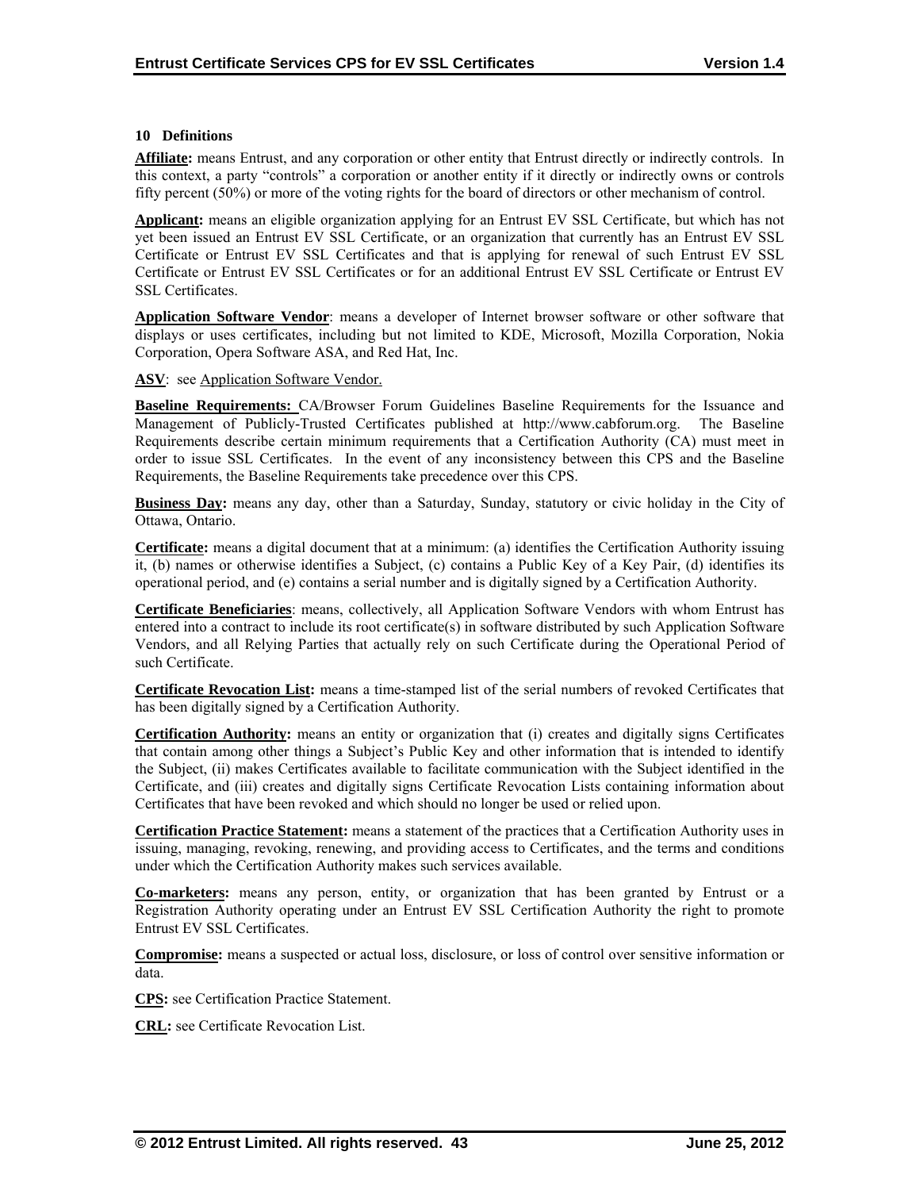## 10 Definitions

**Affiliate:** means Entrust, and any corporation or other entity that Entrust directly or indirectly controls. In this context, a party "controls" a corporation or another entity if it directly or indirectly owns or controls fifty percent (50%) or more of the voting rights for the board of directors or other mechanism of control.

**Applicant:** means an eligible organization applying for an Entrust EV SSL Certificate, but which has not yet been issued an Entrust EV SSL Certificate, or an organization that currently has an Entrust EV SSL Certificate or Entrust EV SSL Certificates and that is applying for renewal of such Entrust EV SSL Certificate or Entrust EV SSL Certificates or for an additional Entrust EV SSL Certificate or Entrust EV SSL Certificates.

**Application Software Vendor**: means a developer of Internet browser software or other software that displays or uses certificates, including but not limited to KDE, Microsoft, Mozilla Corporation, Nokia Corporation, Opera Software ASA, and Red Hat, Inc.

**ASV**: see Application Software Vendor.

**Baseline Requirements:** CA/Browser Forum Guidelines Baseline Requirements for the Issuance and Management of Publicly-Trusted Certificates published at http://www.cabforum.org. The Baseline Requirements describe certain minimum requirements that a Certification Authority (CA) must meet in order to issue SSL Certificates. In the event of any inconsistency between this CPS and the Baseline Requirements, the Baseline Requirements take precedence over this CPS.

**Business Day:** means any day, other than a Saturday, Sunday, statutory or civic holiday in the City of Ottawa, Ontario.

**Certificate:** means a digital document that at a minimum: (a) identifies the Certification Authority issuing it, (b) names or otherwise identifies a Subject, (c) contains a Public Key of a Key Pair, (d) identifies its operational period, and (e) contains a serial number and is digitally signed by a Certification Authority.

**Certificate Beneficiaries**: means, collectively, all Application Software Vendors with whom Entrust has entered into a contract to include its root certificate(s) in software distributed by such Application Software Vendors, and all Relying Parties that actually rely on such Certificate during the Operational Period of such Certificate.

**Certificate Revocation List:** means a time-stamped list of the serial numbers of revoked Certificates that has been digitally signed by a Certification Authority.

**Certification Authority:** means an entity or organization that (i) creates and digitally signs Certificates that contain among other things a Subject's Public Key and other information that is intended to identify the Subject, (ii) makes Certificates available to facilitate communication with the Subject identified in the Certificate, and (iii) creates and digitally signs Certificate Revocation Lists containing information about Certificates that have been revoked and which should no longer be used or relied upon.

**Certification Practice Statement:** means a statement of the practices that a Certification Authority uses in issuing, managing, revoking, renewing, and providing access to Certificates, and the terms and conditions under which the Certification Authority makes such services available.

**Co-marketers:** means any person, entity, or organization that has been granted by Entrust or a Registration Authority operating under an Entrust EV SSL Certification Authority the right to promote Entrust EV SSL Certificates.

**Compromise:** means a suspected or actual loss, disclosure, or loss of control over sensitive information or data.

**CPS:** see Certification Practice Statement.

**CRL:** see Certificate Revocation List.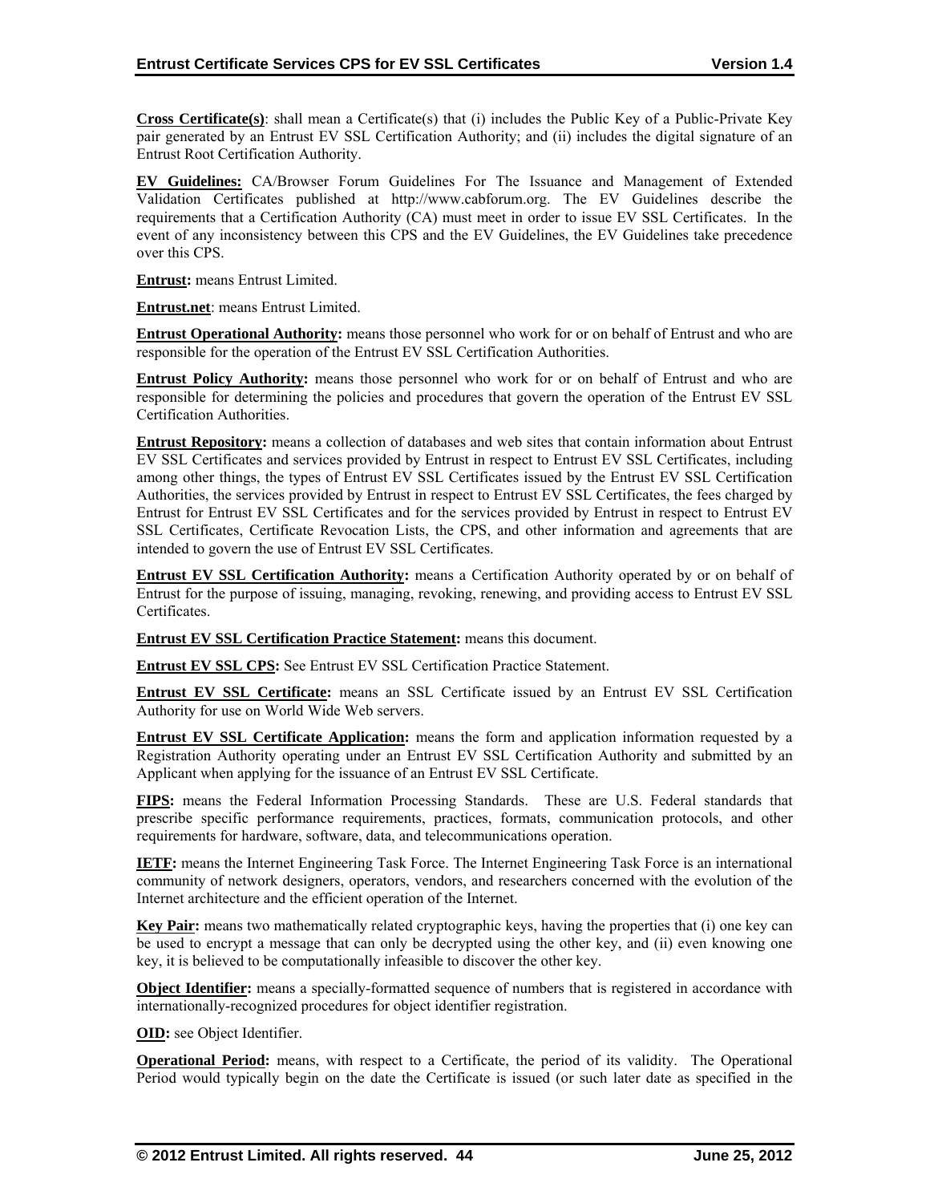**Cross Certificate(s)**: shall mean a Certificate(s) that (i) includes the Public Key of a Public-Private Key pair generated by an Entrust EV SSL Certification Authority; and (ii) includes the digital signature of an Entrust Root Certification Authority.

**EV Guidelines:** CA/Browser Forum Guidelines For The Issuance and Management of Extended Validation Certificates published at http://www.cabforum.org. The EV Guidelines describe the requirements that a Certification Authority (CA) must meet in order to issue EV SSL Certificates. In the event of any inconsistency between this CPS and the EV Guidelines, the EV Guidelines take precedence over this CPS.

**Entrust:** means Entrust Limited.

**Entrust.net**: means Entrust Limited.

**Entrust Operational Authority:** means those personnel who work for or on behalf of Entrust and who are responsible for the operation of the Entrust EV SSL Certification Authorities.

**Entrust Policy Authority:** means those personnel who work for or on behalf of Entrust and who are responsible for determining the policies and procedures that govern the operation of the Entrust EV SSL Certification Authorities.

**Entrust Repository:** means a collection of databases and web sites that contain information about Entrust EV SSL Certificates and services provided by Entrust in respect to Entrust EV SSL Certificates, including among other things, the types of Entrust EV SSL Certificates issued by the Entrust EV SSL Certification Authorities, the services provided by Entrust in respect to Entrust EV SSL Certificates, the fees charged by Entrust for Entrust EV SSL Certificates and for the services provided by Entrust in respect to Entrust EV SSL Certificates, Certificate Revocation Lists, the CPS, and other information and agreements that are intended to govern the use of Entrust EV SSL Certificates.

**Entrust EV SSL Certification Authority:** means a Certification Authority operated by or on behalf of Entrust for the purpose of issuing, managing, revoking, renewing, and providing access to Entrust EV SSL Certificates.

**Entrust EV SSL Certification Practice Statement:** means this document.

**Entrust EV SSL CPS:** See Entrust EV SSL Certification Practice Statement.

**Entrust EV SSL Certificate:** means an SSL Certificate issued by an Entrust EV SSL Certification Authority for use on World Wide Web servers.

**Entrust EV SSL Certificate Application:** means the form and application information requested by a Registration Authority operating under an Entrust EV SSL Certification Authority and submitted by an Applicant when applying for the issuance of an Entrust EV SSL Certificate.

**FIPS:** means the Federal Information Processing Standards. These are U.S. Federal standards that prescribe specific performance requirements, practices, formats, communication protocols, and other requirements for hardware, software, data, and telecommunications operation.

**IETF:** means the Internet Engineering Task Force. The Internet Engineering Task Force is an international community of network designers, operators, vendors, and researchers concerned with the evolution of the Internet architecture and the efficient operation of the Internet.

**Key Pair:** means two mathematically related cryptographic keys, having the properties that (i) one key can be used to encrypt a message that can only be decrypted using the other key, and (ii) even knowing one key, it is believed to be computationally infeasible to discover the other key.

**Object Identifier:** means a specially-formatted sequence of numbers that is registered in accordance with internationally-recognized procedures for object identifier registration.

**OID:** see Object Identifier.

**Operational Period:** means, with respect to a Certificate, the period of its validity. The Operational Period would typically begin on the date the Certificate is issued (or such later date as specified in the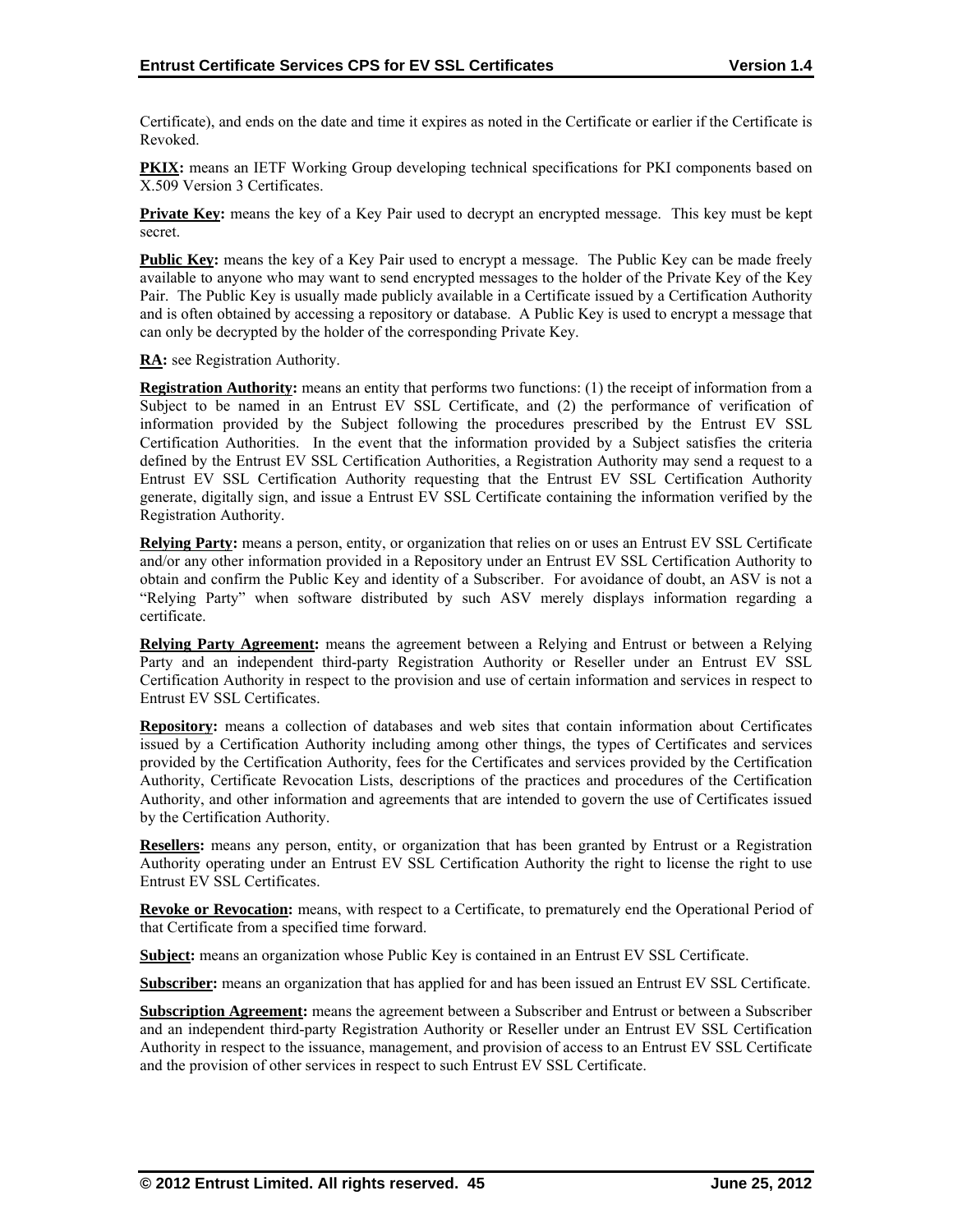Certificate), and ends on the date and time it expires as noted in the Certificate or earlier if the Certificate is Revoked.

**PKIX:** means an IETF Working Group developing technical specifications for PKI components based on X.509 Version 3 Certificates.

**Private Key:** means the key of a Key Pair used to decrypt an encrypted message. This key must be kept secret.

**Public Key:** means the key of a Key Pair used to encrypt a message. The Public Key can be made freely available to anyone who may want to send encrypted messages to the holder of the Private Key of the Key Pair. The Public Key is usually made publicly available in a Certificate issued by a Certification Authority and is often obtained by accessing a repository or database. A Public Key is used to encrypt a message that can only be decrypted by the holder of the corresponding Private Key.

**RA:** see Registration Authority.

**Registration Authority:** means an entity that performs two functions: (1) the receipt of information from a Subject to be named in an Entrust EV SSL Certificate, and (2) the performance of verification of information provided by the Subject following the procedures prescribed by the Entrust EV SSL Certification Authorities. In the event that the information provided by a Subject satisfies the criteria defined by the Entrust EV SSL Certification Authorities, a Registration Authority may send a request to a Entrust EV SSL Certification Authority requesting that the Entrust EV SSL Certification Authority generate, digitally sign, and issue a Entrust EV SSL Certificate containing the information verified by the Registration Authority.

**Relying Party:** means a person, entity, or organization that relies on or uses an Entrust EV SSL Certificate and/or any other information provided in a Repository under an Entrust EV SSL Certification Authority to obtain and confirm the Public Key and identity of a Subscriber. For avoidance of doubt, an ASV is not a "Relying Party" when software distributed by such ASV merely displays information regarding a certificate.

**Relying Party Agreement:** means the agreement between a Relying and Entrust or between a Relying Party and an independent third-party Registration Authority or Reseller under an Entrust EV SSL Certification Authority in respect to the provision and use of certain information and services in respect to Entrust EV SSL Certificates.

**Repository:** means a collection of databases and web sites that contain information about Certificates issued by a Certification Authority including among other things, the types of Certificates and services provided by the Certification Authority, fees for the Certificates and services provided by the Certification Authority, Certificate Revocation Lists, descriptions of the practices and procedures of the Certification Authority, and other information and agreements that are intended to govern the use of Certificates issued by the Certification Authority.

**Resellers:** means any person, entity, or organization that has been granted by Entrust or a Registration Authority operating under an Entrust EV SSL Certification Authority the right to license the right to use Entrust EV SSL Certificates.

**Revoke or Revocation:** means, with respect to a Certificate, to prematurely end the Operational Period of that Certificate from a specified time forward.

**Subject:** means an organization whose Public Key is contained in an Entrust EV SSL Certificate.

**Subscriber:** means an organization that has applied for and has been issued an Entrust EV SSL Certificate.

**Subscription Agreement:** means the agreement between a Subscriber and Entrust or between a Subscriber and an independent third-party Registration Authority or Reseller under an Entrust EV SSL Certification Authority in respect to the issuance, management, and provision of access to an Entrust EV SSL Certificate and the provision of other services in respect to such Entrust EV SSL Certificate.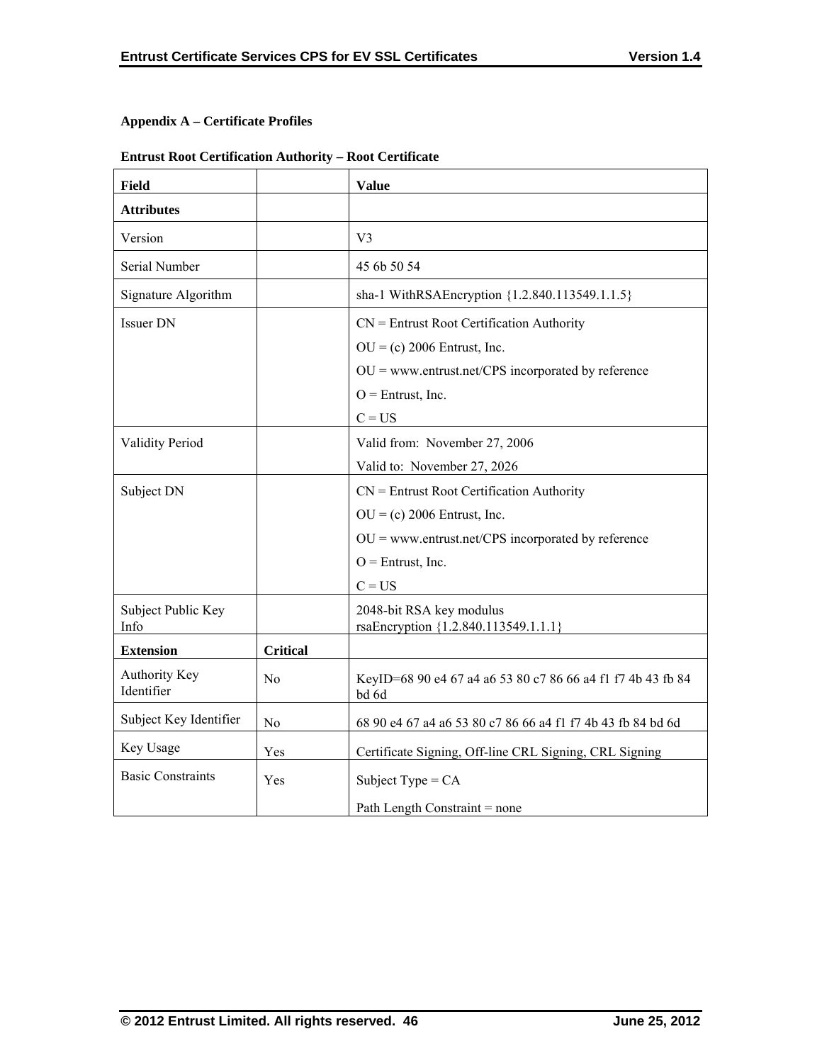**Appendix A – Certificate Profiles**

**Entrust Root Certification Authority – Root Certificate**

| **Field** | | **Value** |
|---|---|---|
| **Attributes** | | |
| Version | | V3 |
| Serial Number | | 45 6b 50 54 |
| Signature Algorithm | | sha-1 WithRSAEncryption {1.2.840.113549.1.1.5} |
| Issuer DN | | CN = Entrust Root Certification Authority<br>OU = (c) 2006 Entrust, Inc.<br>OU = www.entrust.net/CPS incorporated by reference<br>O = Entrust, Inc.<br>C = US |
| Validity Period | | Valid from: November 27, 2006<br>Valid to: November 27, 2026 |
| Subject DN | | CN = Entrust Root Certification Authority<br>OU = (c) 2006 Entrust, Inc.<br>OU = www.entrust.net/CPS incorporated by reference<br>O = Entrust, Inc.<br>C = US |
| Subject Public Key Info | | 2048-bit RSA key modulus<br>rsaEncryption {1.2.840.113549.1.1.1} |
| **Extension** | **Critical** | |
| Authority Key Identifier | No | KeyID=68 90 e4 67 a4 a6 53 80 c7 86 66 a4 f1 f7 4b 43 fb 84 bd 6d |
| Subject Key Identifier | No | 68 90 e4 67 a4 a6 53 80 c7 86 66 a4 f1 f7 4b 43 fb 84 bd 6d |
| Key Usage | Yes | Certificate Signing, Off-line CRL Signing, CRL Signing |
| Basic Constraints | Yes | Subject Type = CA<br>Path Length Constraint = none |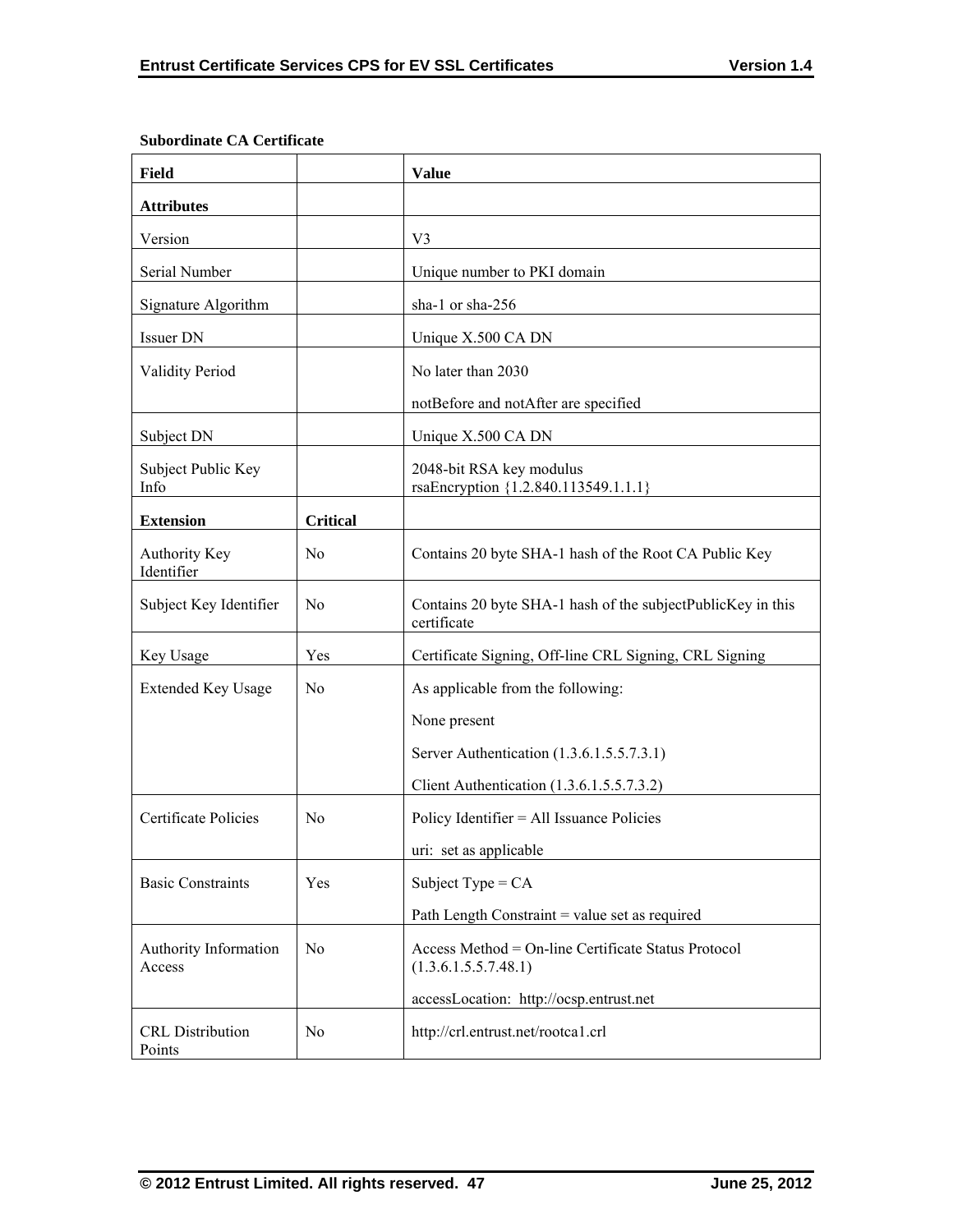**Subordinate CA Certificate**

| Field | | Value |
|---|---|---|
| **Attributes** | | |
| Version | | V3 |
| Serial Number | | Unique number to PKI domain |
| Signature Algorithm | | sha-1 or sha-256 |
| Issuer DN | | Unique X.500 CA DN |
| Validity Period | | No later than 2030<br><br>notBefore and notAfter are specified |
| Subject DN | | Unique X.500 CA DN |
| Subject Public Key Info | | 2048-bit RSA key modulus<br>rsaEncryption {1.2.840.113549.1.1.1} |
| **Extension** | **Critical** | |
| Authority Key Identifier | No | Contains 20 byte SHA-1 hash of the Root CA Public Key |
| Subject Key Identifier | No | Contains 20 byte SHA-1 hash of the subjectPublicKey in this certificate |
| Key Usage | Yes | Certificate Signing, Off-line CRL Signing, CRL Signing |
| Extended Key Usage | No | As applicable from the following:<br><br>None present<br><br>Server Authentication (1.3.6.1.5.5.7.3.1)<br><br>Client Authentication (1.3.6.1.5.5.7.3.2) |
| Certificate Policies | No | Policy Identifier = All Issuance Policies<br><br>uri: set as applicable |
| Basic Constraints | Yes | Subject Type = CA<br><br>Path Length Constraint = value set as required |
| Authority Information Access | No | Access Method = On-line Certificate Status Protocol (1.3.6.1.5.5.7.48.1)<br><br>accessLocation: http://ocsp.entrust.net |
| CRL Distribution Points | No | http://crl.entrust.net/rootca1.crl |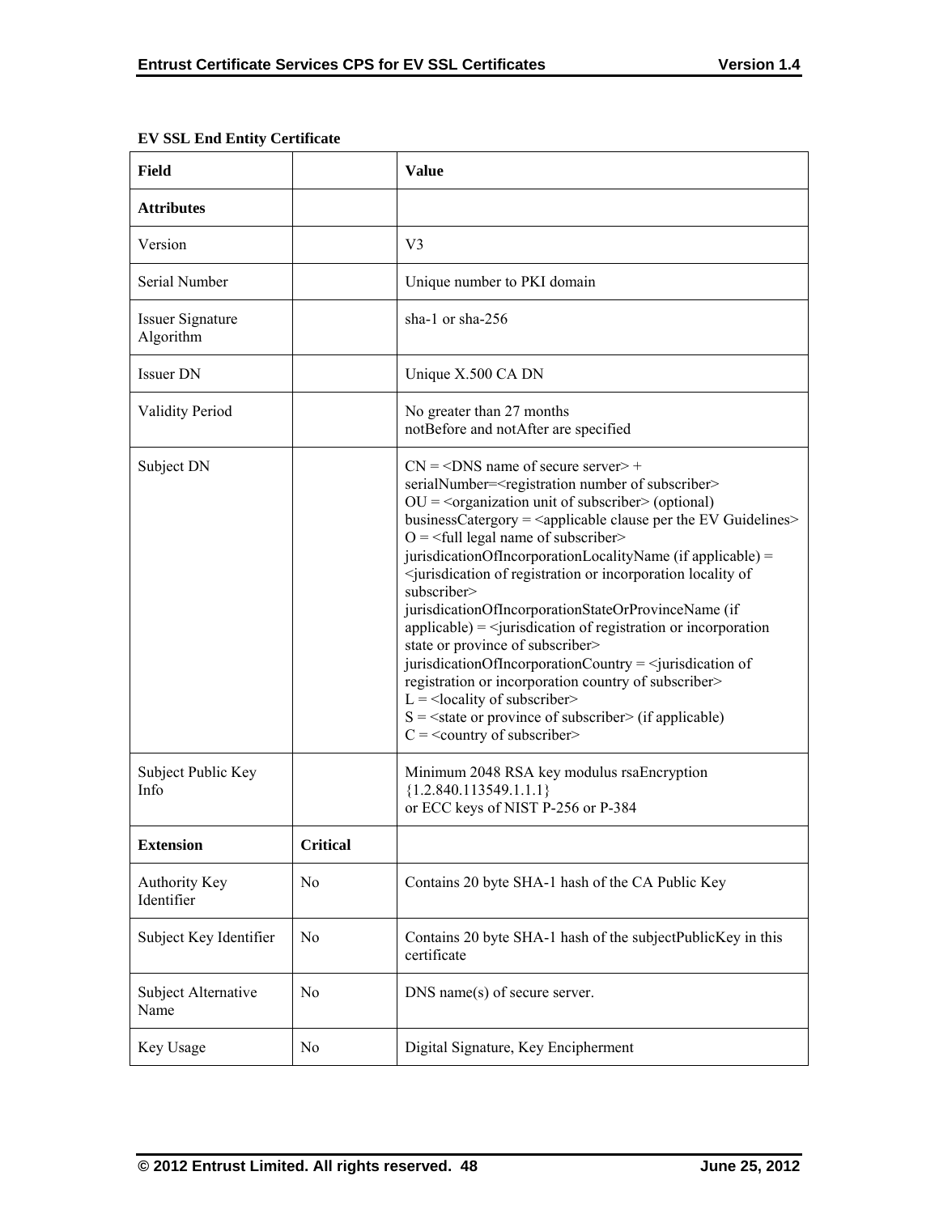**EV SSL End Entity Certificate**

| Field | | Value |
|---|---|---|
| **Attributes** | | |
| Version | | V3 |
| Serial Number | | Unique number to PKI domain |
| Issuer Signature Algorithm | | sha-1 or sha-256 |
| Issuer DN | | Unique X.500 CA DN |
| Validity Period | | No greater than 27 months<br>notBefore and notAfter are specified |
| Subject DN | | CN = <DNS name of secure server> + serialNumber=<registration number of subscriber><br>OU = <organization unit of subscriber> (optional)<br>businessCatergory = <applicable clause per the EV Guidelines><br>O = <full legal name of subscriber><br>jurisdicationOfIncorporationLocalityName (if applicable) = <jurisdication of registration or incorporation locality of subscriber><br>jurisdicationOfIncorporationStateOrProvinceName (if applicable) = <jurisdication of registration or incorporation state or province of subscriber><br>jurisdicationOfIncorporationCountry = <jurisdication of registration or incorporation country of subscriber><br>L = <locality of subscriber><br>S = <state or province of subscriber> (if applicable)<br>C = <country of subscriber> |
| Subject Public Key Info | | Minimum 2048 RSA key modulus rsaEncryption {1.2.840.113549.1.1.1}<br>or ECC keys of NIST P-256 or P-384 |
| **Extension** | **Critical** | |
| Authority Key Identifier | No | Contains 20 byte SHA-1 hash of the CA Public Key |
| Subject Key Identifier | No | Contains 20 byte SHA-1 hash of the subjectPublicKey in this certificate |
| Subject Alternative Name | No | DNS name(s) of secure server. |
| Key Usage | No | Digital Signature, Key Encipherment |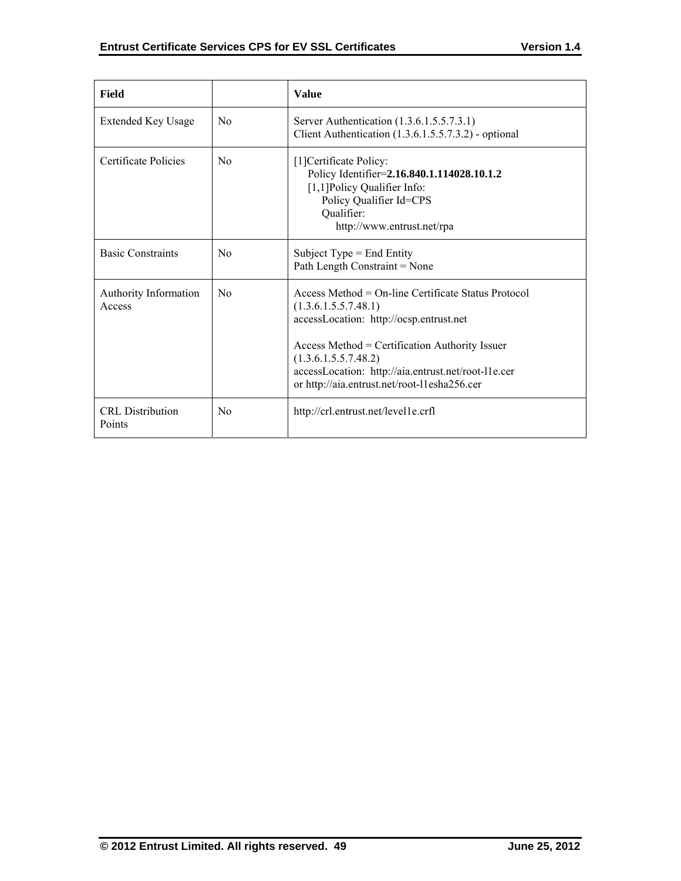| Field | | Value |
| --- | --- | --- |
| Extended Key Usage | No | Server Authentication (1.3.6.1.5.5.7.3.1)<br>Client Authentication (1.3.6.1.5.5.7.3.2) - optional |
| Certificate Policies | No | [1]Certificate Policy:<br>Policy Identifier=**2.16.840.1.114028.10.1.2**<br>[1,1]Policy Qualifier Info:<br>Policy Qualifier Id=CPS<br>Qualifier:<br>http://www.entrust.net/rpa |
| Basic Constraints | No | Subject Type = End Entity<br>Path Length Constraint = None |
| Authority Information Access | No | Access Method = On-line Certificate Status Protocol (1.3.6.1.5.5.7.48.1)<br>accessLocation: http://ocsp.entrust.net<br><br>Access Method = Certification Authority Issuer (1.3.6.1.5.5.7.48.2)<br>accessLocation: http://aia.entrust.net/root-l1e.cer or http://aia.entrust.net/root-l1esha256.cer |
| CRL Distribution Points | No | http://crl.entrust.net/level1e.crfl |